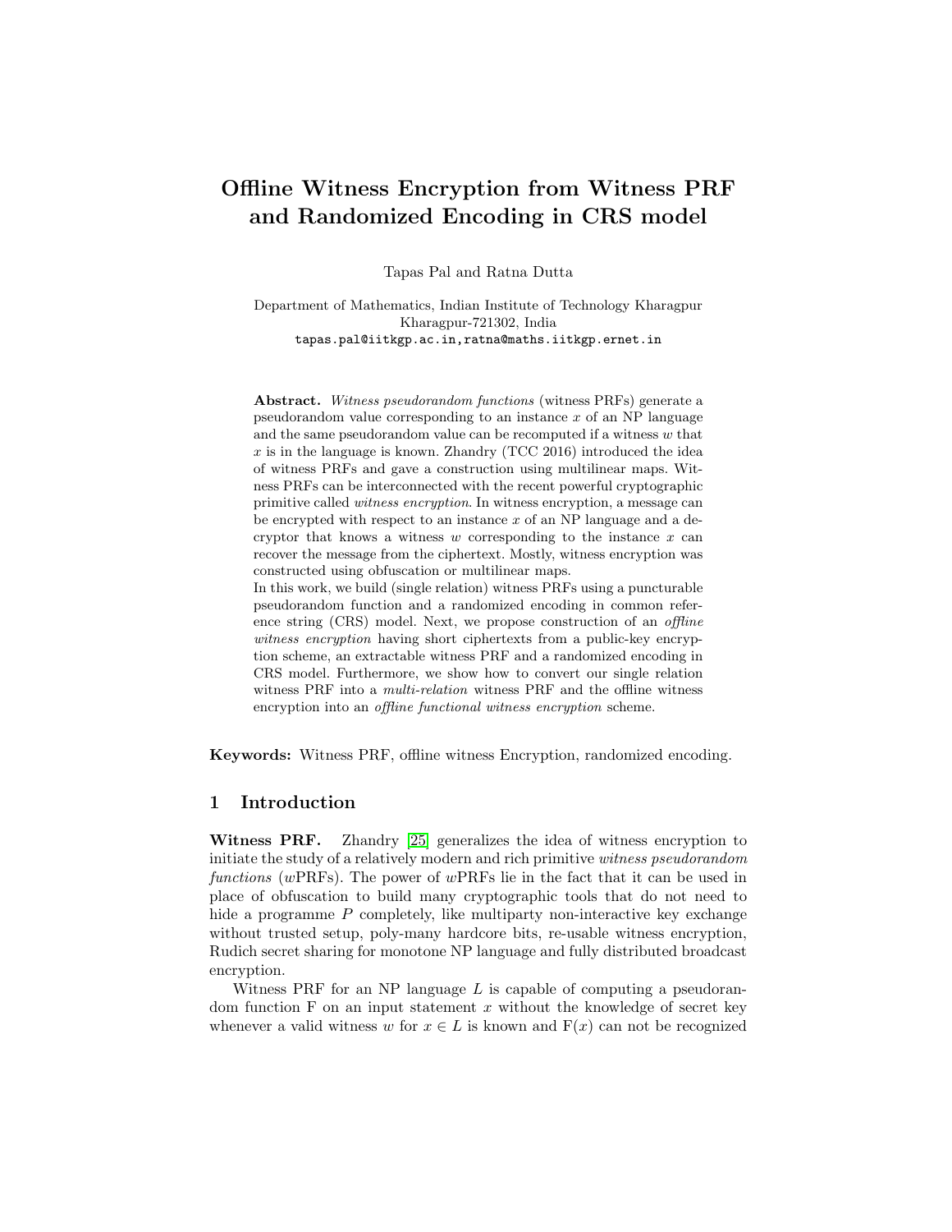# Offline Witness Encryption from Witness PRF and Randomized Encoding in CRS model

Tapas Pal and Ratna Dutta

Department of Mathematics, Indian Institute of Technology Kharagpur
Kharagpur-721302, India
tapas.pal@iitkgp.ac.in,ratna@maths.iitkgp.ernet.in

**Abstract.** *Witness pseudorandom functions* (witness PRFs) generate a pseudorandom value corresponding to an instance $x$ of an NP language and the same pseudorandom value can be recomputed if a witness $w$ that $x$ is in the language is known. Zhandry (TCC 2016) introduced the idea of witness PRFs and gave a construction using multilinear maps. Witness PRFs can be interconnected with the recent powerful cryptographic primitive called *witness encryption*. In witness encryption, a message can be encrypted with respect to an instance $x$ of an NP language and a decryptor that knows a witness $w$ corresponding to the instance $x$ can recover the message from the ciphertext. Mostly, witness encryption was constructed using obfuscation or multilinear maps.
In this work, we build (single relation) witness PRFs using a puncturable pseudorandom function and a randomized encoding in common reference string (CRS) model. Next, we propose construction of an *offline witness encryption* having short ciphertexts from a public-key encryption scheme, an extractable witness PRF and a randomized encoding in CRS model. Furthermore, we show how to convert our single relation witness PRF into a *multi-relation* witness PRF and the offline witness encryption into an *offline functional witness encryption* scheme.

**Keywords:** Witness PRF, offline witness Encryption, randomized encoding.

## 1 Introduction

**Witness PRF.** Zhandry [25] generalizes the idea of witness encryption to initiate the study of a relatively modern and rich primitive *witness pseudorandom functions* ($w$PRFs). The power of $w$PRFs lie in the fact that it can be used in place of obfuscation to build many cryptographic tools that do not need to hide a programme $P$ completely, like multiparty non-interactive key exchange without trusted setup, poly-many hardcore bits, re-usable witness encryption, Rudich secret sharing for monotone NP language and fully distributed broadcast encryption.

Witness PRF for an NP language $L$ is capable of computing a pseudorandom function $\mathrm{F}$ on an input statement $x$ without the knowledge of secret key whenever a valid witness $w$ for $x \in L$ is known and $\mathrm{F}(x)$ can not be recognized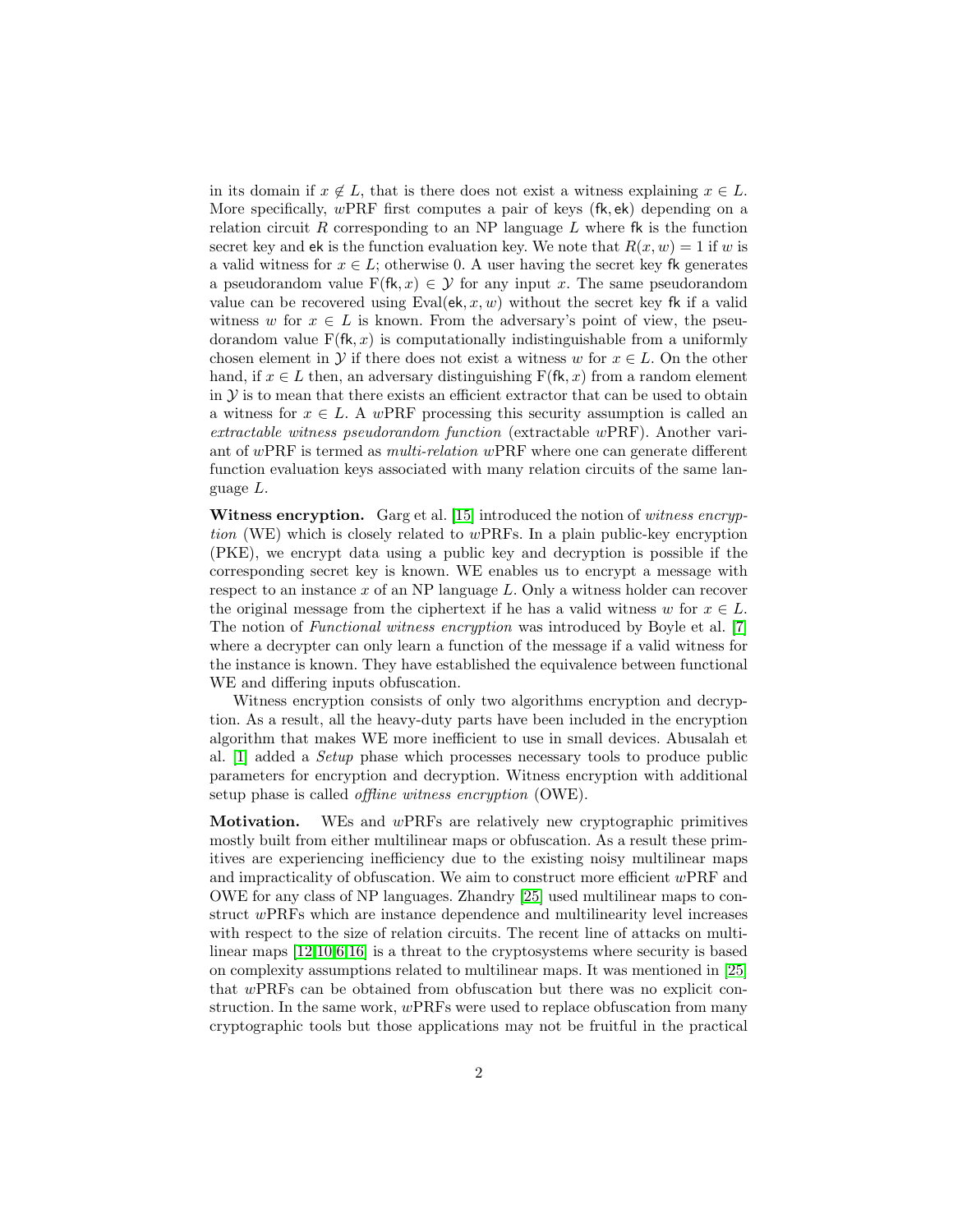in its domain if $x \notin L$, that is there does not exist a witness explaining $x \in L$. More specifically, $w$PRF first computes a pair of keys $(\mathsf{fk}, \mathsf{ek})$ depending on a relation circuit $R$ corresponding to an NP language $L$ where $\mathsf{fk}$ is the function secret key and $\mathsf{ek}$ is the function evaluation key. We note that $R(x, w) = 1$ if $w$ is a valid witness for $x \in L$; otherwise 0. A user having the secret key $\mathsf{fk}$ generates a pseudorandom value $\mathrm{F}(\mathsf{fk}, x) \in \mathcal{Y}$ for any input $x$. The same pseudorandom value can be recovered using $\mathrm{Eval}(\mathsf{ek}, x, w)$ without the secret key $\mathsf{fk}$ if a valid witness $w$ for $x \in L$ is known. From the adversary's point of view, the pseudorandom value $\mathrm{F}(\mathsf{fk}, x)$ is computationally indistinguishable from a uniformly chosen element in $\mathcal{Y}$ if there does not exist a witness $w$ for $x \in L$. On the other hand, if $x \in L$ then, an adversary distinguishing $\mathrm{F}(\mathsf{fk}, x)$ from a random element in $\mathcal{Y}$ is to mean that there exists an efficient extractor that can be used to obtain a witness for $x \in L$. A $w$PRF processing this security assumption is called an *extractable witness pseudorandom function* (extractable $w$PRF). Another variant of $w$PRF is termed as *multi-relation* $w$PRF where one can generate different function evaluation keys associated with many relation circuits of the same language $L$.

**Witness encryption.** Garg et al. [15] introduced the notion of *witness encryption* (WE) which is closely related to $w$PRFs. In a plain public-key encryption (PKE), we encrypt data using a public key and decryption is possible if the corresponding secret key is known. WE enables us to encrypt a message with respect to an instance $x$ of an NP language $L$. Only a witness holder can recover the original message from the ciphertext if he has a valid witness $w$ for $x \in L$. The notion of *Functional witness encryption* was introduced by Boyle et al. [7] where a decrypter can only learn a function of the message if a valid witness for the instance is known. They have established the equivalence between functional WE and differing inputs obfuscation.

Witness encryption consists of only two algorithms encryption and decryption. As a result, all the heavy-duty parts have been included in the encryption algorithm that makes WE more inefficient to use in small devices. Abusalah et al. [1] added a *Setup* phase which processes necessary tools to produce public parameters for encryption and decryption. Witness encryption with additional setup phase is called *offline witness encryption* (OWE).

**Motivation.** WEs and $w$PRFs are relatively new cryptographic primitives mostly built from either multilinear maps or obfuscation. As a result these primitives are experiencing inefficiency due to the existing noisy multilinear maps and impracticality of obfuscation. We aim to construct more efficient $w$PRF and OWE for any class of NP languages. Zhandry [25] used multilinear maps to construct $w$PRFs which are instance dependence and multilinearity level increases with respect to the size of relation circuits. The recent line of attacks on multilinear maps [12,10,6,16] is a threat to the cryptosystems where security is based on complexity assumptions related to multilinear maps. It was mentioned in [25] that $w$PRFs can be obtained from obfuscation but there was no explicit construction. In the same work, $w$PRFs were used to replace obfuscation from many cryptographic tools but those applications may not be fruitful in the practical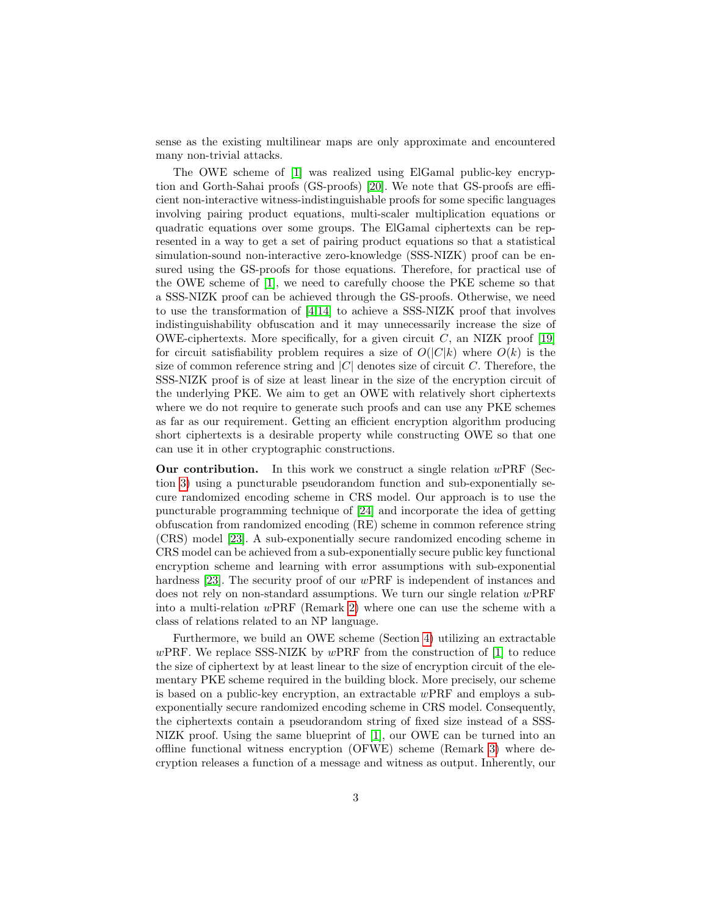sense as the existing multilinear maps are only approximate and encountered many non-trivial attacks.

The OWE scheme of [1] was realized using ElGamal public-key encryption and Gorth-Sahai proofs (GS-proofs) [20]. We note that GS-proofs are efficient non-interactive witness-indistinguishable proofs for some specific languages involving pairing product equations, multi-scaler multiplication equations or quadratic equations over some groups. The ElGamal ciphertexts can be represented in a way to get a set of pairing product equations so that a statistical simulation-sound non-interactive zero-knowledge (SSS-NIZK) proof can be ensured using the GS-proofs for those equations. Therefore, for practical use of the OWE scheme of [1], we need to carefully choose the PKE scheme so that a SSS-NIZK proof can be achieved through the GS-proofs. Otherwise, we need to use the transformation of [4,14] to achieve a SSS-NIZK proof that involves indistinguishability obfuscation and it may unnecessarily increase the size of OWE-ciphertexts. More specifically, for a given circuit $C$, an NIZK proof [19] for circuit satisfiability problem requires a size of $O(|C|k)$ where $O(k)$ is the size of common reference string and $|C|$ denotes size of circuit $C$. Therefore, the SSS-NIZK proof is of size at least linear in the size of the encryption circuit of the underlying PKE. We aim to get an OWE with relatively short ciphertexts where we do not require to generate such proofs and can use any PKE schemes as far as our requirement. Getting an efficient encryption algorithm producing short ciphertexts is a desirable property while constructing OWE so that one can use it in other cryptographic constructions.

**Our contribution.** In this work we construct a single relation $w$PRF (Section 3) using a puncturable pseudorandom function and sub-exponentially secure randomized encoding scheme in CRS model. Our approach is to use the puncturable programming technique of [24] and incorporate the idea of getting obfuscation from randomized encoding (RE) scheme in common reference string (CRS) model [23]. A sub-exponentially secure randomized encoding scheme in CRS model can be achieved from a sub-exponentially secure public key functional encryption scheme and learning with error assumptions with sub-exponential hardness [23]. The security proof of our $w$PRF is independent of instances and does not rely on non-standard assumptions. We turn our single relation $w$PRF into a multi-relation $w$PRF (Remark 2) where one can use the scheme with a class of relations related to an NP language.

Furthermore, we build an OWE scheme (Section 4) utilizing an extractable $w$PRF. We replace SSS-NIZK by $w$PRF from the construction of [1] to reduce the size of ciphertext by at least linear to the size of encryption circuit of the elementary PKE scheme required in the building block. More precisely, our scheme is based on a public-key encryption, an extractable $w$PRF and employs a sub-exponentially secure randomized encoding scheme in CRS model. Consequently, the ciphertexts contain a pseudorandom string of fixed size instead of a SSS-NIZK proof. Using the same blueprint of [1], our OWE can be turned into an offline functional witness encryption (OFWE) scheme (Remark 3) where decryption releases a function of a message and witness as output. Inherently, our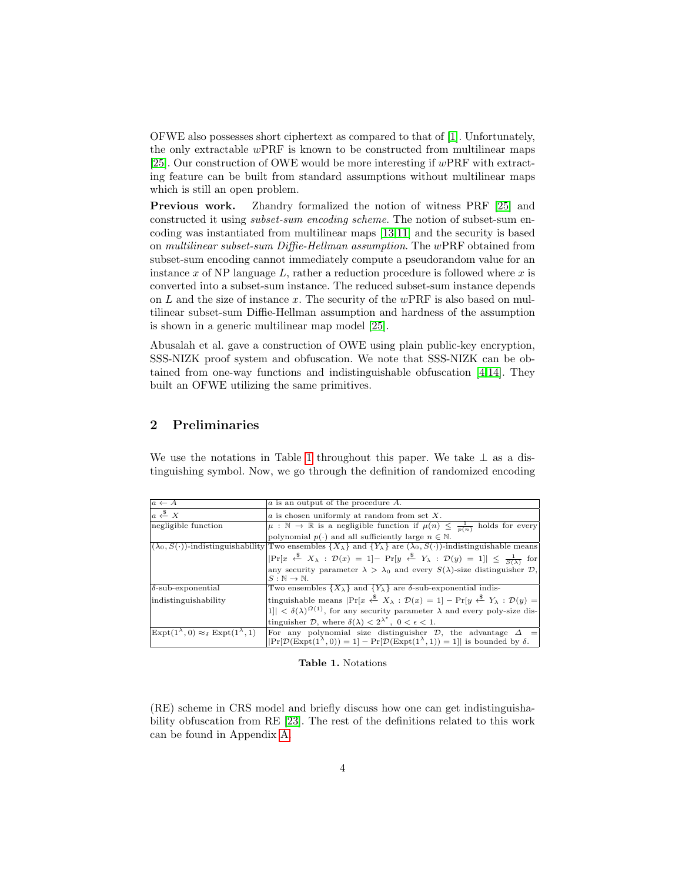OFWE also possesses short ciphertext as compared to that of [1]. Unfortunately, the only extractable $w$PRF is known to be constructed from multilinear maps [25]. Our construction of OWE would be more interesting if $w$PRF with extracting feature can be built from standard assumptions without multilinear maps which is still an open problem.

**Previous work.** Zhandry formalized the notion of witness PRF [25] and constructed it using *subset-sum encoding scheme*. The notion of subset-sum encoding was instantiated from multilinear maps [13,11] and the security is based on *multilinear subset-sum Diffie-Hellman assumption*. The $w$PRF obtained from subset-sum encoding cannot immediately compute a pseudorandom value for an instance $x$ of NP language $L$, rather a reduction procedure is followed where $x$ is converted into a subset-sum instance. The reduced subset-sum instance depends on $L$ and the size of instance $x$. The security of the $w$PRF is also based on multilinear subset-sum Diffie-Hellman assumption and hardness of the assumption is shown in a generic multilinear map model [25].

Abusalah et al. gave a construction of OWE using plain public-key encryption, SSS-NIZK proof system and obfuscation. We note that SSS-NIZK can be obtained from one-way functions and indistinguishable obfuscation [4,14]. They built an OFWE utilizing the same primitives.

## 2 Preliminaries

We use the notations in Table 1 throughout this paper. We take $\perp$ as a distinguishing symbol. Now, we go through the definition of randomized encoding

| | |
|---|---|
| $a \leftarrow A$ | $a$ is an output of the procedure $A$. |
| $a \xleftarrow{\$} X$ | $a$ is chosen uniformly at random from set $X$. |
| negligible function | $\mu : \mathbb{N} \rightarrow \mathbb{R}$ is a negligible function if $\mu(n) \leq \frac{1}{p(n)}$ holds for every polynomial $p(\cdot)$ and all sufficiently large $n \in \mathbb{N}$. |
| $(\lambda_0, S(\cdot))$-indistinguishability | Two ensembles $\{X_\lambda\}$ and $\{Y_\lambda\}$ are $(\lambda_0, S(\cdot))$-indistinguishable means $\lvert\Pr[x \xleftarrow{\$} X_\lambda : \mathcal{D}(x) = 1] - \Pr[y \xleftarrow{\$} Y_\lambda : \mathcal{D}(y) = 1]\rvert \leq \frac{1}{S(\lambda)}$ for any security parameter $\lambda > \lambda_0$ and every $S(\lambda)$-size distinguisher $\mathcal{D}$, $S : \mathbb{N} \rightarrow \mathbb{N}$. |
| $\delta$-sub-exponential indistinguishability | Two ensembles $\{X_\lambda\}$ and $\{Y_\lambda\}$ are $\delta$-sub-exponential indistinguishable means $\lvert\Pr[x \xleftarrow{\$} X_\lambda : \mathcal{D}(x) = 1] - \Pr[y \xleftarrow{\$} Y_\lambda : \mathcal{D}(y) = 1]\rvert < \delta(\lambda)^{\Omega(1)}$, for any security parameter $\lambda$ and every poly-size distinguisher $\mathcal{D}$, where $\delta(\lambda) < 2^{\lambda^\epsilon}$, $0 < \epsilon < 1$. |
| $\text{Expt}(1^\lambda, 0) \approx_\delta \text{Expt}(1^\lambda, 1)$ | For any polynomial size distinguisher $\mathcal{D}$, the advantage $\Delta = \lvert\Pr[\mathcal{D}(\text{Expt}(1^\lambda, 0)) = 1] - \Pr[\mathcal{D}(\text{Expt}(1^\lambda, 1)) = 1]\rvert$ is bounded by $\delta$. |

**Table 1.** Notations

(RE) scheme in CRS model and briefly discuss how one can get indistinguishability obfuscation from RE [23]. The rest of the definitions related to this work can be found in Appendix A.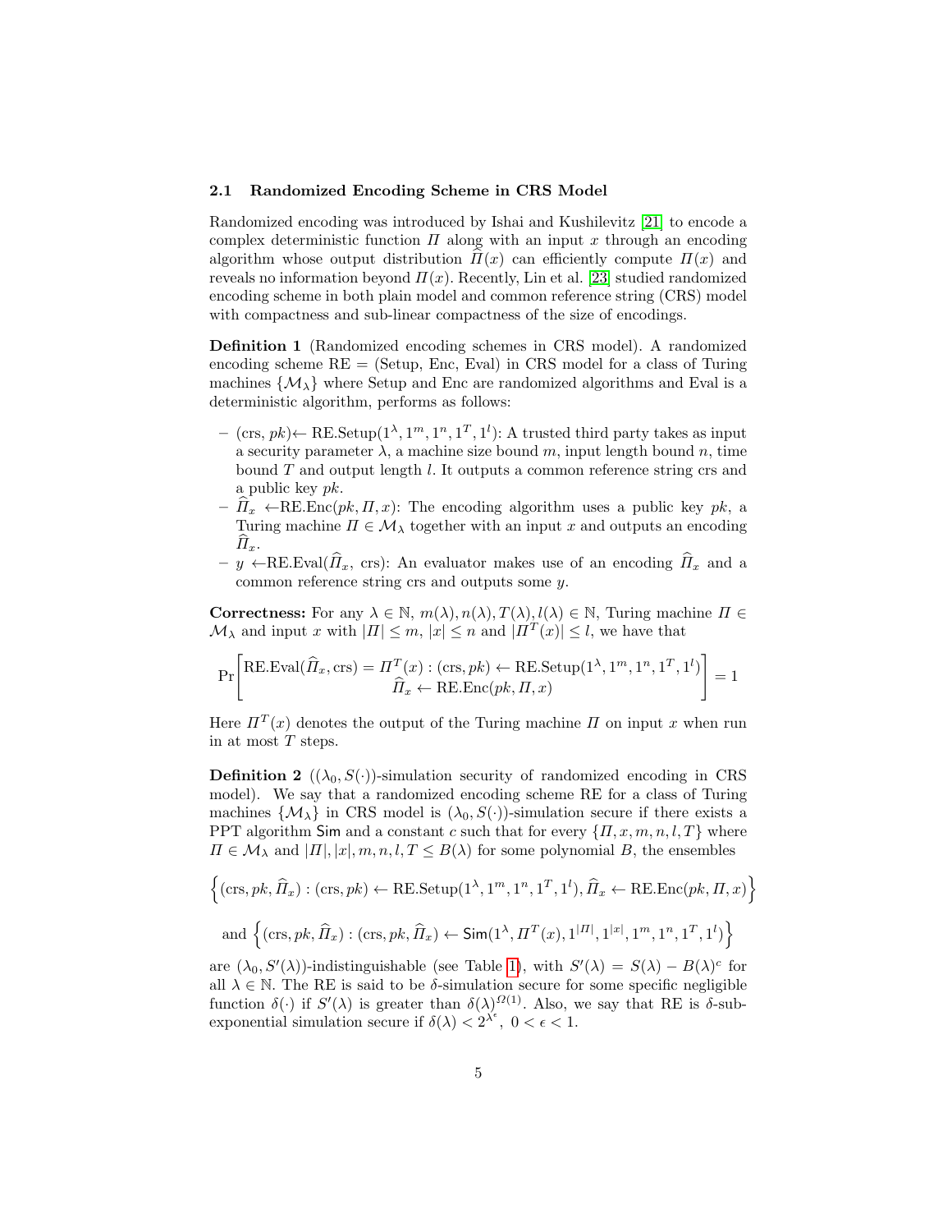### 2.1 Randomized Encoding Scheme in CRS Model

Randomized encoding was introduced by Ishai and Kushilevitz [21] to encode a complex deterministic function $\Pi$ along with an input $x$ through an encoding algorithm whose output distribution $\widehat{\Pi}(x)$ can efficiently compute $\Pi(x)$ and reveals no information beyond $\Pi(x)$. Recently, Lin et al. [23] studied randomized encoding scheme in both plain model and common reference string (CRS) model with compactness and sub-linear compactness of the size of encodings.

**Definition 1** (Randomized encoding schemes in CRS model). A randomized encoding scheme RE = (Setup, Enc, Eval) in CRS model for a class of Turing machines $\{\mathcal{M}_\lambda\}$ where Setup and Enc are randomized algorithms and Eval is a deterministic algorithm, performs as follows:

- (crs, $pk$)$\leftarrow$ RE.Setup($1^\lambda, 1^m, 1^n, 1^T, 1^l$): A trusted third party takes as input a security parameter $\lambda$, a machine size bound $m$, input length bound $n$, time bound $T$ and output length $l$. It outputs a common reference string crs and a public key $pk$.
- $\widehat{\Pi}_x$ $\leftarrow$RE.Enc($pk, \Pi, x$): The encoding algorithm uses a public key $pk$, a Turing machine $\Pi \in \mathcal{M}_\lambda$ together with an input $x$ and outputs an encoding $\widehat{\Pi}_x$.
- $y$ $\leftarrow$RE.Eval($\widehat{\Pi}_x$, crs): An evaluator makes use of an encoding $\widehat{\Pi}_x$ and a common reference string crs and outputs some $y$.

**Correctness:** For any $\lambda \in \mathbb{N}$, $m(\lambda), n(\lambda), T(\lambda), l(\lambda) \in \mathbb{N}$, Turing machine $\Pi \in \mathcal{M}_\lambda$ and input $x$ with $|\Pi| \le m$, $|x| \le n$ and $|\Pi^T(x)| \le l$, we have that

$$\Pr\left[\begin{array}{c}\text{RE.Eval}(\widehat{\Pi}_x, \text{crs}) = \Pi^T(x) : (\text{crs}, pk) \leftarrow \text{RE.Setup}(1^\lambda, 1^m, 1^n, 1^T, 1^l) \\ \widehat{\Pi}_x \leftarrow \text{RE.Enc}(pk, \Pi, x)\end{array}\right] = 1$$

Here $\Pi^T(x)$ denotes the output of the Turing machine $\Pi$ on input $x$ when run in at most $T$ steps.

**Definition 2** ($(\lambda_0, S(\cdot))$-simulation security of randomized encoding in CRS model). We say that a randomized encoding scheme RE for a class of Turing machines $\{\mathcal{M}_\lambda\}$ in CRS model is $(\lambda_0, S(\cdot))$-simulation secure if there exists a PPT algorithm $\mathsf{Sim}$ and a constant $c$ such that for every $\{\Pi, x, m, n, l, T\}$ where $\Pi \in \mathcal{M}_\lambda$ and $|\Pi|, |x|, m, n, l, T \le B(\lambda)$ for some polynomial $B$, the ensembles

$$\left\{(\text{crs}, pk, \widehat{\Pi}_x) : (\text{crs}, pk) \leftarrow \text{RE.Setup}(1^\lambda, 1^m, 1^n, 1^T, 1^l), \widehat{\Pi}_x \leftarrow \text{RE.Enc}(pk, \Pi, x)\right\}$$

$$\text{and } \left\{(\text{crs}, pk, \widehat{\Pi}_x) : (\text{crs}, pk, \widehat{\Pi}_x) \leftarrow \mathsf{Sim}(1^\lambda, \Pi^T(x), 1^{|\Pi|}, 1^{|x|}, 1^m, 1^n, 1^T, 1^l)\right\}$$

are $(\lambda_0, S'(\lambda))$-indistinguishable (see Table 1), with $S'(\lambda) = S(\lambda) - B(\lambda)^c$ for all $\lambda \in \mathbb{N}$. The RE is said to be $\delta$-simulation secure for some specific negligible function $\delta(\cdot)$ if $S'(\lambda)$ is greater than $\delta(\lambda)^{\Omega(1)}$. Also, we say that RE is $\delta$-sub-exponential simulation secure if $\delta(\lambda) < 2^{\lambda^\epsilon}$, $0 < \epsilon < 1$.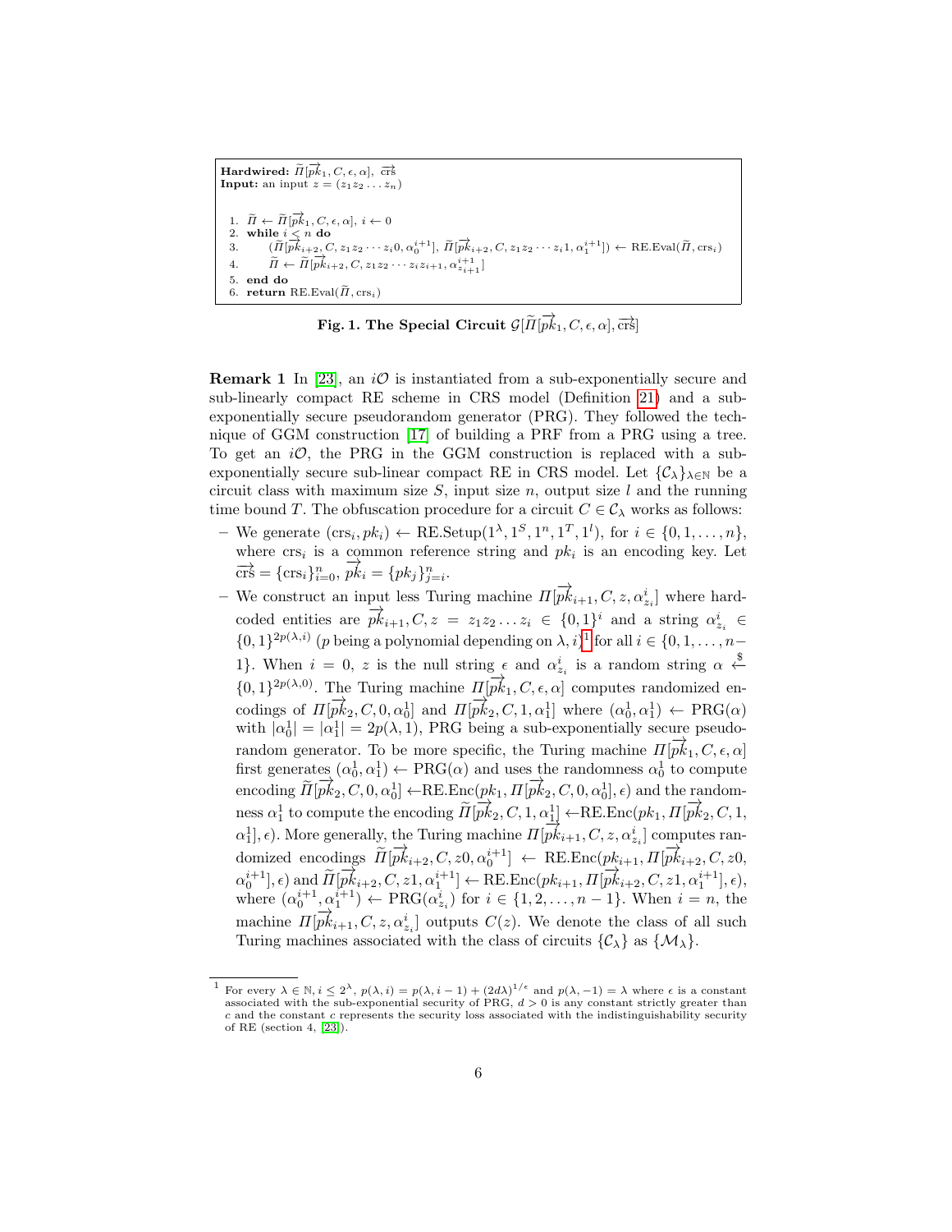**Hardwired:** $\widetilde{\Pi}[\overrightarrow{pk}_1, C, \epsilon, \alpha]$, $\overrightarrow{\text{crs}}$
**Input:** an input $z = (z_1 z_2 \ldots z_n)$

```
1.  Π̃ ← Π̃[pk_1, C, ε, α], i ← 0
2.  while i < n do
3.      (Π̃[pk_{i+2}, C, z_1 z_2 ··· z_i 0, α_0^{i+1}], Π̃[pk_{i+2}, C, z_1 z_2 ··· z_i 1, α_1^{i+1}]) ← RE.Eval(Π̃, crs_i)
4.      Π̃ ← Π̃[pk_{i+2}, C, z_1 z_2 ··· z_i z_{i+1}, α_{z_{i+1}}^{i+1}]
5.  end do
6.  return RE.Eval(Π̃, crs_i)
```

**Fig. 1. The Special Circuit $\mathcal{G}[\widetilde{\Pi}[\overrightarrow{pk}_1, C, \epsilon, \alpha], \overrightarrow{\text{crs}}]$**

**Remark 1** In [23], an $i\mathcal{O}$ is instantiated from a sub-exponentially secure and sub-linearly compact RE scheme in CRS model (Definition 21) and a sub-exponentially secure pseudorandom generator (PRG). They followed the technique of GGM construction [17] of building a PRF from a PRG using a tree. To get an $i\mathcal{O}$, the PRG in the GGM construction is replaced with a sub-exponentially secure sub-linear compact RE in CRS model. Let $\{\mathcal{C}_\lambda\}_{\lambda\in\mathbb{N}}$ be a circuit class with maximum size $S$, input size $n$, output size $l$ and the running time bound $T$. The obfuscation procedure for a circuit $C \in \mathcal{C}_\lambda$ works as follows:

- We generate $(\text{crs}_i, pk_i) \leftarrow \text{RE.Setup}(1^\lambda, 1^S, 1^n, 1^T, 1^l)$, for $i \in \{0, 1, \ldots, n\}$, where $\text{crs}_i$ is a common reference string and $pk_i$ is an encoding key. Let $\overrightarrow{\text{crs}} = \{\text{crs}_i\}_{i=0}^n$, $\overrightarrow{pk}_i = \{pk_j\}_{j=i}^n$.
- We construct an input less Turing machine $\Pi[\overrightarrow{pk}_{i+1}, C, z, \alpha^i_{z_i}]$ where hardcoded entities are $\overrightarrow{pk}_{i+1}, C, z = z_1 z_2 \ldots z_i \in \{0,1\}^i$ and a string $\alpha^i_{z_i} \in \{0,1\}^{2p(\lambda,i)}$ ($p$ being a polynomial depending on $\lambda, i$)[1] for all $i \in \{0, 1, \ldots, n-1\}$. When $i = 0$, $z$ is the null string $\epsilon$ and $\alpha^i_{z_i}$ is a random string $\alpha \xleftarrow{\$} \{0,1\}^{2p(\lambda,0)}$. The Turing machine $\Pi[\overrightarrow{pk}_1, C, \epsilon, \alpha]$ computes randomized encodings of $\Pi[\overrightarrow{pk}_2, C, 0, \alpha^1_0]$ and $\Pi[\overrightarrow{pk}_2, C, 1, \alpha^1_1]$ where $(\alpha^1_0, \alpha^1_1) \leftarrow \text{PRG}(\alpha)$ with $|\alpha^1_0| = |\alpha^1_1| = 2p(\lambda, 1)$, PRG being a sub-exponentially secure pseudorandom generator. To be more specific, the Turing machine $\Pi[\overrightarrow{pk}_1, C, \epsilon, \alpha]$ first generates $(\alpha^1_0, \alpha^1_1) \leftarrow \text{PRG}(\alpha)$ and uses the randomness $\alpha^1_0$ to compute encoding $\widetilde{\Pi}[\overrightarrow{pk}_2, C, 0, \alpha^1_0] \leftarrow \text{RE.Enc}(pk_1, \Pi[\overrightarrow{pk}_2, C, 0, \alpha^1_0], \epsilon)$ and the randomness $\alpha^1_1$ to compute the encoding $\widetilde{\Pi}[\overrightarrow{pk}_2, C, 1, \alpha^1_1] \leftarrow \text{RE.Enc}(pk_1, \Pi[\overrightarrow{pk}_2, C, 1, \alpha^1_1], \epsilon)$. More generally, the Turing machine $\Pi[\overrightarrow{pk}_{i+1}, C, z, \alpha^i_{z_i}]$ computes randomized encodings $\widetilde{\Pi}[\overrightarrow{pk}_{i+2}, C, z0, \alpha^{i+1}_0] \leftarrow \text{RE.Enc}(pk_{i+1}, \Pi[\overrightarrow{pk}_{i+2}, C, z0, \alpha^{i+1}_0], \epsilon)$ and $\widetilde{\Pi}[\overrightarrow{pk}_{i+2}, C, z1, \alpha^{i+1}_1] \leftarrow \text{RE.Enc}(pk_{i+1}, \Pi[\overrightarrow{pk}_{i+2}, C, z1, \alpha^{i+1}_1], \epsilon)$, where $(\alpha^{i+1}_0, \alpha^{i+1}_1) \leftarrow \text{PRG}(\alpha^i_{z_i})$ for $i \in \{1, 2, \ldots, n-1\}$. When $i = n$, the machine $\Pi[\overrightarrow{pk}_{i+1}, C, z, \alpha^i_{z_i}]$ outputs $C(z)$. We denote the class of all such Turing machines associated with the class of circuits $\{\mathcal{C}_\lambda\}$ as $\{\mathcal{M}_\lambda\}$.

---

[1] For every $\lambda \in \mathbb{N}, i \leq 2^\lambda$, $p(\lambda, i) = p(\lambda, i-1) + (2d\lambda)^{1/\epsilon}$ and $p(\lambda, -1) = \lambda$ where $\epsilon$ is a constant associated with the sub-exponential security of PRG, $d > 0$ is any constant strictly greater than $c$ and the constant $c$ represents the security loss associated with the indistinguishability security of RE (section 4, [23]).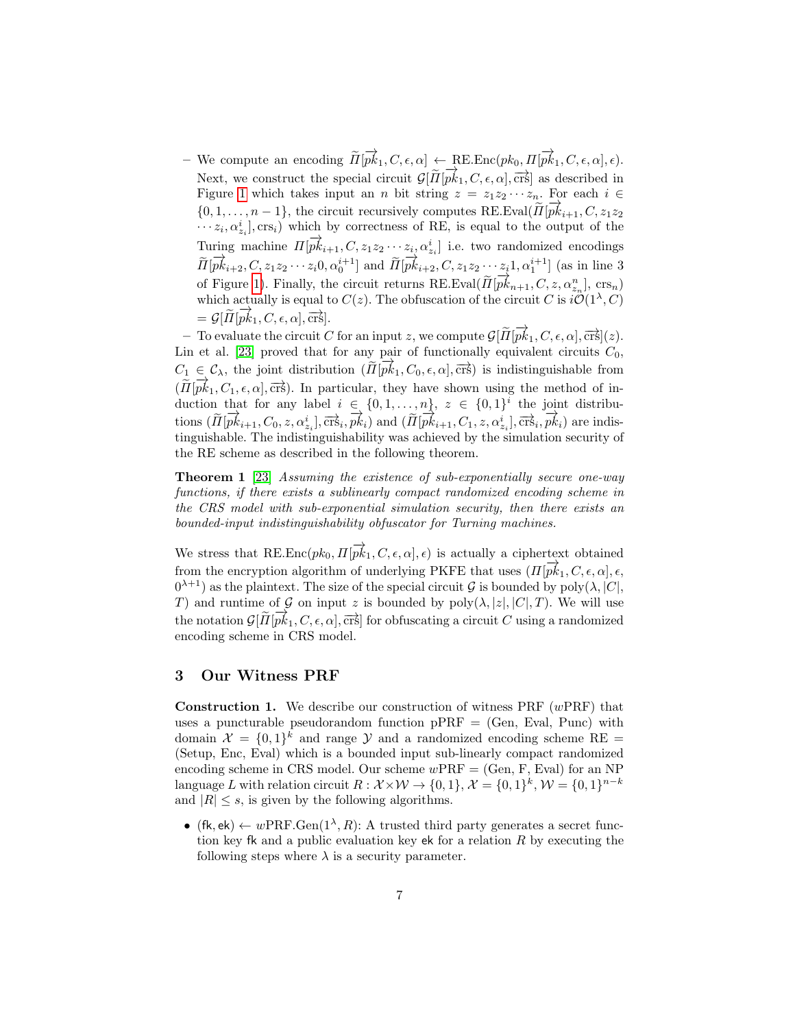– We compute an encoding $\widetilde{\Pi}[\overrightarrow{pk}_1, C, \epsilon, \alpha] \leftarrow$ RE.Enc$(pk_0, \Pi[\overrightarrow{pk}_1, C, \epsilon, \alpha], \epsilon)$. Next, we construct the special circuit $\mathcal{G}[\widetilde{\Pi}[\overrightarrow{pk}_1, C, \epsilon, \alpha], \overrightarrow{\text{crs}}]$ as described in Figure 1 which takes input an $n$ bit string $z = z_1 z_2 \cdots z_n$. For each $i \in \{0, 1, \ldots, n-1\}$, the circuit recursively computes RE.Eval$(\widetilde{\Pi}[\overrightarrow{pk}_{i+1}, C, z_1 z_2 \cdots z_i, \alpha^i_{z_i}], \text{crs}_i)$ which by correctness of RE, is equal to the output of the Turing machine $\Pi[\overrightarrow{pk}_{i+1}, C, z_1 z_2 \cdots z_i, \alpha^i_{z_i}]$ i.e. two randomized encodings $\widetilde{\Pi}[\overrightarrow{pk}_{i+2}, C, z_1 z_2 \cdots z_i 0, \alpha^{i+1}_0]$ and $\widetilde{\Pi}[\overrightarrow{pk}_{i+2}, C, z_1 z_2 \cdots z_i 1, \alpha^{i+1}_1]$ (as in line 3 of Figure 1). Finally, the circuit returns RE.Eval$(\widetilde{\Pi}[\overrightarrow{pk}_{n+1}, C, z, \alpha^n_{z_n}], \text{crs}_n)$ which actually is equal to $C(z)$. The obfuscation of the circuit $C$ is $i\mathcal{O}(1^\lambda, C) = \mathcal{G}[\widetilde{\Pi}[\overrightarrow{pk}_1, C, \epsilon, \alpha], \overrightarrow{\text{crs}}]$.

– To evaluate the circuit $C$ for an input $z$, we compute $\mathcal{G}[\widetilde{\Pi}[\overrightarrow{pk}_1, C, \epsilon, \alpha], \overrightarrow{\text{crs}}](z)$.

Lin et al. [23] proved that for any pair of functionally equivalent circuits $C_0, C_1 \in \mathcal{C}_\lambda$, the joint distribution $(\widetilde{\Pi}[\overrightarrow{pk}_1, C_0, \epsilon, \alpha], \overrightarrow{\text{crs}})$ is indistinguishable from $(\widetilde{\Pi}[\overrightarrow{pk}_1, C_1, \epsilon, \alpha], \overrightarrow{\text{crs}})$. In particular, they have shown using the method of induction that for any label $i \in \{0, 1, \ldots, n\}$, $z \in \{0,1\}^i$ the joint distributions $(\widetilde{\Pi}[\overrightarrow{pk}_{i+1}, C_0, z, \alpha^i_{z_i}], \overrightarrow{\text{crs}}_i, \overrightarrow{pk}_i)$ and $(\widetilde{\Pi}[\overrightarrow{pk}_{i+1}, C_1, z, \alpha^i_{z_i}], \overrightarrow{\text{crs}}_i, \overrightarrow{pk}_i)$ are indistinguishable. The indistinguishability was achieved by the simulation security of the RE scheme as described in the following theorem.

**Theorem 1** [23] *Assuming the existence of sub-exponentially secure one-way functions, if there exists a sublinearly compact randomized encoding scheme in the CRS model with sub-exponential simulation security, then there exists an bounded-input indistinguishability obfuscator for Turning machines.*

We stress that RE.Enc$(pk_0, \Pi[\overrightarrow{pk}_1, C, \epsilon, \alpha], \epsilon)$ is actually a ciphertext obtained from the encryption algorithm of underlying PKFE that uses $(\Pi[\overrightarrow{pk}_1, C, \epsilon, \alpha], \epsilon, 0^{\lambda+1})$ as the plaintext. The size of the special circuit $\mathcal{G}$ is bounded by poly$(\lambda, |C|, T)$ and runtime of $\mathcal{G}$ on input $z$ is bounded by poly$(\lambda, |z|, |C|, T)$. We will use the notation $\mathcal{G}[\widetilde{\Pi}[\overrightarrow{pk}_1, C, \epsilon, \alpha], \overrightarrow{\text{crs}}]$ for obfuscating a circuit $C$ using a randomized encoding scheme in CRS model.

## 3 Our Witness PRF

**Construction 1.** We describe our construction of witness PRF ($w$PRF) that uses a puncturable pseudorandom function pPRF = (Gen, Eval, Punc) with domain $\mathcal{X} = \{0,1\}^k$ and range $\mathcal{Y}$ and a randomized encoding scheme RE = (Setup, Enc, Eval) which is a bounded input sub-linearly compact randomized encoding scheme in CRS model. Our scheme $w$PRF = (Gen, F, Eval) for an NP language $L$ with relation circuit $R : \mathcal{X} \times \mathcal{W} \rightarrow \{0,1\}$, $\mathcal{X} = \{0,1\}^k$, $\mathcal{W} = \{0,1\}^{n-k}$ and $|R| \leq s$, is given by the following algorithms.

- $(\mathsf{fk}, \mathsf{ek}) \leftarrow w$PRF.Gen$(1^\lambda, R)$: A trusted third party generates a secret function key $\mathsf{fk}$ and a public evaluation key $\mathsf{ek}$ for a relation $R$ by executing the following steps where $\lambda$ is a security parameter.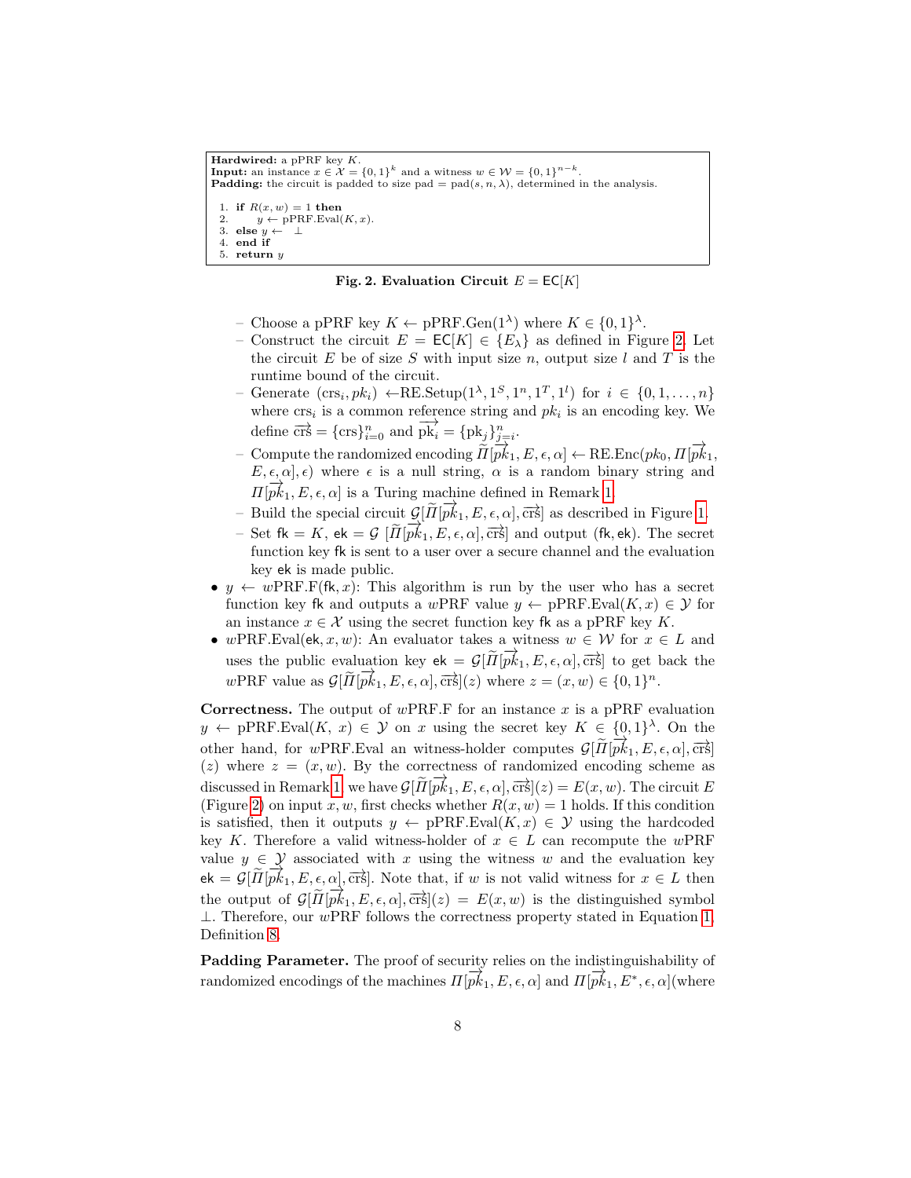**Hardwired:** a pPRF key $K$.
**Input:** an instance $x \in \mathcal{X} = \{0,1\}^k$ and a witness $w \in \mathcal{W} = \{0,1\}^{n-k}$.
**Padding:** the circuit is padded to size pad $= \text{pad}(s, n, \lambda)$, determined in the analysis.

```
1. if R(x, w) = 1 then
2.     y ← pPRF.Eval(K, x).
3. else y ← ⊥
4. end if
5. return y
```

**Fig. 2. Evaluation Circuit $E = \mathsf{EC}[K]$**

- Choose a pPRF key $K \leftarrow \text{pPRF.Gen}(1^\lambda)$ where $K \in \{0,1\}^\lambda$.
- Construct the circuit $E = \mathsf{EC}[K] \in \{E_\lambda\}$ as defined in Figure 2. Let the circuit $E$ be of size $S$ with input size $n$, output size $l$ and $T$ is the runtime bound of the circuit.
- Generate $(\text{crs}_i, pk_i) \leftarrow \text{RE.Setup}(1^\lambda, 1^S, 1^n, 1^T, 1^l)$ for $i \in \{0, 1, \ldots, n\}$ where $\text{crs}_i$ is a common reference string and $pk_i$ is an encoding key. We define $\overrightarrow{\text{crs}} = \{\text{crs}\}_{i=0}^n$ and $\overrightarrow{\text{pk}_i} = \{\text{pk}_j\}_{j=i}^n$.
- Compute the randomized encoding $\widetilde{\Pi}[\overrightarrow{pk}_1, E, \epsilon, \alpha] \leftarrow \text{RE.Enc}(pk_0, \Pi[\overrightarrow{pk}_1, E, \epsilon, \alpha], \epsilon)$ where $\epsilon$ is a null string, $\alpha$ is a random binary string and $\Pi[\overrightarrow{pk}_1, E, \epsilon, \alpha]$ is a Turing machine defined in Remark 1.
- Build the special circuit $\mathcal{G}[\widetilde{\Pi}[\overrightarrow{pk}_1, E, \epsilon, \alpha], \overrightarrow{\text{crs}}]$ as described in Figure 1.
- Set $\mathsf{fk} = K$, $\mathsf{ek} = \mathcal{G}\ [\widetilde{\Pi}[\overrightarrow{pk}_1, E, \epsilon, \alpha], \overrightarrow{\text{crs}}]$ and output $(\mathsf{fk}, \mathsf{ek})$. The secret function key $\mathsf{fk}$ is sent to a user over a secure channel and the evaluation key $\mathsf{ek}$ is made public.

- $y \leftarrow w\text{PRF.F}(\mathsf{fk}, x)$: This algorithm is run by the user who has a secret function key $\mathsf{fk}$ and outputs a $w$PRF value $y \leftarrow \text{pPRF.Eval}(K, x) \in \mathcal{Y}$ for an instance $x \in \mathcal{X}$ using the secret function key $\mathsf{fk}$ as a pPRF key $K$.
- $w\text{PRF.Eval}(\mathsf{ek}, x, w)$: An evaluator takes a witness $w \in \mathcal{W}$ for $x \in L$ and uses the public evaluation key $\mathsf{ek} = \mathcal{G}[\widetilde{\Pi}[\overrightarrow{pk}_1, E, \epsilon, \alpha], \overrightarrow{\text{crs}}]$ to get back the $w$PRF value as $\mathcal{G}[\widetilde{\Pi}[\overrightarrow{pk}_1, E, \epsilon, \alpha], \overrightarrow{\text{crs}}](z)$ where $z = (x, w) \in \{0,1\}^n$.

**Correctness.** The output of $w$PRF.F for an instance $x$ is a pPRF evaluation $y \leftarrow \text{pPRF.Eval}(K,\ x) \in \mathcal{Y}$ on $x$ using the secret key $K \in \{0,1\}^\lambda$. On the other hand, for $w$PRF.Eval an witness-holder computes $\mathcal{G}[\widetilde{\Pi}[\overrightarrow{pk}_1, E, \epsilon, \alpha], \overrightarrow{\text{crs}}](z)$ where $z = (x, w)$. By the correctness of randomized encoding scheme as discussed in Remark 1 we have $\mathcal{G}[\widetilde{\Pi}[\overrightarrow{pk}_1, E, \epsilon, \alpha], \overrightarrow{\text{crs}}](z) = E(x, w)$. The circuit $E$ (Figure 2) on input $x, w$, first checks whether $R(x, w) = 1$ holds. If this condition is satisfied, then it outputs $y \leftarrow \text{pPRF.Eval}(K, x) \in \mathcal{Y}$ using the hardcoded key $K$. Therefore a valid witness-holder of $x \in L$ can recompute the $w$PRF value $y \in \mathcal{Y}$ associated with $x$ using the witness $w$ and the evaluation key $\mathsf{ek} = \mathcal{G}[\widetilde{\Pi}[\overrightarrow{pk}_1, E, \epsilon, \alpha], \overrightarrow{\text{crs}}]$. Note that, if $w$ is not valid witness for $x \in L$ then the output of $\mathcal{G}[\widetilde{\Pi}[\overrightarrow{pk}_1, E, \epsilon, \alpha], \overrightarrow{\text{crs}}](z) = E(x, w)$ is the distinguished symbol $\perp$. Therefore, our $w$PRF follows the correctness property stated in Equation 1, Definition 8.

**Padding Parameter.** The proof of security relies on the indistinguishability of randomized encodings of the machines $\Pi[\overrightarrow{pk}_1, E, \epsilon, \alpha]$ and $\Pi[\overrightarrow{pk}_1, E^*, \epsilon, \alpha]$(where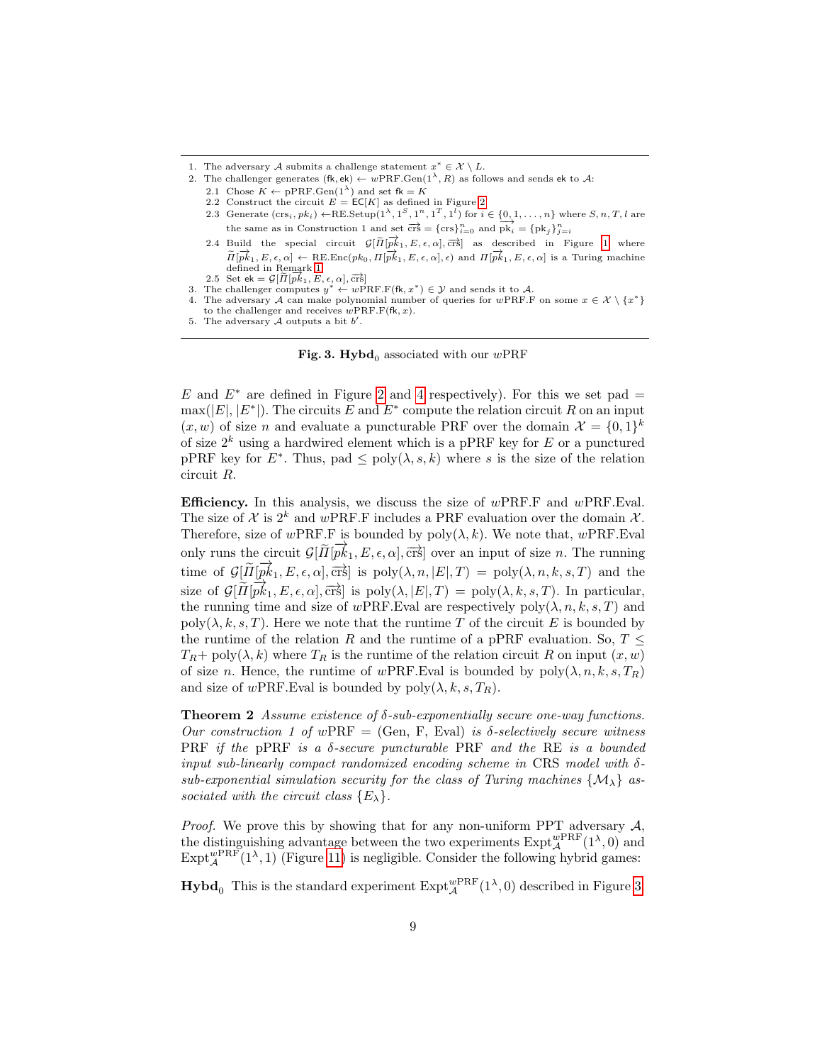1. The adversary $\mathcal{A}$ submits a challenge statement $x^* \in \mathcal{X} \setminus L$.
2. The challenger generates $(\mathsf{fk}, \mathsf{ek}) \leftarrow w\text{PRF.Gen}(1^\lambda, R)$ as follows and sends $\mathsf{ek}$ to $\mathcal{A}$:
   - 2.1 Chose $K \leftarrow \text{pPRF.Gen}(1^\lambda)$ and set $\mathsf{fk} = K$
   - 2.2 Construct the circuit $E = \mathsf{EC}[K]$ as defined in Figure 2
   - 2.3 Generate $(\text{crs}_i, pk_i) \leftarrow \text{RE.Setup}(1^\lambda, 1^S, 1^n, 1^T, 1^l)$ for $i \in \{0, 1, \ldots, n\}$ where $S, n, T, l$ are the same as in Construction 1 and set $\overrightarrow{\text{crs}} = \{\text{crs}\}_{i=0}^n$ and $\overrightarrow{\text{pk}_i} = \{\text{pk}_j\}_{j=i}^n$
   - 2.4 Build the special circuit $\mathcal{G}[\widetilde{\Pi}[\overrightarrow{pk}_1, E, \epsilon, \alpha], \overrightarrow{\text{crs}}]$ as described in Figure 1 where $\widetilde{\Pi}[\overrightarrow{pk}_1, E, \epsilon, \alpha] \leftarrow \text{RE.Enc}(pk_0, \Pi[\overrightarrow{pk}_1, E, \epsilon, \alpha], \epsilon)$ and $\Pi[\overrightarrow{pk}_1, E, \epsilon, \alpha]$ is a Turing machine defined in Remark 1
   - 2.5 Set $\mathsf{ek} = \mathcal{G}[\widetilde{\Pi}[\overrightarrow{pk}_1, E, \epsilon, \alpha], \overrightarrow{\text{crs}}]$
3. The challenger computes $y^* \leftarrow w\text{PRF.F}(\mathsf{fk}, x^*) \in \mathcal{Y}$ and sends it to $\mathcal{A}$.
4. The adversary $\mathcal{A}$ can make polynomial number of queries for $w\text{PRF.F}$ on some $x \in \mathcal{X} \setminus \{x^*\}$ to the challenger and receives $w\text{PRF.F}(\mathsf{fk}, x)$.
5. The adversary $\mathcal{A}$ outputs a bit $b'$.

**Fig. 3. Hybd$_0$** associated with our $w$PRF

$E$ and $E^*$ are defined in Figure 2 and 4 respectively). For this we set pad $=$ $\max(|E|, |E^*|)$. The circuits $E$ and $E^*$ compute the relation circuit $R$ on an input $(x, w)$ of size $n$ and evaluate a puncturable PRF over the domain $\mathcal{X} = \{0,1\}^k$ of size $2^k$ using a hardwired element which is a pPRF key for $E$ or a punctured pPRF key for $E^*$. Thus, pad $\leq \text{poly}(\lambda, s, k)$ where $s$ is the size of the relation circuit $R$.

**Efficiency.** In this analysis, we discuss the size of $w$PRF.F and $w$PRF.Eval. The size of $\mathcal{X}$ is $2^k$ and $w$PRF.F includes a PRF evaluation over the domain $\mathcal{X}$. Therefore, size of $w$PRF.F is bounded by $\text{poly}(\lambda, k)$. We note that, $w$PRF.Eval only runs the circuit $\mathcal{G}[\widetilde{\Pi}[\overrightarrow{pk}_1, E, \epsilon, \alpha], \overrightarrow{\text{crs}}]$ over an input of size $n$. The running time of $\mathcal{G}[\widetilde{\Pi}[\overrightarrow{pk}_1, E, \epsilon, \alpha], \overrightarrow{\text{crs}}]$ is $\text{poly}(\lambda, n, |E|, T) = \text{poly}(\lambda, n, k, s, T)$ and the size of $\mathcal{G}[\widetilde{\Pi}[\overrightarrow{pk}_1, E, \epsilon, \alpha], \overrightarrow{\text{crs}}]$ is $\text{poly}(\lambda, |E|, T) = \text{poly}(\lambda, k, s, T)$. In particular, the running time and size of $w$PRF.Eval are respectively $\text{poly}(\lambda, n, k, s, T)$ and $\text{poly}(\lambda, k, s, T)$. Here we note that the runtime $T$ of the circuit $E$ is bounded by the runtime of the relation $R$ and the runtime of a pPRF evaluation. So, $T \leq T_R +\, \text{poly}(\lambda, k)$ where $T_R$ is the runtime of the relation circuit $R$ on input $(x, w)$ of size $n$. Hence, the runtime of $w$PRF.Eval is bounded by $\text{poly}(\lambda, n, k, s, T_R)$ and size of $w$PRF.Eval is bounded by $\text{poly}(\lambda, k, s, T_R)$.

**Theorem 2** *Assume existence of $\delta$-sub-exponentially secure one-way functions. Our construction 1 of* $w$PRF = (Gen, F, Eval) *is $\delta$-selectively secure witness* PRF *if the* pPRF *is a $\delta$-secure puncturable* PRF *and the* RE *is a bounded input sub-linearly compact randomized encoding scheme in* CRS *model with $\delta$-sub-exponential simulation security for the class of Turing machines $\{\mathcal{M}_\lambda\}$ associated with the circuit class $\{E_\lambda\}$.*

*Proof.* We prove this by showing that for any non-uniform PPT adversary $\mathcal{A}$, the distinguishing advantage between the two experiments $\text{Expt}_{\mathcal{A}}^{w\text{PRF}}(1^\lambda, 0)$ and $\text{Expt}_{\mathcal{A}}^{w\text{PRF}}(1^\lambda, 1)$ (Figure 11) is negligible. Consider the following hybrid games:

**Hybd$_0$** This is the standard experiment $\text{Expt}_{\mathcal{A}}^{w\text{PRF}}(1^\lambda, 0)$ described in Figure 3.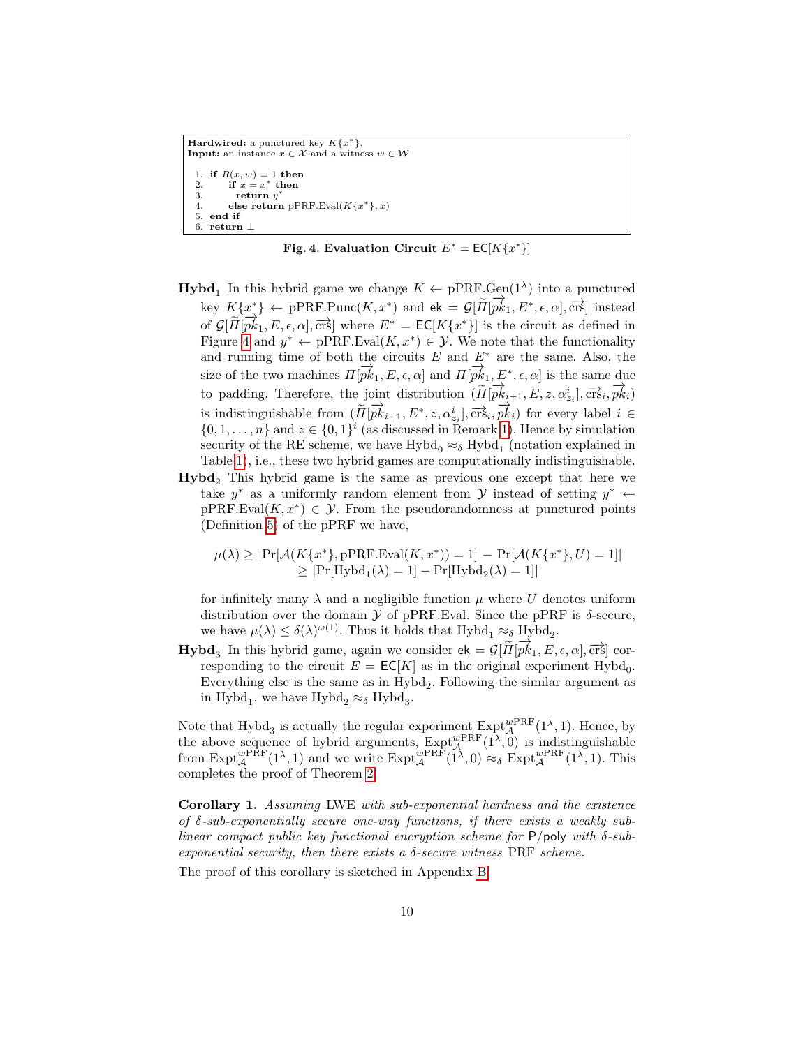```
Hardwired: a punctured key K{x*}.
Input: an instance x ∈ 𝒳 and a witness w ∈ 𝒲

 1. if R(x, w) = 1 then
 2.     if x = x* then
 3.       return y*
 4.     else return pPRF.Eval(K{x*}, x)
 5. end if
 6. return ⊥
```

**Fig. 4. Evaluation Circuit** $E^* = \mathsf{EC}[K\{x^*\}]$

**Hybd**$_1$ In this hybrid game we change $K \leftarrow \text{pPRF.Gen}(1^\lambda)$ into a punctured key $K\{x^*\} \leftarrow \text{pPRF.Punc}(K, x^*)$ and $\mathsf{ek} = \mathcal{G}[\widetilde{\Pi}[\overrightarrow{pk}_1, E^*, \epsilon, \alpha], \overrightarrow{\text{crs}}]$ instead of $\mathcal{G}[\widetilde{\Pi}[\overrightarrow{pk}_1, E, \epsilon, \alpha], \overrightarrow{\text{crs}}]$ where $E^* = \mathsf{EC}[K\{x^*\}]$ is the circuit as defined in Figure 4 and $y^* \leftarrow \text{pPRF.Eval}(K, x^*) \in \mathcal{Y}$. We note that the functionality and running time of both the circuits $E$ and $E^*$ are the same. Also, the size of the two machines $\Pi[\overrightarrow{pk}_1, E, \epsilon, \alpha]$ and $\Pi[\overrightarrow{pk}_1, E^*, \epsilon, \alpha]$ is the same due to padding. Therefore, the joint distribution $(\widetilde{\Pi}[\overrightarrow{pk}_{i+1}, E, z, \alpha^i_{z_i}], \overrightarrow{\text{crs}}_i, \overrightarrow{pk}_i)$ is indistinguishable from $(\widetilde{\Pi}[\overrightarrow{pk}_{i+1}, E^*, z, \alpha^i_{z_i}], \overrightarrow{\text{crs}}_i, \overrightarrow{pk}_i)$ for every label $i \in \{0, 1, \ldots, n\}$ and $z \in \{0,1\}^i$ (as discussed in Remark 1). Hence by simulation security of the RE scheme, we have $\text{Hybd}_0 \approx_\delta \text{Hybd}_1$ (notation explained in Table 1), i.e., these two hybrid games are computationally indistinguishable.

**Hybd**$_2$ This hybrid game is the same as previous one except that here we take $y^*$ as a uniformly random element from $\mathcal{Y}$ instead of setting $y^* \leftarrow \text{pPRF.Eval}(K, x^*) \in \mathcal{Y}$. From the pseudorandomness at punctured points (Definition 5) of the pPRF we have,

$$\begin{aligned}\mu(\lambda) &\geq |\Pr[\mathcal{A}(K\{x^*\}, \text{pPRF.Eval}(K, x^*)) = 1] - \Pr[\mathcal{A}(K\{x^*\}, U) = 1]| \\ &\geq |\Pr[\text{Hybd}_1(\lambda) = 1] - \Pr[\text{Hybd}_2(\lambda) = 1]|\end{aligned}$$

for infinitely many $\lambda$ and a negligible function $\mu$ where $U$ denotes uniform distribution over the domain $\mathcal{Y}$ of pPRF.Eval. Since the pPRF is $\delta$-secure, we have $\mu(\lambda) \leq \delta(\lambda)^{\omega(1)}$. Thus it holds that $\text{Hybd}_1 \approx_\delta \text{Hybd}_2$.

**Hybd**$_3$ In this hybrid game, again we consider $\mathsf{ek} = \mathcal{G}[\widetilde{\Pi}[\overrightarrow{pk}_1, E, \epsilon, \alpha], \overrightarrow{\text{crs}}]$ corresponding to the circuit $E = \mathsf{EC}[K]$ as in the original experiment $\text{Hybd}_0$. Everything else is the same as in $\text{Hybd}_2$. Following the similar argument as in $\text{Hybd}_1$, we have $\text{Hybd}_2 \approx_\delta \text{Hybd}_3$.

Note that $\text{Hybd}_3$ is actually the regular experiment $\text{Expt}^{w\text{PRF}}_{\mathcal{A}}(1^\lambda, 1)$. Hence, by the above sequence of hybrid arguments, $\text{Expt}^{w\text{PRF}}_{\mathcal{A}}(1^\lambda, 0)$ is indistinguishable from $\text{Expt}^{w\text{PRF}}_{\mathcal{A}}(1^\lambda, 1)$ and we write $\text{Expt}^{w\text{PRF}}_{\mathcal{A}}(1^\lambda, 0) \approx_\delta \text{Expt}^{w\text{PRF}}_{\mathcal{A}}(1^\lambda, 1)$. This completes the proof of Theorem 2.

**Corollary 1.** *Assuming* LWE *with sub-exponential hardness and the existence of $\delta$-sub-exponentially secure one-way functions, if there exists a weakly sub-linear compact public key functional encryption scheme for* $\mathsf{P}/\mathsf{poly}$ *with $\delta$-sub-exponential security, then there exists a $\delta$-secure witness* PRF *scheme.*

The proof of this corollary is sketched in Appendix B.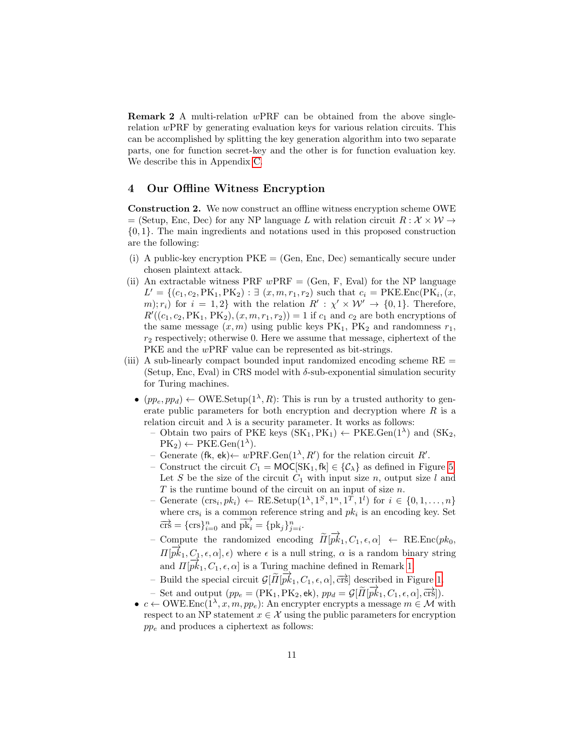**Remark 2** A multi-relation $w$PRF can be obtained from the above single-relation $w$PRF by generating evaluation keys for various relation circuits. This can be accomplished by splitting the key generation algorithm into two separate parts, one for function secret-key and the other is for function evaluation key. We describe this in Appendix C.

## 4 Our Offline Witness Encryption

**Construction 2.** We now construct an offline witness encryption scheme OWE = (Setup, Enc, Dec) for any NP language $L$ with relation circuit $R : \mathcal{X} \times \mathcal{W} \to \{0,1\}$. The main ingredients and notations used in this proposed construction are the following:

(i) A public-key encryption PKE = (Gen, Enc, Dec) semantically secure under chosen plaintext attack.

(ii) An extractable witness PRF $w$PRF = (Gen, F, Eval) for the NP language $L' = \{(c_1, c_2, \mathrm{PK}_1, \mathrm{PK}_2) : \exists\ (x, m, r_1, r_2)$ such that $c_i = \mathrm{PKE.Enc}(\mathrm{PK}_i, (x, m); r_i)$ for $i = 1, 2\}$ with the relation $R' : \chi' \times \mathcal{W}' \to \{0,1\}$. Therefore, $R'((c_1, c_2, \mathrm{PK}_1, \mathrm{PK}_2), (x, m, r_1, r_2)) = 1$ if $c_1$ and $c_2$ are both encryptions of the same message $(x, m)$ using public keys $\mathrm{PK}_1$, $\mathrm{PK}_2$ and randomness $r_1$, $r_2$ respectively; otherwise 0. Here we assume that message, ciphertext of the PKE and the $w$PRF value can be represented as bit-strings.

(iii) A sub-linearly compact bounded input randomized encoding scheme RE = (Setup, Enc, Eval) in CRS model with $\delta$-sub-exponential simulation security for Turing machines.

- $(pp_e, pp_d) \leftarrow \mathrm{OWE.Setup}(1^\lambda, R)$: This is run by a trusted authority to generate public parameters for both encryption and decryption where $R$ is a relation circuit and $\lambda$ is a security parameter. It works as follows:
  - Obtain two pairs of PKE keys $(\mathrm{SK}_1, \mathrm{PK}_1) \leftarrow \mathrm{PKE.Gen}(1^\lambda)$ and $(\mathrm{SK}_2, \mathrm{PK}_2) \leftarrow \mathrm{PKE.Gen}(1^\lambda)$.
  - Generate $(\mathsf{fk}, \mathsf{ek}) \leftarrow w\mathrm{PRF.Gen}(1^\lambda, R')$ for the relation circuit $R'$.
  - Construct the circuit $C_1 = \mathsf{MOC}[\mathrm{SK}_1, \mathsf{fk}] \in \{\mathcal{C}_\lambda\}$ as defined in Figure 5. Let $S$ be the size of the circuit $C_1$ with input size $n$, output size $l$ and $T$ is the runtime bound of the circuit on an input of size $n$.
  - Generate $(\mathrm{crs}_i, pk_i) \leftarrow \mathrm{RE.Setup}(1^\lambda, 1^S, 1^n, 1^T, 1^l)$ for $i \in \{0, 1, \ldots, n\}$ where $\mathrm{crs}_i$ is a common reference string and $pk_i$ is an encoding key. Set $\overrightarrow{\mathrm{crs}} = \{\mathrm{crs}\}_{i=0}^n$ and $\overrightarrow{\mathrm{pk}_i} = \{\mathrm{pk}_j\}_{j=i}^n$.
  - Compute the randomized encoding $\widetilde{\Pi}[\overrightarrow{pk}_1, C_1, \epsilon, \alpha] \leftarrow \mathrm{RE.Enc}(pk_0, \Pi[\overrightarrow{pk}_1, C_1, \epsilon, \alpha], \epsilon)$ where $\epsilon$ is a null string, $\alpha$ is a random binary string and $\Pi[\overrightarrow{pk}_1, C_1, \epsilon, \alpha]$ is a Turing machine defined in Remark 1.
  - Build the special circuit $\mathcal{G}[\widetilde{\Pi}[\overrightarrow{pk}_1, C_1, \epsilon, \alpha], \overrightarrow{\mathrm{crs}}]$ described in Figure 1.
  - Set and output $(pp_e = (\mathrm{PK}_1, \mathrm{PK}_2, \mathsf{ek}),\ pp_d = \mathcal{G}[\widetilde{\Pi}[\overrightarrow{pk}_1, C_1, \epsilon, \alpha], \overrightarrow{\mathrm{crs}}])$.
- $c \leftarrow \mathrm{OWE.Enc}(1^\lambda, x, m, pp_e)$: An encrypter encrypts a message $m \in \mathcal{M}$ with respect to an NP statement $x \in \mathcal{X}$ using the public parameters for encryption $pp_e$ and produces a ciphertext as follows: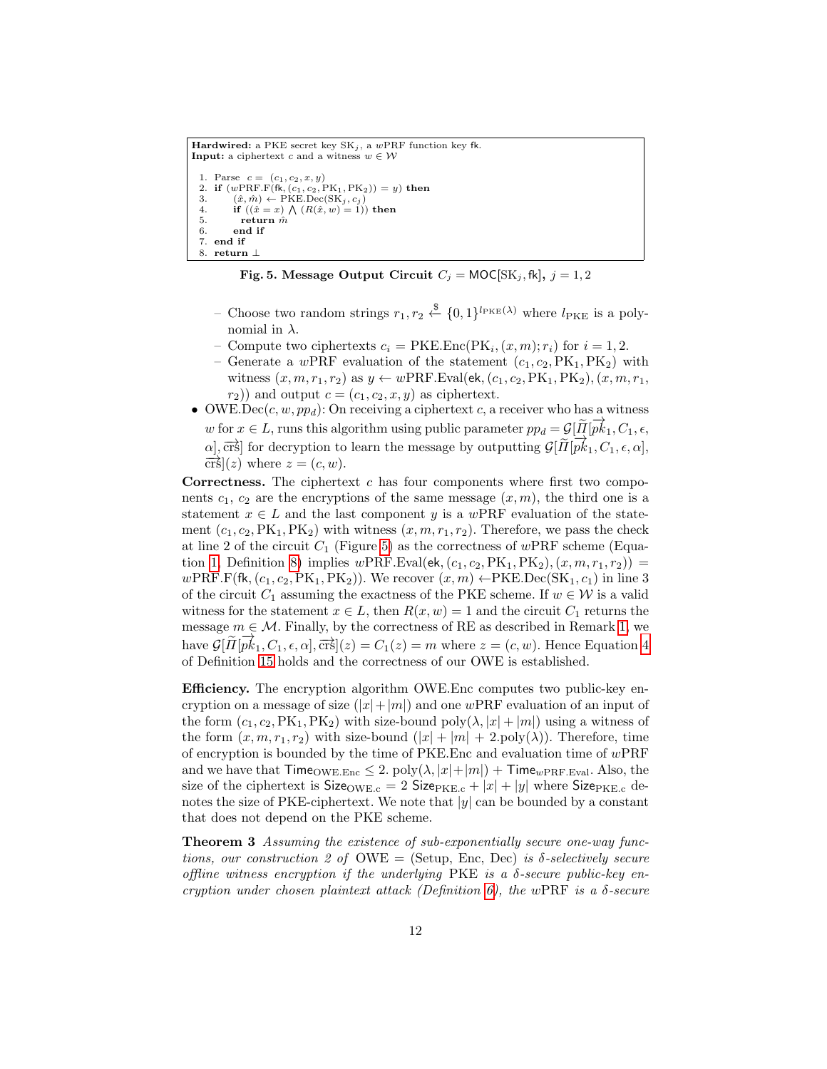```
Hardwired: a PKE secret key SK_j, a wPRF function key fk.
Input: a ciphertext c and a witness w ∈ W

1. Parse c = (c_1, c_2, x, y)
2. if (wPRF.F(fk, (c_1, c_2, PK_1, PK_2)) = y) then
3.     (x̂, m̂) ← PKE.Dec(SK_j, c_j)
4.     if ((x̂ = x) ∧ (R(x̂, w) = 1)) then
5.       return m̂
6.     end if
7. end if
8. return ⊥
```

**Fig. 5. Message Output Circuit** $C_j = \mathsf{MOC}[\mathrm{SK}_j, \mathsf{fk}]$**,** $j = 1, 2$

- – Choose two random strings $r_1, r_2 \xleftarrow{\$} \{0,1\}^{l_{\mathrm{PKE}}(\lambda)}$ where $l_{\mathrm{PKE}}$ is a polynomial in $\lambda$.
  - – Compute two ciphertexts $c_i = \mathrm{PKE.Enc}(\mathrm{PK}_i, (x, m); r_i)$ for $i = 1, 2$.
  - – Generate a $w$PRF evaluation of the statement $(c_1, c_2, \mathrm{PK}_1, \mathrm{PK}_2)$ with witness $(x, m, r_1, r_2)$ as $y \leftarrow w\mathrm{PRF.Eval}(\mathsf{ek}, (c_1, c_2, \mathrm{PK}_1, \mathrm{PK}_2), (x, m, r_1, r_2))$ and output $c = (c_1, c_2, x, y)$ as ciphertext.
- OWE.Dec$(c, w, pp_d)$: On receiving a ciphertext $c$, a receiver who has a witness $w$ for $x \in L$, runs this algorithm using public parameter $pp_d = \mathcal{G}[\widetilde{\Pi}[\overrightarrow{pk}_1, C_1, \epsilon, \alpha], \overrightarrow{\mathsf{crs}}]$ for decryption to learn the message by outputting $\mathcal{G}[\widetilde{\Pi}[\overrightarrow{pk}_1, C_1, \epsilon, \alpha], \overrightarrow{\mathsf{crs}}](z)$ where $z = (c, w)$.

**Correctness.** The ciphertext $c$ has four components where first two components $c_1$, $c_2$ are the encryptions of the same message $(x, m)$, the third one is a statement $x \in L$ and the last component $y$ is a $w$PRF evaluation of the statement $(c_1, c_2, \mathrm{PK}_1, \mathrm{PK}_2)$ with witness $(x, m, r_1, r_2)$. Therefore, we pass the check at line 2 of the circuit $C_1$ (Figure 5) as the correctness of $w$PRF scheme (Equation 1, Definition 8) implies $w\mathrm{PRF.Eval}(\mathsf{ek}, (c_1, c_2, \mathrm{PK}_1, \mathrm{PK}_2), (x, m, r_1, r_2)) = w\mathrm{PRF.F}(\mathsf{fk}, (c_1, c_2, \mathrm{PK}_1, \mathrm{PK}_2))$. We recover $(x, m) \leftarrow$PKE.Dec$(\mathrm{SK}_1, c_1)$ in line 3 of the circuit $C_1$ assuming the exactness of the PKE scheme. If $w \in \mathcal{W}$ is a valid witness for the statement $x \in L$, then $R(x, w) = 1$ and the circuit $C_1$ returns the message $m \in \mathcal{M}$. Finally, by the correctness of RE as described in Remark 1, we have $\mathcal{G}[\widetilde{\Pi}[\overrightarrow{pk}_1, C_1, \epsilon, \alpha], \overrightarrow{\mathsf{crs}}](z) = C_1(z) = m$ where $z = (c, w)$. Hence Equation 4 of Definition 15 holds and the correctness of our OWE is established.

**Efficiency.** The encryption algorithm OWE.Enc computes two public-key encryption on a message of size $(|x|+|m|)$ and one $w$PRF evaluation of an input of the form $(c_1, c_2, \mathrm{PK}_1, \mathrm{PK}_2)$ with size-bound $\mathrm{poly}(\lambda, |x|+|m|)$ using a witness of the form $(x, m, r_1, r_2)$ with size-bound $(|x| + |m| + 2.\mathrm{poly}(\lambda))$. Therefore, time of encryption is bounded by the time of PKE.Enc and evaluation time of $w$PRF and we have that $\mathsf{Time}_{\mathrm{OWE.Enc}} \leq 2.\ \mathrm{poly}(\lambda, |x|+|m|) + \mathsf{Time}_{w\mathrm{PRF.Eval}}$. Also, the size of the ciphertext is $\mathsf{Size}_{\mathrm{OWE.c}} = 2\ \mathsf{Size}_{\mathrm{PKE.c}} + |x| + |y|$ where $\mathsf{Size}_{\mathrm{PKE.c}}$ denotes the size of PKE-ciphertext. We note that $|y|$ can be bounded by a constant that does not depend on the PKE scheme.

**Theorem 3** *Assuming the existence of sub-exponentially secure one-way functions, our construction 2 of* OWE = (Setup, Enc, Dec) *is $\delta$-selectively secure offline witness encryption if the underlying* PKE *is a $\delta$-secure public-key encryption under chosen plaintext attack (Definition 6), the $w$PRF is a $\delta$-secure*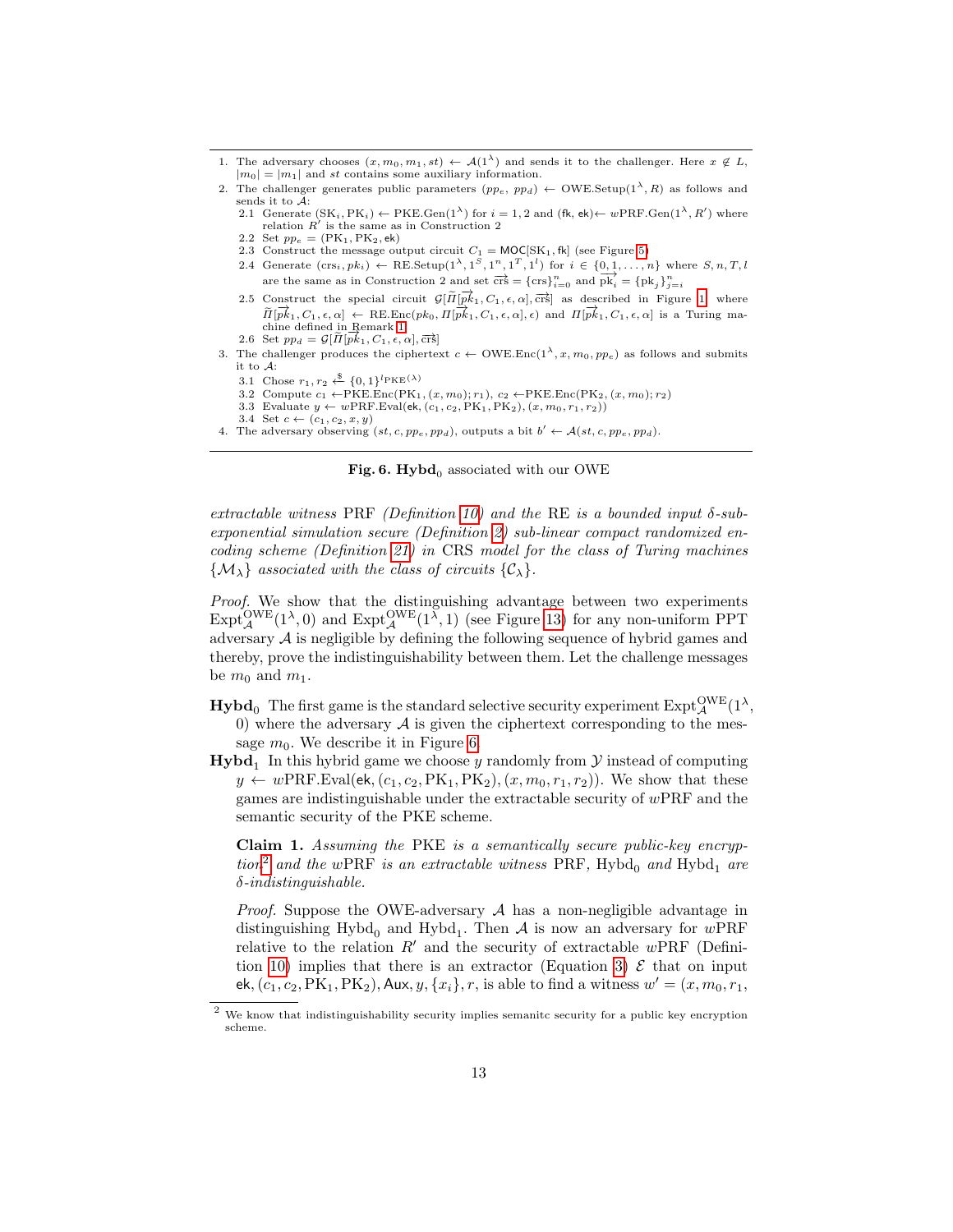1. The adversary chooses $(x, m_0, m_1, st) \leftarrow \mathcal{A}(1^\lambda)$ and sends it to the challenger. Here $x \notin L$, $|m_0| = |m_1|$ and $st$ contains some auxiliary information.
2. The challenger generates public parameters $(pp_e, pp_d) \leftarrow$ OWE.Setup$(1^\lambda, R)$ as follows and sends it to $\mathcal{A}$:
   - 2.1 Generate $(\mathrm{SK}_i, \mathrm{PK}_i) \leftarrow$ PKE.Gen$(1^\lambda)$ for $i = 1, 2$ and $(\mathsf{fk}, \mathsf{ek}) \leftarrow w$PRF.Gen$(1^\lambda, R')$ where relation $R'$ is the same as in Construction 2
   - 2.2 Set $pp_e = (\mathrm{PK}_1, \mathrm{PK}_2, \mathsf{ek})$
   - 2.3 Construct the message output circuit $C_1 = \mathsf{MOC}[\mathrm{SK}_1, \mathsf{fk}]$ (see Figure 5)
   - 2.4 Generate $(\mathrm{crs}_i, pk_i) \leftarrow$ RE.Setup$(1^\lambda, 1^S, 1^n, 1^T, 1^l)$ for $i \in \{0, 1, \ldots, n\}$ where $S, n, T, l$ are the same as in Construction 2 and set $\overrightarrow{\mathrm{crs}} = \{\mathrm{crs}\}_{i=0}^n$ and $\overrightarrow{\mathrm{pk}_i} = \{\mathrm{pk}_j\}_{j=i}^n$
   - 2.5 Construct the special circuit $\mathcal{G}[\widetilde{\Pi}[\overrightarrow{pk}_1, C_1, \epsilon, \alpha], \overrightarrow{\mathrm{crs}}]$ as described in Figure 1 where $\widetilde{\Pi}[\overrightarrow{pk}_1, C_1, \epsilon, \alpha] \leftarrow$ RE.Enc$(pk_0, \Pi[\overrightarrow{pk}_1, C_1, \epsilon, \alpha], \epsilon)$ and $\Pi[\overrightarrow{pk}_1, C_1, \epsilon, \alpha]$ is a Turing machine defined in Remark 1
   - 2.6 Set $pp_d = \mathcal{G}[\widetilde{\Pi}[\overrightarrow{pk}_1, C_1, \epsilon, \alpha], \overrightarrow{\mathrm{crs}}]$
3. The challenger produces the ciphertext $c \leftarrow$ OWE.Enc$(1^\lambda, x, m_0, pp_e)$ as follows and submits it to $\mathcal{A}$:
   - 3.1 Chose $r_1, r_2 \xleftarrow{\$} \{0, 1\}^{l_{\mathrm{PKE}}(\lambda)}$
   - 3.2 Compute $c_1 \leftarrow$PKE.Enc$(\mathrm{PK}_1, (x, m_0); r_1)$, $c_2 \leftarrow$PKE.Enc$(\mathrm{PK}_2, (x, m_0); r_2)$
   - 3.3 Evaluate $y \leftarrow w$PRF.Eval$(\mathsf{ek}, (c_1, c_2, \mathrm{PK}_1, \mathrm{PK}_2), (x, m_0, r_1, r_2))$
   - 3.4 Set $c \leftarrow (c_1, c_2, x, y)$
4. The adversary observing $(st, c, pp_e, pp_d)$, outputs a bit $b' \leftarrow \mathcal{A}(st, c, pp_e, pp_d)$.

**Fig. 6. Hybd$_0$** associated with our OWE

*extractable witness* PRF *(Definition 10) and the* RE *is a bounded input $\delta$-sub-exponential simulation secure (Definition 2) sub-linear compact randomized encoding scheme (Definition 21) in* CRS *model for the class of Turing machines $\{\mathcal{M}_\lambda\}$ associated with the class of circuits $\{\mathcal{C}_\lambda\}$.*

*Proof.* We show that the distinguishing advantage between two experiments $\mathrm{Expt}_{\mathcal{A}}^{\mathrm{OWE}}(1^\lambda, 0)$ and $\mathrm{Expt}_{\mathcal{A}}^{\mathrm{OWE}}(1^\lambda, 1)$ (see Figure 13) for any non-uniform PPT adversary $\mathcal{A}$ is negligible by defining the following sequence of hybrid games and thereby, prove the indistinguishability between them. Let the challenge messages be $m_0$ and $m_1$.

**Hybd$_0$** The first game is the standard selective security experiment $\mathrm{Expt}_{\mathcal{A}}^{\mathrm{OWE}}(1^\lambda, 0)$ where the adversary $\mathcal{A}$ is given the ciphertext corresponding to the message $m_0$. We describe it in Figure 6.

**Hybd$_1$** In this hybrid game we choose $y$ randomly from $\mathcal{Y}$ instead of computing $y \leftarrow w$PRF.Eval$(\mathsf{ek}, (c_1, c_2, \mathrm{PK}_1, \mathrm{PK}_2), (x, m_0, r_1, r_2))$. We show that these games are indistinguishable under the extractable security of $w$PRF and the semantic security of the PKE scheme.

**Claim 1.** *Assuming the* PKE *is a semantically secure public-key encryption*[2] *and the $w$PRF is an extractable witness* PRF*, $\mathrm{Hybd}_0$ and $\mathrm{Hybd}_1$ are $\delta$-indistinguishable.*

*Proof.* Suppose the OWE-adversary $\mathcal{A}$ has a non-negligible advantage in distinguishing $\mathrm{Hybd}_0$ and $\mathrm{Hybd}_1$. Then $\mathcal{A}$ is now an adversary for $w$PRF relative to the relation $R'$ and the security of extractable $w$PRF (Definition 10) implies that there is an extractor (Equation 3) $\mathcal{E}$ that on input $\mathsf{ek}, (c_1, c_2, \mathrm{PK}_1, \mathrm{PK}_2), \mathsf{Aux}, y, \{x_i\}, r$, is able to find a witness $w' = (x, m_0, r_1,$

[2] We know that indistinguishability security implies semanitc security for a public key encryption scheme.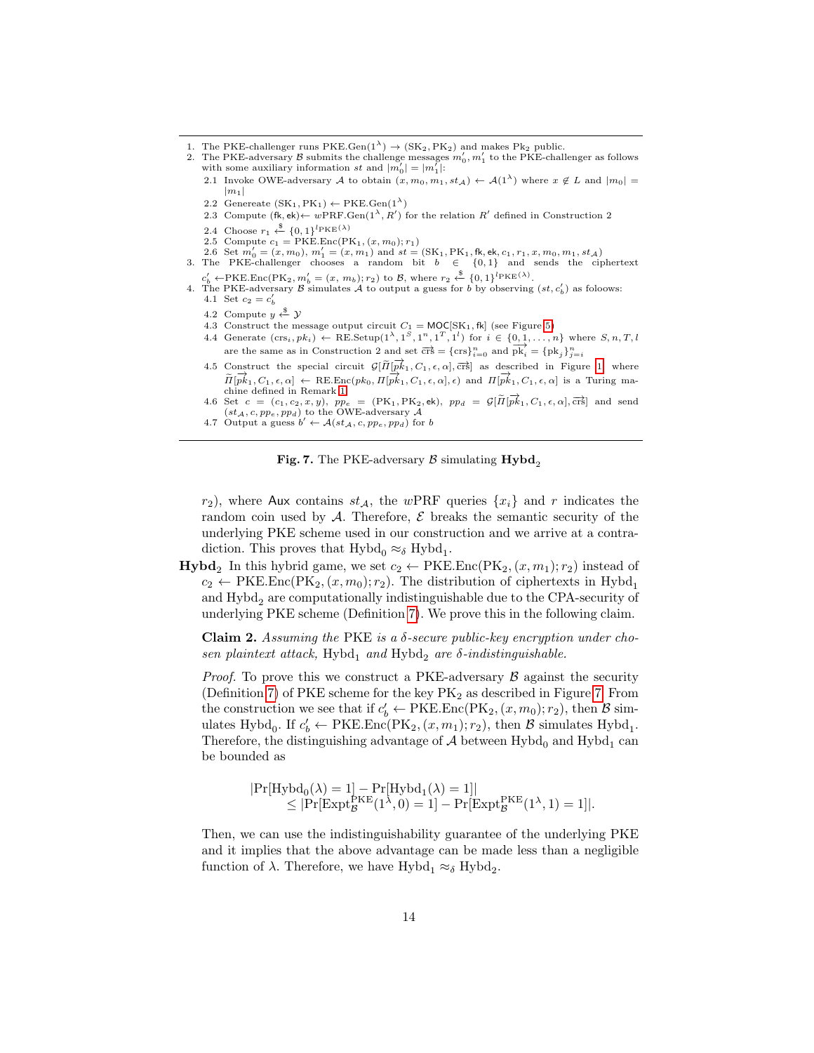1. The PKE-challenger runs $\text{PKE.Gen}(1^\lambda) \to (\text{SK}_2, \text{PK}_2)$ and makes $\text{Pk}_2$ public.
2. The PKE-adversary $\mathcal{B}$ submits the challenge messages $m'_0, m'_1$ to the PKE-challenger as follows with some auxiliary information $st$ and $|m'_0| = |m'_1|$:
   - 2.1 Invoke OWE-adversary $\mathcal{A}$ to obtain $(x, m_0, m_1, st_\mathcal{A}) \leftarrow \mathcal{A}(1^\lambda)$ where $x \notin L$ and $|m_0| = |m_1|$
   - 2.2 Genereate $(\text{SK}_1, \text{PK}_1) \leftarrow \text{PKE.Gen}(1^\lambda)$
   - 2.3 Compute $(\mathsf{fk}, \mathsf{ek}) \leftarrow w\text{PRF.Gen}(1^\lambda, R')$ for the relation $R'$ defined in Construction 2
   - 2.4 Choose $r_1 \xleftarrow{\$} \{0,1\}^{l_{\text{PKE}}(\lambda)}$
   - 2.5 Compute $c_1 = \text{PKE.Enc}(\text{PK}_1, (x, m_0); r_1)$
   - 2.6 Set $m'_0 = (x, m_0)$, $m'_1 = (x, m_1)$ and $st = (\text{SK}_1, \text{PK}_1, \mathsf{fk}, \mathsf{ek}, c_1, r_1, x, m_0, m_1, st_\mathcal{A})$
3. The PKE-challenger chooses a random bit $b \in \{0,1\}$ and sends the ciphertext $c'_b \leftarrow \text{PKE.Enc}(\text{PK}_2, m'_b = (x, m_b); r_2)$ to $\mathcal{B}$, where $r_2 \xleftarrow{\$} \{0,1\}^{l_{\text{PKE}}(\lambda)}$.
4. The PKE-adversary $\mathcal{B}$ simulates $\mathcal{A}$ to output a guess for $b$ by observing $(st, c'_b)$ as foloows:
   - 4.1 Set $c_2 = c'_b$
   - 4.2 Compute $y \xleftarrow{\$} \mathcal{Y}$
   - 4.3 Construct the message output circuit $C_1 = \mathsf{MOC}[\text{SK}_1, \mathsf{fk}]$ (see Figure 5)
   - 4.4 Generate $(\text{crs}_i, pk_i) \leftarrow \text{RE.Setup}(1^\lambda, 1^S, 1^n, 1^T, 1^l)$ for $i \in \{0, 1, \ldots, n\}$ where $S, n, T, l$ are the same as in Construction 2 and set $\overrightarrow{\text{crs}} = \{\text{crs}\}_{i=0}^n$ and $\overrightarrow{\text{pk}_i} = \{\text{pk}_j\}_{j=i}^n$
   - 4.5 Construct the special circuit $\mathcal{G}[\widetilde{\Pi}[\overrightarrow{pk}_1, C_1, \epsilon, \alpha], \overrightarrow{\text{crs}}]$ as described in Figure 1 where $\widetilde{\Pi}[\overrightarrow{pk}_1, C_1, \epsilon, \alpha] \leftarrow \text{RE.Enc}(pk_0, \Pi[\overrightarrow{pk}_1, C_1, \epsilon, \alpha], \epsilon)$ and $\Pi[\overrightarrow{pk}_1, C_1, \epsilon, \alpha]$ is a Turing machine defined in Remark 1
   - 4.6 Set $c = (c_1, c_2, x, y)$, $pp_e = (\text{PK}_1, \text{PK}_2, \mathsf{ek})$, $pp_d = \mathcal{G}[\widetilde{\Pi}[\overrightarrow{pk}_1, C_1, \epsilon, \alpha], \overrightarrow{\text{crs}}]$ and send $(st_\mathcal{A}, c, pp_e, pp_d)$ to the OWE-adversary $\mathcal{A}$
   - 4.7 Output a guess $b' \leftarrow \mathcal{A}(st_\mathcal{A}, c, pp_e, pp_d)$ for $b$

**Fig. 7.** The PKE-adversary $\mathcal{B}$ simulating $\textbf{Hybd}_2$

$r_2$), where $\mathsf{Aux}$ contains $st_\mathcal{A}$, the $w$PRF queries $\{x_i\}$ and $r$ indicates the random coin used by $\mathcal{A}$. Therefore, $\mathcal{E}$ breaks the semantic security of the underlying PKE scheme used in our construction and we arrive at a contradiction. This proves that $\text{Hybd}_0 \approx_\delta \text{Hybd}_1$.

**Hybd$_2$** In this hybrid game, we set $c_2 \leftarrow \text{PKE.Enc}(\text{PK}_2, (x, m_1); r_2)$ instead of $c_2 \leftarrow \text{PKE.Enc}(\text{PK}_2, (x, m_0); r_2)$. The distribution of ciphertexts in $\text{Hybd}_1$ and $\text{Hybd}_2$ are computationally indistinguishable due to the CPA-security of underlying PKE scheme (Definition 7). We prove this in the following claim.

**Claim 2.** *Assuming the* PKE *is a $\delta$-secure public-key encryption under chosen plaintext attack,* $\text{Hybd}_1$ *and* $\text{Hybd}_2$ *are $\delta$-indistinguishable.*

*Proof.* To prove this we construct a PKE-adversary $\mathcal{B}$ against the security (Definition 7) of PKE scheme for the key $\text{PK}_2$ as described in Figure 7. From the construction we see that if $c'_b \leftarrow \text{PKE.Enc}(\text{PK}_2, (x, m_0); r_2)$, then $\mathcal{B}$ simulates $\text{Hybd}_0$. If $c'_b \leftarrow \text{PKE.Enc}(\text{PK}_2, (x, m_1); r_2)$, then $\mathcal{B}$ simulates $\text{Hybd}_1$. Therefore, the distinguishing advantage of $\mathcal{A}$ between $\text{Hybd}_0$ and $\text{Hybd}_1$ can be bounded as

$$
\begin{aligned}
&|\Pr[\text{Hybd}_0(\lambda) = 1] - \Pr[\text{Hybd}_1(\lambda) = 1]| \\
&\quad \leq |\Pr[\text{Expt}_\mathcal{B}^{\text{PKE}}(1^\lambda, 0) = 1] - \Pr[\text{Expt}_\mathcal{B}^{\text{PKE}}(1^\lambda, 1) = 1]|.
\end{aligned}
$$

Then, we can use the indistinguishability guarantee of the underlying PKE and it implies that the above advantage can be made less than a negligible function of $\lambda$. Therefore, we have $\text{Hybd}_1 \approx_\delta \text{Hybd}_2$.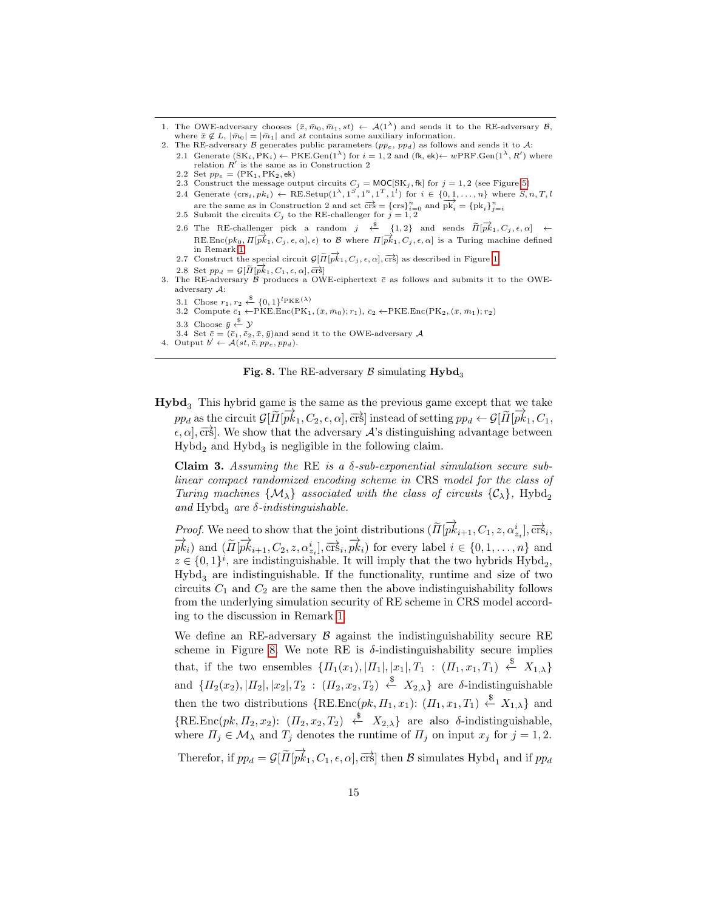1. The OWE-adversary chooses $(\bar{x}, \bar{m}_0, \bar{m}_1, st) \leftarrow \mathcal{A}(1^\lambda)$ and sends it to the RE-adversary $\mathcal{B}$, where $\bar{x} \notin L$, $|\bar{m}_0| = |\bar{m}_1|$ and $st$ contains some auxiliary information.
2. The RE-adversary $\mathcal{B}$ generates public parameters $(pp_e, pp_d)$ as follows and sends it to $\mathcal{A}$:
   - 2.1 Generate $(\mathrm{SK}_i, \mathrm{PK}_i) \leftarrow \mathrm{PKE.Gen}(1^\lambda)$ for $i = 1, 2$ and $(\mathsf{fk}, \mathsf{ek}) \leftarrow w\mathrm{PRF.Gen}(1^\lambda, R')$ where relation $R'$ is the same as in Construction 2
   - 2.2 Set $pp_e = (\mathrm{PK}_1, \mathrm{PK}_2, \mathsf{ek})$
   - 2.3 Construct the message output circuits $C_j = \mathsf{MOC}[\mathrm{SK}_j, \mathsf{fk}]$ for $j = 1, 2$ (see Figure 5)
   - 2.4 Generate $(\mathrm{crs}_i, pk_i) \leftarrow \mathrm{RE.Setup}(1^\lambda, 1^S, 1^n, 1^T, 1^l)$ for $i \in \{0, 1, \ldots, n\}$ where $S, n, T, l$ are the same as in Construction 2 and set $\overrightarrow{\mathrm{crs}} = \{\mathrm{crs}\}_{i=0}^n$ and $\overrightarrow{\mathrm{pk}_i} = \{\mathrm{pk}_i\}_{j=i}^n$
   - 2.5 Submit the circuits $C_j$ to the RE-challenger for $j = 1, 2$
   - 2.6 The RE-challenger pick a random $j \xleftarrow{\$} \{1, 2\}$ and sends $\widetilde{\Pi}[\overrightarrow{pk}_1, C_j, \epsilon, \alpha] \leftarrow \mathrm{RE.Enc}(pk_0, \Pi[\overrightarrow{pk}_1, C_j, \epsilon, \alpha], \epsilon)$ to $\mathcal{B}$ where $\Pi[\overrightarrow{pk}_1, C_j, \epsilon, \alpha]$ is a Turing machine defined in Remark 1
   - 2.7 Construct the special circuit $\mathcal{G}[\widetilde{\Pi}[\overrightarrow{pk}_1, C_j, \epsilon, \alpha], \overrightarrow{\mathrm{crs}}]$ as described in Figure 1
   - 2.8 Set $pp_d = \mathcal{G}[\widetilde{\Pi}[\overrightarrow{pk}_1, C_1, \epsilon, \alpha], \overrightarrow{\mathrm{crs}}]$
3. The RE-adversary $\mathcal{B}$ produces a OWE-ciphertext $\bar{c}$ as follows and submits it to the OWE-adversary $\mathcal{A}$:
   - 3.1 Chose $r_1, r_2 \xleftarrow{\$} \{0, 1\}^{l_{\mathrm{PKE}}(\lambda)}$
   - 3.2 Compute $\bar{c}_1 \leftarrow \mathrm{PKE.Enc}(\mathrm{PK}_1, (\bar{x}, \bar{m}_0); r_1)$, $\bar{c}_2 \leftarrow \mathrm{PKE.Enc}(\mathrm{PK}_2, (\bar{x}, \bar{m}_1); r_2)$
   - 3.3 Choose $\bar{y} \xleftarrow{\$} \mathcal{Y}$
   - 3.4 Set $\bar{c} = (\bar{c}_1, \bar{c}_2, \bar{x}, \bar{y})$and send it to the OWE-adversary $\mathcal{A}$
4. Output $b' \leftarrow \mathcal{A}(st, \bar{c}, pp_e, pp_d)$.

**Fig. 8.** The RE-adversary $\mathcal{B}$ simulating $\mathbf{Hybd}_3$

**Hybd**$_3$ This hybrid game is the same as the previous game except that we take $pp_d$ as the circuit $\mathcal{G}[\widetilde{\Pi}[\overrightarrow{pk}_1, C_2, \epsilon, \alpha], \overrightarrow{\mathrm{crs}}]$ instead of setting $pp_d \leftarrow \mathcal{G}[\widetilde{\Pi}[\overrightarrow{pk}_1, C_1, \epsilon, \alpha], \overrightarrow{\mathrm{crs}}]$. We show that the adversary $\mathcal{A}$'s distinguishing advantage between $\mathrm{Hybd}_2$ and $\mathrm{Hybd}_3$ is negligible in the following claim.

**Claim 3.** *Assuming the* RE *is a $\delta$-sub-exponential simulation secure sub-linear compact randomized encoding scheme in* CRS *model for the class of Turing machines $\{\mathcal{M}_\lambda\}$ associated with the class of circuits $\{\mathcal{C}_\lambda\}$,* $\mathrm{Hybd}_2$ *and* $\mathrm{Hybd}_3$ *are $\delta$-indistinguishable.*

*Proof.* We need to show that the joint distributions $(\widetilde{\Pi}[\overrightarrow{pk}_{i+1}, C_1, z, \alpha^i_{z_i}], \overrightarrow{\mathrm{crs}}_i, \overrightarrow{pk}_i)$ and $(\widetilde{\Pi}[\overrightarrow{pk}_{i+1}, C_2, z, \alpha^i_{z_i}], \overrightarrow{\mathrm{crs}}_i, \overrightarrow{pk}_i)$ for every label $i \in \{0, 1, \ldots, n\}$ and $z \in \{0, 1\}^i$, are indistinguishable. It will imply that the two hybrids $\mathrm{Hybd}_2$, $\mathrm{Hybd}_3$ are indistinguishable. If the functionality, runtime and size of two circuits $C_1$ and $C_2$ are the same then the above indistinguishability follows from the underlying simulation security of RE scheme in CRS model according to the discussion in Remark 1.

We define an RE-adversary $\mathcal{B}$ against the indistinguishability secure RE scheme in Figure 8. We note RE is $\delta$-indistinguishability secure implies that, if the two ensembles $\{\Pi_1(x_1), |\Pi_1|, |x_1|, T_1 : (\Pi_1, x_1, T_1) \xleftarrow{\$} X_{1,\lambda}\}$ and $\{\Pi_2(x_2), |\Pi_2|, |x_2|, T_2 : (\Pi_2, x_2, T_2) \xleftarrow{\$} X_{2,\lambda}\}$ are $\delta$-indistinguishable then the two distributions $\{\mathrm{RE.Enc}(pk, \Pi_1, x_1)\colon (\Pi_1, x_1, T_1) \xleftarrow{\$} X_{1,\lambda}\}$ and $\{\mathrm{RE.Enc}(pk, \Pi_2, x_2)\colon (\Pi_2, x_2, T_2) \xleftarrow{\$} X_{2,\lambda}\}$ are also $\delta$-indistinguishable, where $\Pi_j \in \mathcal{M}_\lambda$ and $T_j$ denotes the runtime of $\Pi_j$ on input $x_j$ for $j = 1, 2$.

Therefor, if $pp_d = \mathcal{G}[\widetilde{\Pi}[\overrightarrow{pk}_1, C_1, \epsilon, \alpha], \overrightarrow{\mathrm{crs}}]$ then $\mathcal{B}$ simulates $\mathrm{Hybd}_1$ and if $pp_d$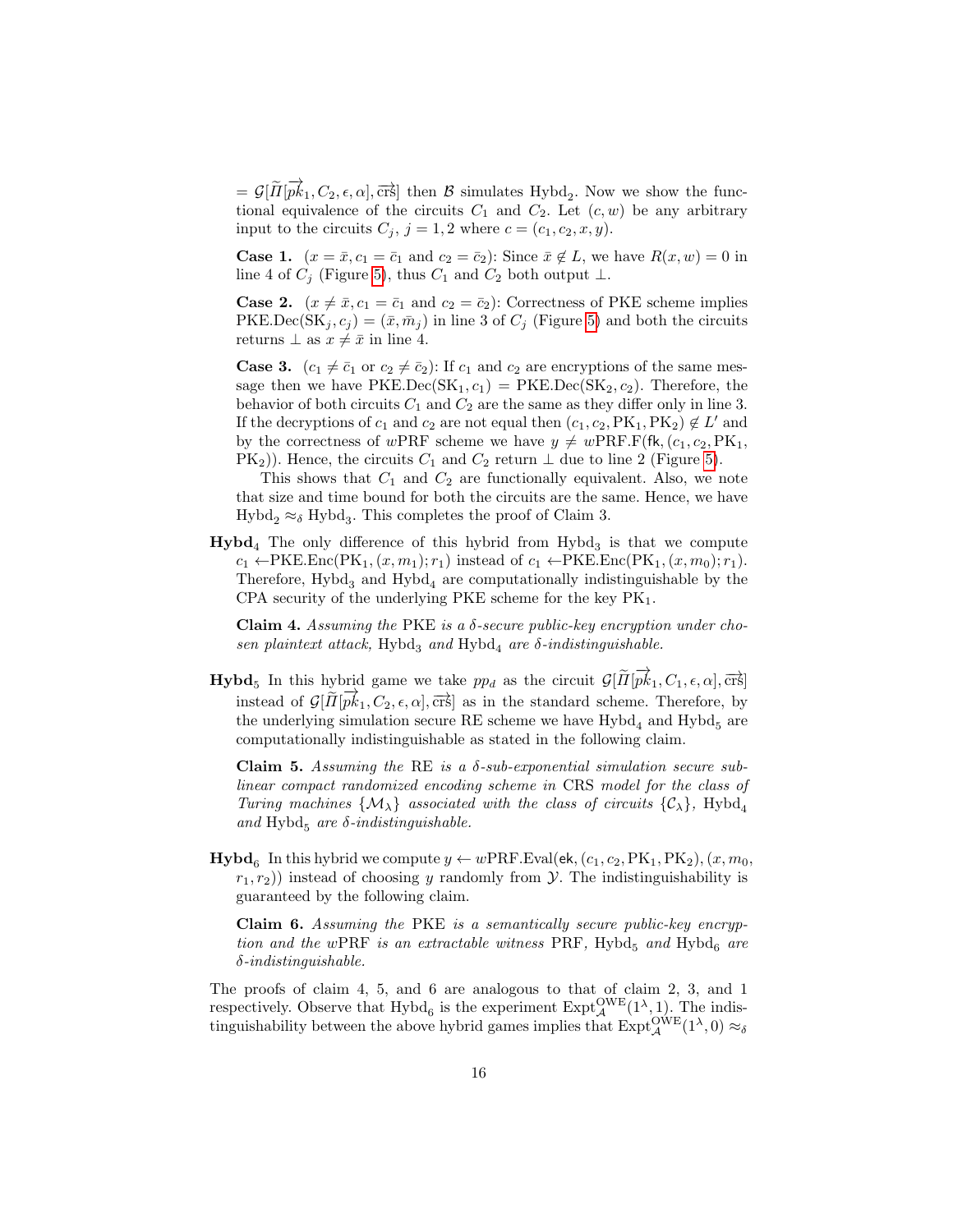$= \mathcal{G}[\widetilde{\Pi}[\overrightarrow{pk}_1, C_2, \epsilon, \alpha], \overrightarrow{\text{crs}}]$ then $\mathcal{B}$ simulates $\text{Hybd}_2$. Now we show the functional equivalence of the circuits $C_1$ and $C_2$. Let $(c, w)$ be any arbitrary input to the circuits $C_j$, $j = 1, 2$ where $c = (c_1, c_2, x, y)$.

**Case 1.** $(x = \bar{x}, c_1 = \bar{c}_1$ and $c_2 = \bar{c}_2)$: Since $\bar{x} \notin L$, we have $R(x, w) = 0$ in line 4 of $C_j$ (Figure 5), thus $C_1$ and $C_2$ both output $\perp$.

**Case 2.** $(x \neq \bar{x}, c_1 = \bar{c}_1$ and $c_2 = \bar{c}_2)$: Correctness of PKE scheme implies $\text{PKE.Dec}(\text{SK}_j, c_j) = (\bar{x}, \bar{m}_j)$ in line 3 of $C_j$ (Figure 5) and both the circuits returns $\perp$ as $x \neq \bar{x}$ in line 4.

**Case 3.** $(c_1 \neq \bar{c}_1$ or $c_2 \neq \bar{c}_2)$: If $c_1$ and $c_2$ are encryptions of the same message then we have $\text{PKE.Dec}(\text{SK}_1, c_1) = \text{PKE.Dec}(\text{SK}_2, c_2)$. Therefore, the behavior of both circuits $C_1$ and $C_2$ are the same as they differ only in line 3. If the decryptions of $c_1$ and $c_2$ are not equal then $(c_1, c_2, \text{PK}_1, \text{PK}_2) \notin L'$ and by the correctness of $w$PRF scheme we have $y \neq w\text{PRF.F}(\mathsf{fk}, (c_1, c_2, \text{PK}_1, \text{PK}_2))$. Hence, the circuits $C_1$ and $C_2$ return $\perp$ due to line 2 (Figure 5).

This shows that $C_1$ and $C_2$ are functionally equivalent. Also, we note that size and time bound for both the circuits are the same. Hence, we have $\text{Hybd}_2 \approx_\delta \text{Hybd}_3$. This completes the proof of Claim 3.

**$\text{Hybd}_4$** The only difference of this hybrid from $\text{Hybd}_3$ is that we compute $c_1 \leftarrow \text{PKE.Enc}(\text{PK}_1, (x, m_1); r_1)$ instead of $c_1 \leftarrow \text{PKE.Enc}(\text{PK}_1, (x, m_0); r_1)$. Therefore, $\text{Hybd}_3$ and $\text{Hybd}_4$ are computationally indistinguishable by the CPA security of the underlying PKE scheme for the key $\text{PK}_1$.

**Claim 4.** *Assuming the* PKE *is a $\delta$-secure public-key encryption under chosen plaintext attack,* $\text{Hybd}_3$ *and* $\text{Hybd}_4$ *are $\delta$-indistinguishable.*

**$\text{Hybd}_5$** In this hybrid game we take $pp_d$ as the circuit $\mathcal{G}[\widetilde{\Pi}[\overrightarrow{pk}_1, C_1, \epsilon, \alpha], \overrightarrow{\text{crs}}]$ instead of $\mathcal{G}[\widetilde{\Pi}[\overrightarrow{pk}_1, C_2, \epsilon, \alpha], \overrightarrow{\text{crs}}]$ as in the standard scheme. Therefore, by the underlying simulation secure RE scheme we have $\text{Hybd}_4$ and $\text{Hybd}_5$ are computationally indistinguishable as stated in the following claim.

**Claim 5.** *Assuming the* RE *is a $\delta$-sub-exponential simulation secure sub-linear compact randomized encoding scheme in* CRS *model for the class of Turing machines $\{\mathcal{M}_\lambda\}$ associated with the class of circuits $\{\mathcal{C}_\lambda\}$,* $\text{Hybd}_4$ *and* $\text{Hybd}_5$ *are $\delta$-indistinguishable.*

**$\text{Hybd}_6$** In this hybrid we compute $y \leftarrow w\text{PRF.Eval}(\mathsf{ek}, (c_1, c_2, \text{PK}_1, \text{PK}_2), (x, m_0, r_1, r_2))$ instead of choosing $y$ randomly from $\mathcal{Y}$. The indistinguishability is guaranteed by the following claim.

**Claim 6.** *Assuming the* PKE *is a semantically secure public-key encryption and the* $w$PRF *is an extractable witness* PRF, $\text{Hybd}_5$ *and* $\text{Hybd}_6$ *are $\delta$-indistinguishable.*

The proofs of claim 4, 5, and 6 are analogous to that of claim 2, 3, and 1 respectively. Observe that $\text{Hybd}_6$ is the experiment $\text{Expt}_{\mathcal{A}}^{\text{OWE}}(1^\lambda, 1)$. The indistinguishability between the above hybrid games implies that $\text{Expt}_{\mathcal{A}}^{\text{OWE}}(1^\lambda, 0) \approx_\delta$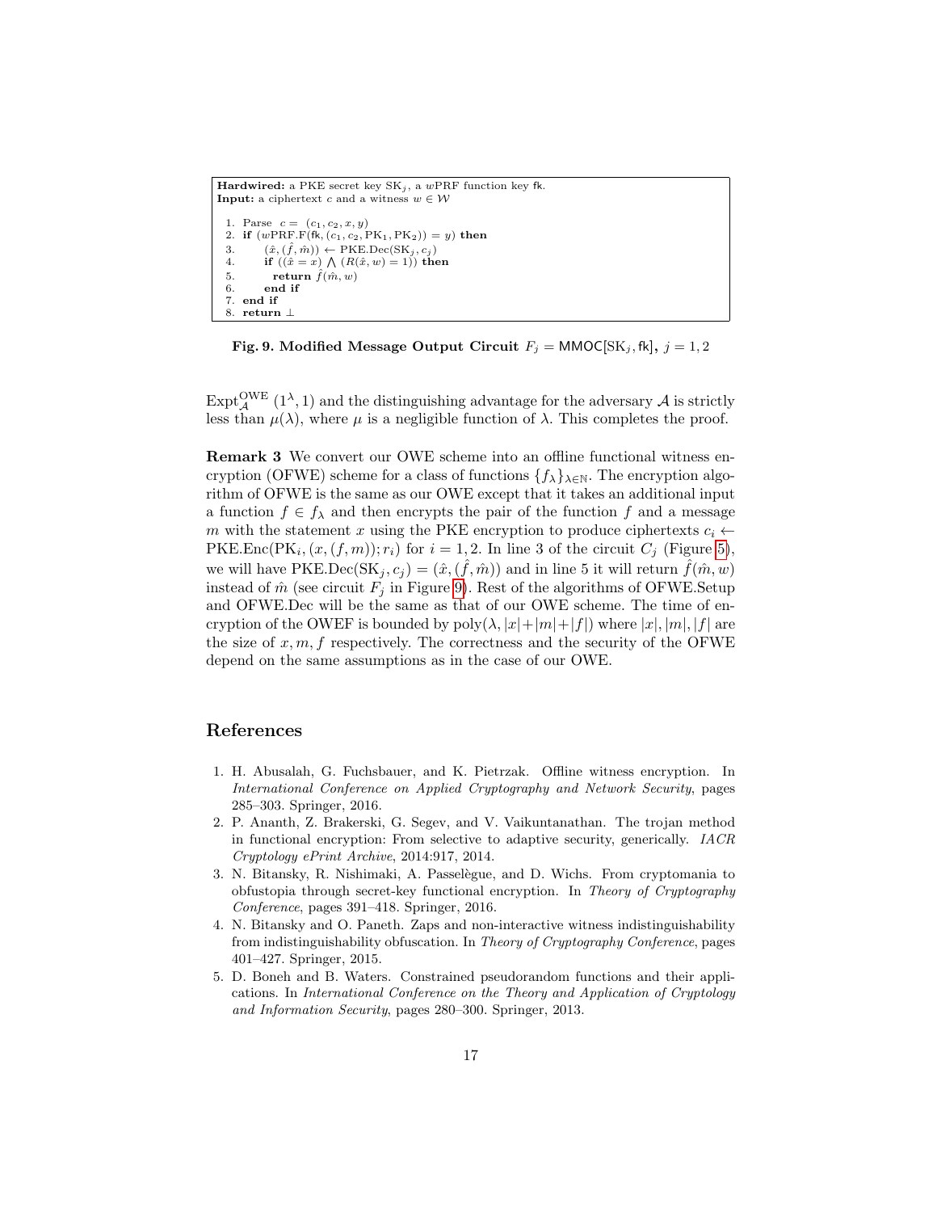```
Hardwired: a PKE secret key SK_j, a wPRF function key fk.
Input: a ciphertext c and a witness w ∈ W

 1. Parse  c = (c_1, c_2, x, y)
 2. if (wPRF.F(fk, (c_1, c_2, PK_1, PK_2)) = y) then
 3.     (x̂, (f̂, m̂)) ← PKE.Dec(SK_j, c_j)
 4.     if ((x̂ = x) ⋀ (R(x̂, w) = 1)) then
 5.       return f̂(m̂, w)
 6.     end if
 7. end if
 8. return ⊥
```

**Fig. 9. Modified Message Output Circuit $F_j = \mathsf{MMOC}[\mathrm{SK}_j, \mathsf{fk}]$, $j = 1, 2$**

$\mathrm{Expt}_{\mathcal{A}}^{\mathrm{OWE}}(1^\lambda, 1)$ and the distinguishing advantage for the adversary $\mathcal{A}$ is strictly less than $\mu(\lambda)$, where $\mu$ is a negligible function of $\lambda$. This completes the proof.

**Remark 3** We convert our OWE scheme into an offline functional witness encryption (OFWE) scheme for a class of functions $\{f_\lambda\}_{\lambda\in\mathbb{N}}$. The encryption algorithm of OFWE is the same as our OWE except that it takes an additional input a function $f \in f_\lambda$ and then encrypts the pair of the function $f$ and a message $m$ with the statement $x$ using the PKE encryption to produce ciphertexts $c_i \leftarrow \mathrm{PKE.Enc}(\mathrm{PK}_i, (x, (f, m)); r_i)$ for $i = 1, 2$. In line 3 of the circuit $C_j$ (Figure 5), we will have $\mathrm{PKE.Dec}(\mathrm{SK}_j, c_j) = (\hat{x}, (\hat{f}, \hat{m}))$ and in line 5 it will return $\hat{f}(\hat{m}, w)$ instead of $\hat{m}$ (see circuit $F_j$ in Figure 9). Rest of the algorithms of OFWE.Setup and OFWE.Dec will be the same as that of our OWE scheme. The time of encryption of the OWEF is bounded by $\mathrm{poly}(\lambda, |x|+|m|+|f|)$ where $|x|, |m|, |f|$ are the size of $x, m, f$ respectively. The correctness and the security of the OFWE depend on the same assumptions as in the case of our OWE.

## References

1. H. Abusalah, G. Fuchsbauer, and K. Pietrzak. Offline witness encryption. In *International Conference on Applied Cryptography and Network Security*, pages 285–303. Springer, 2016.
2. P. Ananth, Z. Brakerski, G. Segev, and V. Vaikuntanathan. The trojan method in functional encryption: From selective to adaptive security, generically. *IACR Cryptology ePrint Archive*, 2014:917, 2014.
3. N. Bitansky, R. Nishimaki, A. Passelègue, and D. Wichs. From cryptomania to obfustopia through secret-key functional encryption. In *Theory of Cryptography Conference*, pages 391–418. Springer, 2016.
4. N. Bitansky and O. Paneth. Zaps and non-interactive witness indistinguishability from indistinguishability obfuscation. In *Theory of Cryptography Conference*, pages 401–427. Springer, 2015.
5. D. Boneh and B. Waters. Constrained pseudorandom functions and their applications. In *International Conference on the Theory and Application of Cryptology and Information Security*, pages 280–300. Springer, 2013.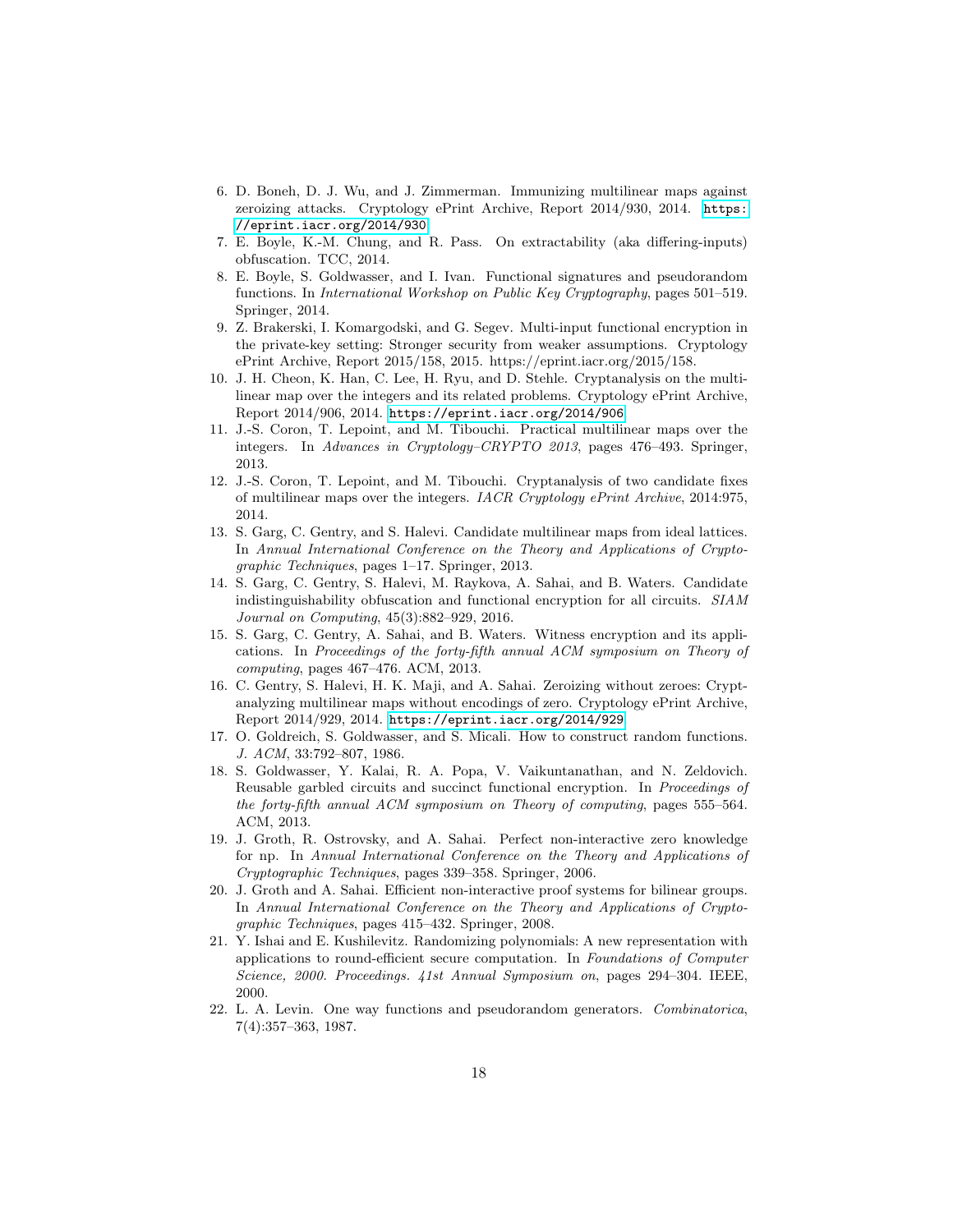6. D. Boneh, D. J. Wu, and J. Zimmerman. Immunizing multilinear maps against zeroizing attacks. Cryptology ePrint Archive, Report 2014/930, 2014. https://eprint.iacr.org/2014/930
7. E. Boyle, K.-M. Chung, and R. Pass. On extractability (aka differing-inputs) obfuscation. TCC, 2014.
8. E. Boyle, S. Goldwasser, and I. Ivan. Functional signatures and pseudorandom functions. In *International Workshop on Public Key Cryptography*, pages 501–519. Springer, 2014.
9. Z. Brakerski, I. Komargodski, and G. Segev. Multi-input functional encryption in the private-key setting: Stronger security from weaker assumptions. Cryptology ePrint Archive, Report 2015/158, 2015. https://eprint.iacr.org/2015/158.
10. J. H. Cheon, K. Han, C. Lee, H. Ryu, and D. Stehle. Cryptanalysis on the multilinear map over the integers and its related problems. Cryptology ePrint Archive, Report 2014/906, 2014. https://eprint.iacr.org/2014/906
11. J.-S. Coron, T. Lepoint, and M. Tibouchi. Practical multilinear maps over the integers. In *Advances in Cryptology–CRYPTO 2013*, pages 476–493. Springer, 2013.
12. J.-S. Coron, T. Lepoint, and M. Tibouchi. Cryptanalysis of two candidate fixes of multilinear maps over the integers. *IACR Cryptology ePrint Archive*, 2014:975, 2014.
13. S. Garg, C. Gentry, and S. Halevi. Candidate multilinear maps from ideal lattices. In *Annual International Conference on the Theory and Applications of Cryptographic Techniques*, pages 1–17. Springer, 2013.
14. S. Garg, C. Gentry, S. Halevi, M. Raykova, A. Sahai, and B. Waters. Candidate indistinguishability obfuscation and functional encryption for all circuits. *SIAM Journal on Computing*, 45(3):882–929, 2016.
15. S. Garg, C. Gentry, A. Sahai, and B. Waters. Witness encryption and its applications. In *Proceedings of the forty-fifth annual ACM symposium on Theory of computing*, pages 467–476. ACM, 2013.
16. C. Gentry, S. Halevi, H. K. Maji, and A. Sahai. Zeroizing without zeroes: Cryptanalyzing multilinear maps without encodings of zero. Cryptology ePrint Archive, Report 2014/929, 2014. https://eprint.iacr.org/2014/929
17. O. Goldreich, S. Goldwasser, and S. Micali. How to construct random functions. *J. ACM*, 33:792–807, 1986.
18. S. Goldwasser, Y. Kalai, R. A. Popa, V. Vaikuntanathan, and N. Zeldovich. Reusable garbled circuits and succinct functional encryption. In *Proceedings of the forty-fifth annual ACM symposium on Theory of computing*, pages 555–564. ACM, 2013.
19. J. Groth, R. Ostrovsky, and A. Sahai. Perfect non-interactive zero knowledge for np. In *Annual International Conference on the Theory and Applications of Cryptographic Techniques*, pages 339–358. Springer, 2006.
20. J. Groth and A. Sahai. Efficient non-interactive proof systems for bilinear groups. In *Annual International Conference on the Theory and Applications of Cryptographic Techniques*, pages 415–432. Springer, 2008.
21. Y. Ishai and E. Kushilevitz. Randomizing polynomials: A new representation with applications to round-efficient secure computation. In *Foundations of Computer Science, 2000. Proceedings. 41st Annual Symposium on*, pages 294–304. IEEE, 2000.
22. L. A. Levin. One way functions and pseudorandom generators. *Combinatorica*, 7(4):357–363, 1987.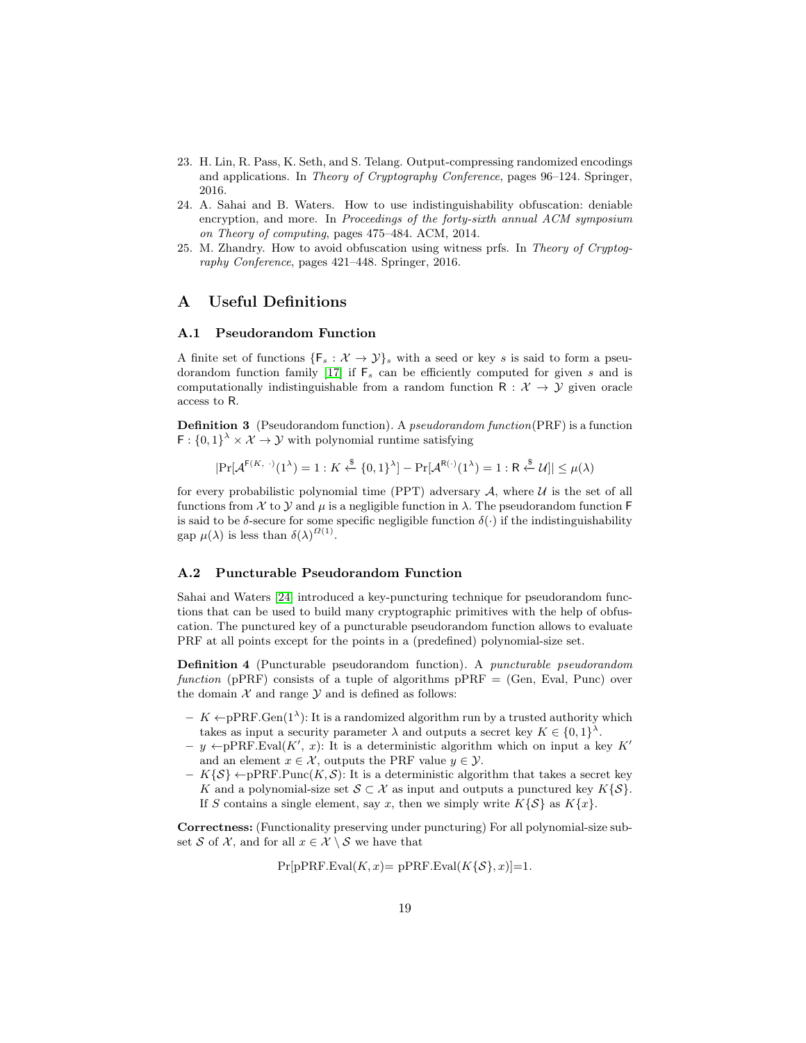23. H. Lin, R. Pass, K. Seth, and S. Telang. Output-compressing randomized encodings and applications. In *Theory of Cryptography Conference*, pages 96–124. Springer, 2016.
24. A. Sahai and B. Waters. How to use indistinguishability obfuscation: deniable encryption, and more. In *Proceedings of the forty-sixth annual ACM symposium on Theory of computing*, pages 475–484. ACM, 2014.
25. M. Zhandry. How to avoid obfuscation using witness prfs. In *Theory of Cryptography Conference*, pages 421–448. Springer, 2016.

# A Useful Definitions

## A.1 Pseudorandom Function

A finite set of functions $\{\mathsf{F}_s : \mathcal{X} \to \mathcal{Y}\}_s$ with a seed or key $s$ is said to form a pseudorandom function family [17] if $\mathsf{F}_s$ can be efficiently computed for given $s$ and is computationally indistinguishable from a random function $\mathsf{R} : \mathcal{X} \to \mathcal{Y}$ given oracle access to $\mathsf{R}$.

**Definition 3** (Pseudorandom function). A *pseudorandom function*(PRF) is a function $\mathsf{F} : \{0,1\}^\lambda \times \mathcal{X} \to \mathcal{Y}$ with polynomial runtime satisfying

$$|\Pr[\mathcal{A}^{\mathsf{F}(K,\ \cdot)}(1^\lambda) = 1 : K \xleftarrow{\$} \{0,1\}^\lambda] - \Pr[\mathcal{A}^{\mathsf{R}(\cdot)}(1^\lambda) = 1 : \mathsf{R} \xleftarrow{\$} \mathcal{U}]| \leq \mu(\lambda)$$

for every probabilistic polynomial time (PPT) adversary $\mathcal{A}$, where $\mathcal{U}$ is the set of all functions from $\mathcal{X}$ to $\mathcal{Y}$ and $\mu$ is a negligible function in $\lambda$. The pseudorandom function $\mathsf{F}$ is said to be $\delta$-secure for some specific negligible function $\delta(\cdot)$ if the indistinguishability gap $\mu(\lambda)$ is less than $\delta(\lambda)^{\Omega(1)}$.

## A.2 Puncturable Pseudorandom Function

Sahai and Waters [24] introduced a key-puncturing technique for pseudorandom functions that can be used to build many cryptographic primitives with the help of obfuscation. The punctured key of a puncturable pseudorandom function allows to evaluate PRF at all points except for the points in a (predefined) polynomial-size set.

**Definition 4** (Puncturable pseudorandom function). A *puncturable pseudorandom function* (pPRF) consists of a tuple of algorithms pPRF = (Gen, Eval, Punc) over the domain $\mathcal{X}$ and range $\mathcal{Y}$ and is defined as follows:

- $K \leftarrow$pPRF.Gen$(1^\lambda)$: It is a randomized algorithm run by a trusted authority which takes as input a security parameter $\lambda$ and outputs a secret key $K \in \{0,1\}^\lambda$.
- $y \leftarrow$pPRF.Eval$(K',\ x)$: It is a deterministic algorithm which on input a key $K'$ and an element $x \in \mathcal{X}$, outputs the PRF value $y \in \mathcal{Y}$.
- $K\{\mathcal{S}\} \leftarrow$pPRF.Punc$(K, \mathcal{S})$: It is a deterministic algorithm that takes a secret key $K$ and a polynomial-size set $\mathcal{S} \subset \mathcal{X}$ as input and outputs a punctured key $K\{\mathcal{S}\}$. If $S$ contains a single element, say $x$, then we simply write $K\{\mathcal{S}\}$ as $K\{x\}$.

**Correctness:** (Functionality preserving under puncturing) For all polynomial-size subset $\mathcal{S}$ of $\mathcal{X}$, and for all $x \in \mathcal{X} \setminus \mathcal{S}$ we have that

$$\Pr[\text{pPRF.Eval}(K, x) = \text{pPRF.Eval}(K\{\mathcal{S}\}, x)] = 1.$$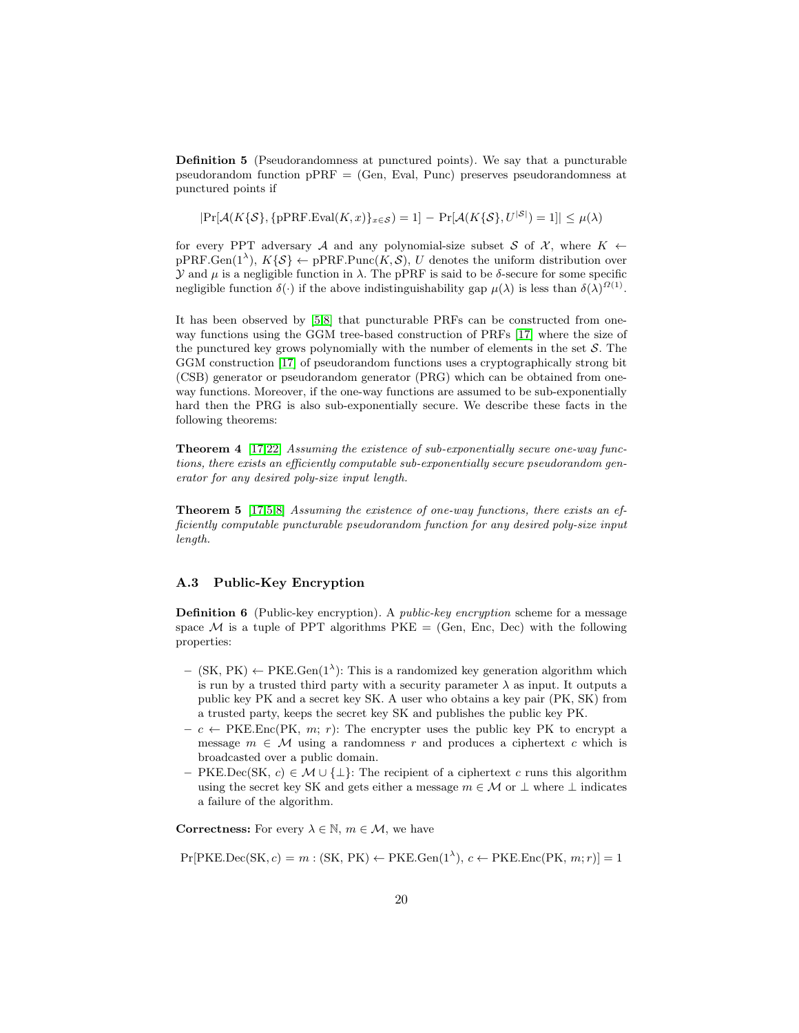**Definition 5** (Pseudorandomness at punctured points). We say that a puncturable pseudorandom function pPRF = (Gen, Eval, Punc) preserves pseudorandomness at punctured points if

$$|\Pr[\mathcal{A}(K\{\mathcal{S}\}, \{\text{pPRF.Eval}(K, x)\}_{x \in \mathcal{S}}) = 1] - \Pr[\mathcal{A}(K\{\mathcal{S}\}, U^{|\mathcal{S}|}) = 1]| \leq \mu(\lambda)$$

for every PPT adversary $\mathcal{A}$ and any polynomial-size subset $\mathcal{S}$ of $\mathcal{X}$, where $K \leftarrow \text{pPRF.Gen}(1^\lambda)$, $K\{\mathcal{S}\} \leftarrow \text{pPRF.Punc}(K, \mathcal{S})$, $U$ denotes the uniform distribution over $\mathcal{Y}$ and $\mu$ is a negligible function in $\lambda$. The pPRF is said to be $\delta$-secure for some specific negligible function $\delta(\cdot)$ if the above indistinguishability gap $\mu(\lambda)$ is less than $\delta(\lambda)^{\Omega(1)}$.

It has been observed by [5,8] that puncturable PRFs can be constructed from one-way functions using the GGM tree-based construction of PRFs [17] where the size of the punctured key grows polynomially with the number of elements in the set $\mathcal{S}$. The GGM construction [17] of pseudorandom functions uses a cryptographically strong bit (CSB) generator or pseudorandom generator (PRG) which can be obtained from one-way functions. Moreover, if the one-way functions are assumed to be sub-exponentially hard then the PRG is also sub-exponentially secure. We describe these facts in the following theorems:

**Theorem 4** [17,22] *Assuming the existence of sub-exponentially secure one-way functions, there exists an efficiently computable sub-exponentially secure pseudorandom generator for any desired poly-size input length.*

**Theorem 5** [17,5,8] *Assuming the existence of one-way functions, there exists an efficiently computable puncturable pseudorandom function for any desired poly-size input length.*

### A.3 Public-Key Encryption

**Definition 6** (Public-key encryption). A *public-key encryption* scheme for a message space $\mathcal{M}$ is a tuple of PPT algorithms PKE = (Gen, Enc, Dec) with the following properties:

- (SK, PK) $\leftarrow$ PKE.Gen($1^\lambda$): This is a randomized key generation algorithm which is run by a trusted third party with a security parameter $\lambda$ as input. It outputs a public key PK and a secret key SK. A user who obtains a key pair (PK, SK) from a trusted party, keeps the secret key SK and publishes the public key PK.
- $c \leftarrow$ PKE.Enc(PK, $m$; $r$): The encrypter uses the public key PK to encrypt a message $m \in \mathcal{M}$ using a randomness $r$ and produces a ciphertext $c$ which is broadcasted over a public domain.
- PKE.Dec(SK, $c$) $\in \mathcal{M} \cup \{\perp\}$: The recipient of a ciphertext $c$ runs this algorithm using the secret key SK and gets either a message $m \in \mathcal{M}$ or $\perp$ where $\perp$ indicates a failure of the algorithm.

**Correctness:** For every $\lambda \in \mathbb{N}$, $m \in \mathcal{M}$, we have

$$\Pr[\text{PKE.Dec(SK}, c) = m : (\text{SK, PK}) \leftarrow \text{PKE.Gen}(1^\lambda),\ c \leftarrow \text{PKE.Enc(PK}, m; r)] = 1$$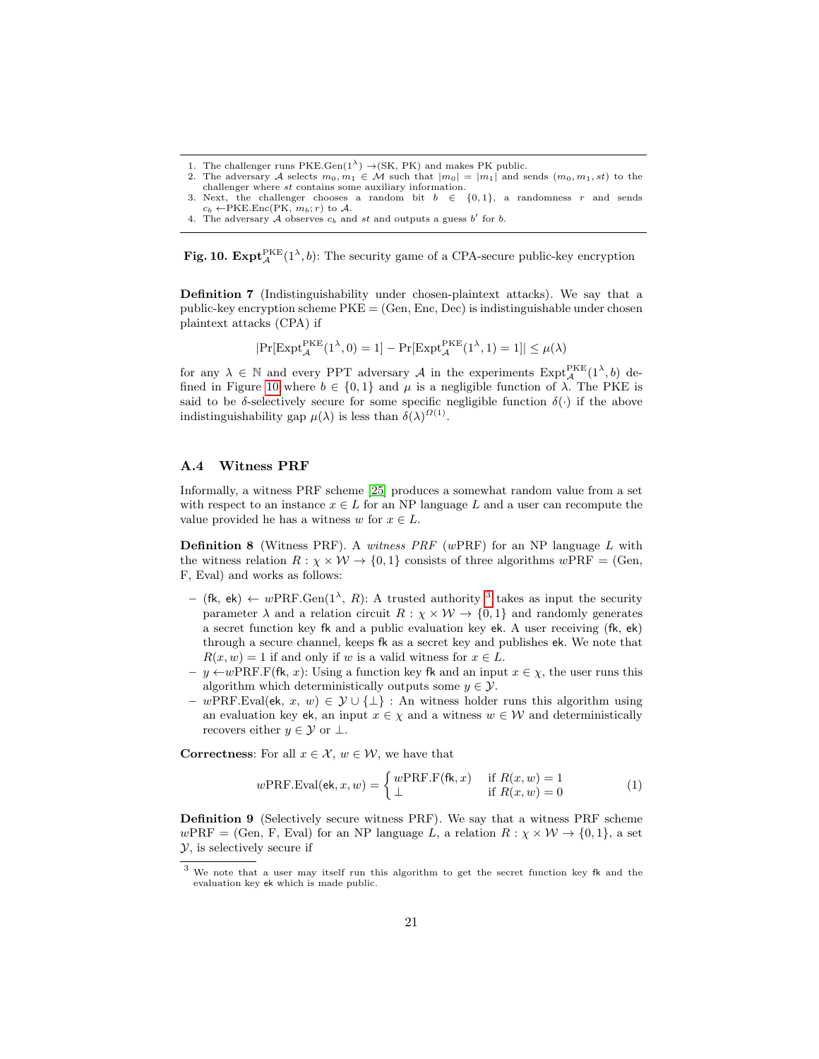1. The challenger runs PKE.Gen($1^\lambda$) →(SK, PK) and makes PK public.
2. The adversary $\mathcal{A}$ selects $m_0, m_1 \in \mathcal{M}$ such that $|m_0| = |m_1|$ and sends $(m_0, m_1, st)$ to the challenger where $st$ contains some auxiliary information.
3. Next, the challenger chooses a random bit $b \in \{0, 1\}$, a randomness $r$ and sends $c_b \leftarrow$PKE.Enc(PK, $m_b; r$) to $\mathcal{A}$.
4. The adversary $\mathcal{A}$ observes $c_b$ and $st$ and outputs a guess $b'$ for $b$.

**Fig. 10.** $\mathbf{Expt}^{\mathrm{PKE}}_{\mathcal{A}}(1^\lambda, b)$: The security game of a CPA-secure public-key encryption

**Definition 7** (Indistinguishability under chosen-plaintext attacks). We say that a public-key encryption scheme PKE = (Gen, Enc, Dec) is indistinguishable under chosen plaintext attacks (CPA) if

$$|\Pr[\mathrm{Expt}^{\mathrm{PKE}}_{\mathcal{A}}(1^\lambda, 0) = 1] - \Pr[\mathrm{Expt}^{\mathrm{PKE}}_{\mathcal{A}}(1^\lambda, 1) = 1]| \leq \mu(\lambda)$$

for any $\lambda \in \mathbb{N}$ and every PPT adversary $\mathcal{A}$ in the experiments $\mathrm{Expt}^{\mathrm{PKE}}_{\mathcal{A}}(1^\lambda, b)$ defined in Figure 10 where $b \in \{0, 1\}$ and $\mu$ is a negligible function of $\lambda$. The PKE is said to be $\delta$-selectively secure for some specific negligible function $\delta(\cdot)$ if the above indistinguishability gap $\mu(\lambda)$ is less than $\delta(\lambda)^{\Omega(1)}$.

### A.4 Witness PRF

Informally, a witness PRF scheme [25] produces a somewhat random value from a set with respect to an instance $x \in L$ for an NP language $L$ and a user can recompute the value provided he has a witness $w$ for $x \in L$.

**Definition 8** (Witness PRF). A *witness PRF* ($w$PRF) for an NP language $L$ with the witness relation $R : \chi \times \mathcal{W} \to \{0, 1\}$ consists of three algorithms $w$PRF = (Gen, F, Eval) and works as follows:

- (fk, ek) ← $w$PRF.Gen($1^\lambda$, $R$): A trusted authority [3] takes as input the security parameter $\lambda$ and a relation circuit $R : \chi \times \mathcal{W} \to \{0, 1\}$ and randomly generates a secret function key fk and a public evaluation key ek. A user receiving (fk, ek) through a secure channel, keeps fk as a secret key and publishes ek. We note that $R(x, w) = 1$ if and only if $w$ is a valid witness for $x \in L$.
- $y \leftarrow w$PRF.F(fk, $x$): Using a function key fk and an input $x \in \chi$, the user runs this algorithm which deterministically outputs some $y \in \mathcal{Y}$.
- $w$PRF.Eval(ek, $x$, $w$) $\in \mathcal{Y} \cup \{\perp\}$ : An witness holder runs this algorithm using an evaluation key ek, an input $x \in \chi$ and a witness $w \in \mathcal{W}$ and deterministically recovers either $y \in \mathcal{Y}$ or $\perp$.

**Correctness**: For all $x \in \mathcal{X}$, $w \in \mathcal{W}$, we have that

$$w\mathrm{PRF.Eval}(\mathsf{ek}, x, w) = \begin{cases} w\mathrm{PRF.F}(\mathsf{fk}, x) & \text{if } R(x, w) = 1 \\ \perp & \text{if } R(x, w) = 0 \end{cases} \tag{1}$$

**Definition 9** (Selectively secure witness PRF). We say that a witness PRF scheme $w$PRF = (Gen, F, Eval) for an NP language $L$, a relation $R : \chi \times \mathcal{W} \to \{0, 1\}$, a set $\mathcal{Y}$, is selectively secure if

[3] We note that a user may itself run this algorithm to get the secret function key fk and the evaluation key ek which is made public.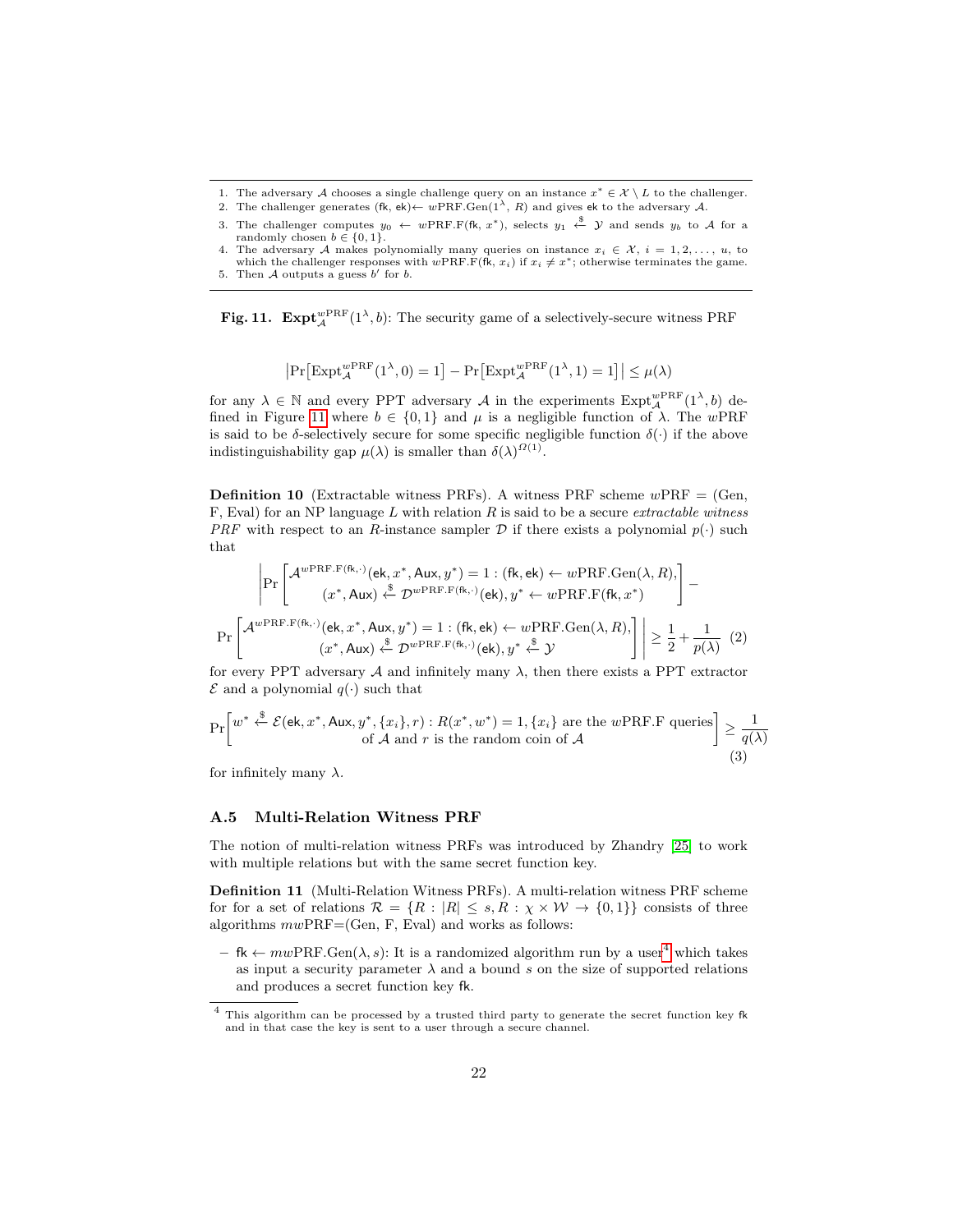1. The adversary $\mathcal{A}$ chooses a single challenge query on an instance $x^* \in \mathcal{X} \setminus L$ to the challenger.
2. The challenger generates $(\mathsf{fk}, \mathsf{ek}) \leftarrow w\text{PRF.Gen}(1^\lambda, R)$ and gives $\mathsf{ek}$ to the adversary $\mathcal{A}$.
3. The challenger computes $y_0 \leftarrow w\text{PRF.F}(\mathsf{fk}, x^*)$, selects $y_1 \xleftarrow{\$} \mathcal{Y}$ and sends $y_b$ to $\mathcal{A}$ for a randomly chosen $b \in \{0, 1\}$.
4. The adversary $\mathcal{A}$ makes polynomially many queries on instance $x_i \in \mathcal{X}$, $i = 1, 2, \ldots, u$, to which the challenger responses with $w\text{PRF.F}(\mathsf{fk}, x_i)$ if $x_i \neq x^*$; otherwise terminates the game.
5. Then $\mathcal{A}$ outputs a guess $b'$ for $b$.

**Fig. 11.** $\mathbf{Expt}_{\mathcal{A}}^{w\mathrm{PRF}}(1^\lambda, b)$: The security game of a selectively-secure witness PRF

$$\left|\Pr\left[\mathrm{Expt}_{\mathcal{A}}^{w\mathrm{PRF}}(1^\lambda, 0) = 1\right] - \Pr\left[\mathrm{Expt}_{\mathcal{A}}^{w\mathrm{PRF}}(1^\lambda, 1) = 1\right]\right| \leq \mu(\lambda)$$

for any $\lambda \in \mathbb{N}$ and every PPT adversary $\mathcal{A}$ in the experiments $\mathrm{Expt}_{\mathcal{A}}^{w\mathrm{PRF}}(1^\lambda, b)$ defined in Figure 11 where $b \in \{0, 1\}$ and $\mu$ is a negligible function of $\lambda$. The $w$PRF is said to be $\delta$-selectively secure for some specific negligible function $\delta(\cdot)$ if the above indistinguishability gap $\mu(\lambda)$ is smaller than $\delta(\lambda)^{\Omega(1)}$.

**Definition 10** (Extractable witness PRFs). A witness PRF scheme $w$PRF = (Gen, F, Eval) for an NP language $L$ with relation $R$ is said to be a secure *extractable witness PRF* with respect to an $R$-instance sampler $\mathcal{D}$ if there exists a polynomial $p(\cdot)$ such that

$$\left|\Pr\left[\begin{array}{c}\mathcal{A}^{w\mathrm{PRF.F}(\mathsf{fk},\cdot)}(\mathsf{ek}, x^*, \mathsf{Aux}, y^*) = 1 : (\mathsf{fk}, \mathsf{ek}) \leftarrow w\mathrm{PRF.Gen}(\lambda, R), \\ (x^*, \mathsf{Aux}) \xleftarrow{\$} \mathcal{D}^{w\mathrm{PRF.F}(\mathsf{fk},\cdot)}(\mathsf{ek}), y^* \leftarrow w\mathrm{PRF.F}(\mathsf{fk}, x^*)\end{array}\right] - \right.$$

$$\left.\Pr\left[\begin{array}{c}\mathcal{A}^{w\mathrm{PRF.F}(\mathsf{fk},\cdot)}(\mathsf{ek}, x^*, \mathsf{Aux}, y^*) = 1 : (\mathsf{fk}, \mathsf{ek}) \leftarrow w\mathrm{PRF.Gen}(\lambda, R), \\ (x^*, \mathsf{Aux}) \xleftarrow{\$} \mathcal{D}^{w\mathrm{PRF.F}(\mathsf{fk},\cdot)}(\mathsf{ek}), y^* \xleftarrow{\$} \mathcal{Y}\end{array}\right]\right| \geq \frac{1}{2} + \frac{1}{p(\lambda)} \quad (2)$$

for every PPT adversary $\mathcal{A}$ and infinitely many $\lambda$, then there exists a PPT extractor $\mathcal{E}$ and a polynomial $q(\cdot)$ such that

$$\Pr\left[\begin{array}{c}w^* \xleftarrow{\$} \mathcal{E}(\mathsf{ek}, x^*, \mathsf{Aux}, y^*, \{x_i\}, r) : R(x^*, w^*) = 1, \{x_i\} \text{ are the } w\mathrm{PRF.F} \text{ queries} \\ \text{of } \mathcal{A} \text{ and } r \text{ is the random coin of } \mathcal{A}\end{array}\right] \geq \frac{1}{q(\lambda)} \quad (3)$$

for infinitely many $\lambda$.

### A.5 Multi-Relation Witness PRF

The notion of multi-relation witness PRFs was introduced by Zhandry [25] to work with multiple relations but with the same secret function key.

**Definition 11** (Multi-Relation Witness PRFs). A multi-relation witness PRF scheme for for a set of relations $\mathcal{R} = \{R : |R| \leq s, R : \chi \times \mathcal{W} \to \{0, 1\}\}$ consists of three algorithms $mw$PRF=(Gen, F, Eval) and works as follows:

– $\mathsf{fk} \leftarrow mw\mathrm{PRF.Gen}(\lambda, s)$: It is a randomized algorithm run by a user[4] which takes as input a security parameter $\lambda$ and a bound $s$ on the size of supported relations and produces a secret function key $\mathsf{fk}$.

[4] This algorithm can be processed by a trusted third party to generate the secret function key $\mathsf{fk}$ and in that case the key is sent to a user through a secure channel.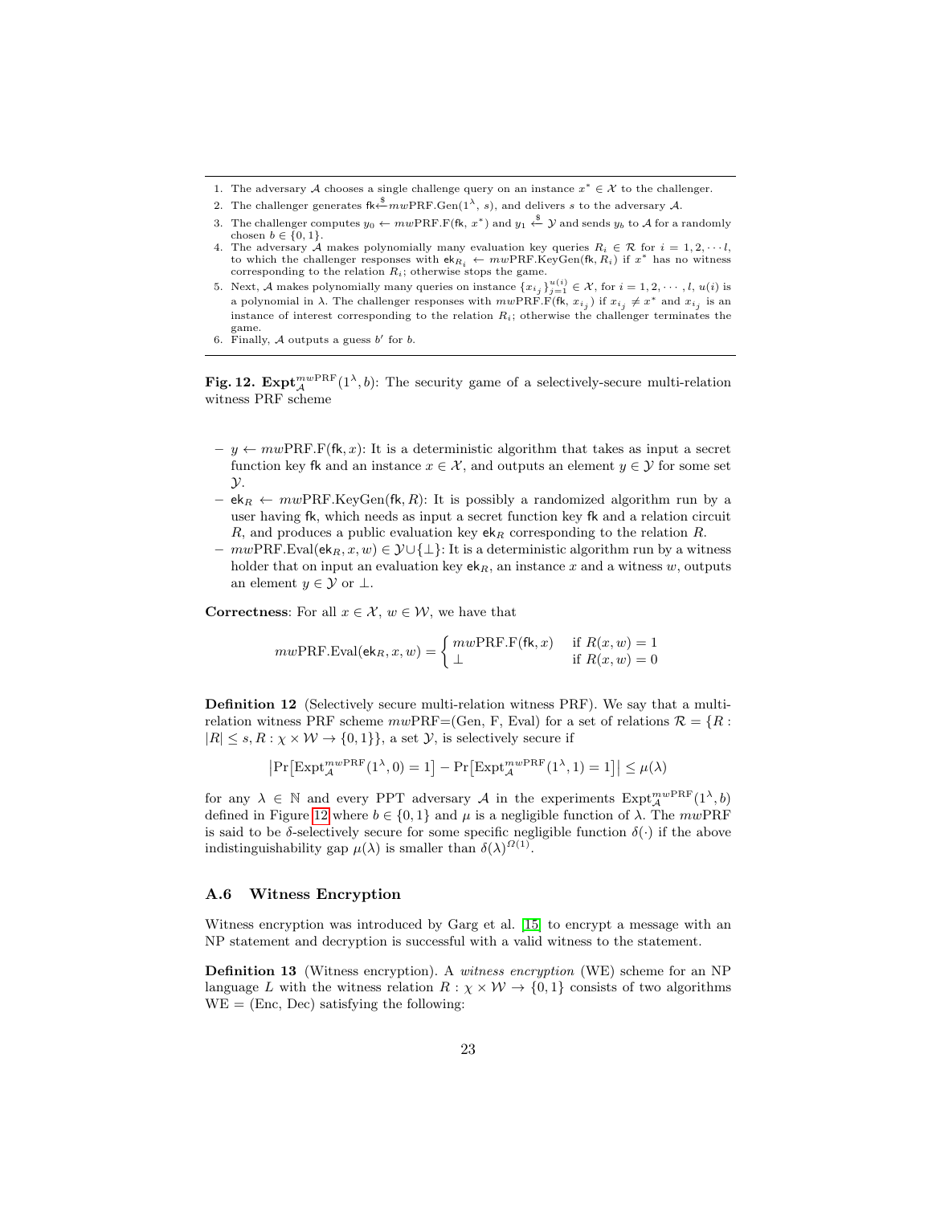1. The adversary $\mathcal{A}$ chooses a single challenge query on an instance $x^* \in \mathcal{X}$ to the challenger.
2. The challenger generates $\mathsf{fk} \xleftarrow{\$} mw\text{PRF.Gen}(1^\lambda, s)$, and delivers $s$ to the adversary $\mathcal{A}$.
3. The challenger computes $y_0 \leftarrow mw\text{PRF.F}(\mathsf{fk}, x^*)$ and $y_1 \xleftarrow{\$} \mathcal{Y}$ and sends $y_b$ to $\mathcal{A}$ for a randomly chosen $b \in \{0, 1\}$.
4. The adversary $\mathcal{A}$ makes polynomially many evaluation key queries $R_i \in \mathcal{R}$ for $i = 1, 2, \cdots l$, to which the challenger responses with $\mathsf{ek}_{R_i} \leftarrow mw\text{PRF.KeyGen}(\mathsf{fk}, R_i)$ if $x^*$ has no witness corresponding to the relation $R_i$; otherwise stops the game.
5. Next, $\mathcal{A}$ makes polynomially many queries on instance $\{x_{i_j}\}_{j=1}^{u(i)} \in \mathcal{X}$, for $i = 1, 2, \cdots, l$, $u(i)$ is a polynomial in $\lambda$. The challenger responses with $mw\text{PRF.F}(\mathsf{fk}, x_{i_j})$ if $x_{i_j} \neq x^*$ and $x_{i_j}$ is an instance of interest corresponding to the relation $R_i$; otherwise the challenger terminates the game.
6. Finally, $\mathcal{A}$ outputs a guess $b'$ for $b$.

**Fig. 12.** $\mathbf{Expt}_{\mathcal{A}}^{mw\text{PRF}}(1^\lambda, b)$: The security game of a selectively-secure multi-relation witness PRF scheme

- $y \leftarrow mw\text{PRF.F}(\mathsf{fk}, x)$: It is a deterministic algorithm that takes as input a secret function key $\mathsf{fk}$ and an instance $x \in \mathcal{X}$, and outputs an element $y \in \mathcal{Y}$ for some set $\mathcal{Y}$.
- $\mathsf{ek}_R \leftarrow mw\text{PRF.KeyGen}(\mathsf{fk}, R)$: It is possibly a randomized algorithm run by a user having $\mathsf{fk}$, which needs as input a secret function key $\mathsf{fk}$ and a relation circuit $R$, and produces a public evaluation key $\mathsf{ek}_R$ corresponding to the relation $R$.
- $mw\text{PRF.Eval}(\mathsf{ek}_R, x, w) \in \mathcal{Y} \cup \{\perp\}$: It is a deterministic algorithm run by a witness holder that on input an evaluation key $\mathsf{ek}_R$, an instance $x$ and a witness $w$, outputs an element $y \in \mathcal{Y}$ or $\perp$.

**Correctness**: For all $x \in \mathcal{X}$, $w \in \mathcal{W}$, we have that

$$mw\text{PRF.Eval}(\mathsf{ek}_R, x, w) = \begin{cases} mw\text{PRF.F}(\mathsf{fk}, x) & \text{if } R(x, w) = 1 \\ \perp & \text{if } R(x, w) = 0 \end{cases}$$

**Definition 12** (Selectively secure multi-relation witness PRF). We say that a multi-relation witness PRF scheme $mw$PRF=(Gen, F, Eval) for a set of relations $\mathcal{R} = \{R : |R| \le s, R : \chi \times \mathcal{W} \to \{0,1\}\}$, a set $\mathcal{Y}$, is selectively secure if

$$\left|\Pr\left[\text{Expt}_{\mathcal{A}}^{mw\text{PRF}}(1^\lambda, 0) = 1\right] - \Pr\left[\text{Expt}_{\mathcal{A}}^{mw\text{PRF}}(1^\lambda, 1) = 1\right]\right| \le \mu(\lambda)$$

for any $\lambda \in \mathbb{N}$ and every PPT adversary $\mathcal{A}$ in the experiments $\text{Expt}_{\mathcal{A}}^{mw\text{PRF}}(1^\lambda, b)$ defined in Figure 12 where $b \in \{0, 1\}$ and $\mu$ is a negligible function of $\lambda$. The $mw$PRF is said to be $\delta$-selectively secure for some specific negligible function $\delta(\cdot)$ if the above indistinguishability gap $\mu(\lambda)$ is smaller than $\delta(\lambda)^{\Omega(1)}$.

### A.6 Witness Encryption

Witness encryption was introduced by Garg et al. [15] to encrypt a message with an NP statement and decryption is successful with a valid witness to the statement.

**Definition 13** (Witness encryption). A *witness encryption* (WE) scheme for an NP language $L$ with the witness relation $R : \chi \times \mathcal{W} \to \{0,1\}$ consists of two algorithms WE = (Enc, Dec) satisfying the following: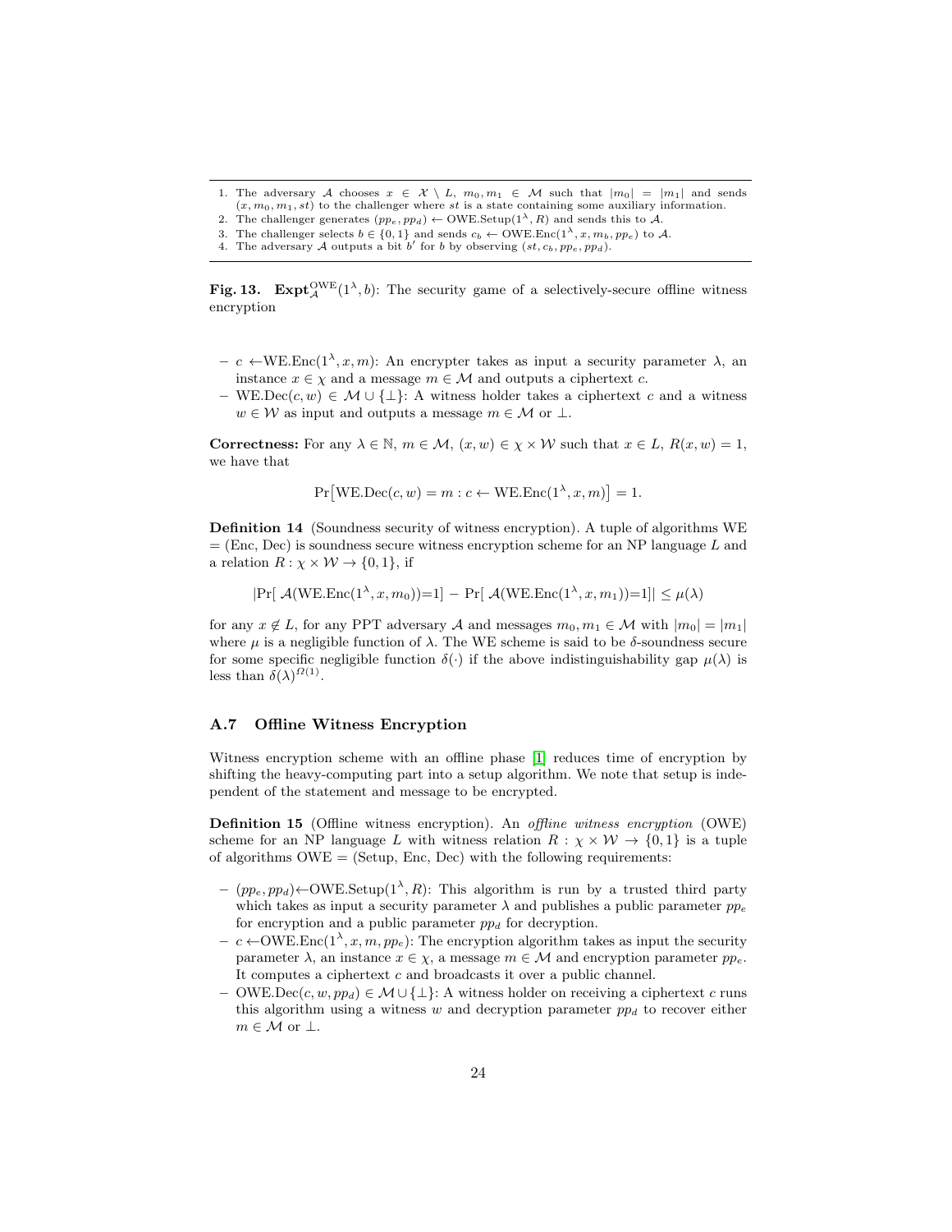1. The adversary $\mathcal{A}$ chooses $x \in \mathcal{X} \setminus L$, $m_0, m_1 \in \mathcal{M}$ such that $|m_0| = |m_1|$ and sends $(x, m_0, m_1, st)$ to the challenger where $st$ is a state containing some auxiliary information.
2. The challenger generates $(pp_e, pp_d) \leftarrow \text{OWE.Setup}(1^\lambda, R)$ and sends this to $\mathcal{A}$.
3. The challenger selects $b \in \{0, 1\}$ and sends $c_b \leftarrow \text{OWE.Enc}(1^\lambda, x, m_b, pp_e)$ to $\mathcal{A}$.
4. The adversary $\mathcal{A}$ outputs a bit $b'$ for $b$ by observing $(st, c_b, pp_e, pp_d)$.

**Fig. 13.** $\mathbf{Expt}^{\text{OWE}}_{\mathcal{A}}(1^\lambda, b)$: The security game of a selectively-secure offline witness encryption

- $c \leftarrow$WE.Enc$(1^\lambda, x, m)$: An encrypter takes as input a security parameter $\lambda$, an instance $x \in \chi$ and a message $m \in \mathcal{M}$ and outputs a ciphertext $c$.
- WE.Dec$(c, w) \in \mathcal{M} \cup \{\perp\}$: A witness holder takes a ciphertext $c$ and a witness $w \in \mathcal{W}$ as input and outputs a message $m \in \mathcal{M}$ or $\perp$.

**Correctness:** For any $\lambda \in \mathbb{N}$, $m \in \mathcal{M}$, $(x, w) \in \chi \times \mathcal{W}$ such that $x \in L$, $R(x, w) = 1$, we have that

$$\Pr\big[\text{WE.Dec}(c, w) = m : c \leftarrow \text{WE.Enc}(1^\lambda, x, m)\big] = 1.$$

**Definition 14** (Soundness security of witness encryption). A tuple of algorithms WE = (Enc, Dec) is soundness secure witness encryption scheme for an NP language $L$ and a relation $R : \chi \times \mathcal{W} \rightarrow \{0, 1\}$, if

$$|\Pr[\ \mathcal{A}(\text{WE.Enc}(1^\lambda, x, m_0))=1] - \Pr[\ \mathcal{A}(\text{WE.Enc}(1^\lambda, x, m_1))=1]| \leq \mu(\lambda)$$

for any $x \notin L$, for any PPT adversary $\mathcal{A}$ and messages $m_0, m_1 \in \mathcal{M}$ with $|m_0| = |m_1|$ where $\mu$ is a negligible function of $\lambda$. The WE scheme is said to be $\delta$-soundness secure for some specific negligible function $\delta(\cdot)$ if the above indistinguishability gap $\mu(\lambda)$ is less than $\delta(\lambda)^{\Omega(1)}$.

### A.7 Offline Witness Encryption

Witness encryption scheme with an offline phase [1] reduces time of encryption by shifting the heavy-computing part into a setup algorithm. We note that setup is independent of the statement and message to be encrypted.

**Definition 15** (Offline witness encryption). An *offline witness encryption* (OWE) scheme for an NP language $L$ with witness relation $R : \chi \times \mathcal{W} \rightarrow \{0, 1\}$ is a tuple of algorithms OWE = (Setup, Enc, Dec) with the following requirements:

- $(pp_e, pp_d) \leftarrow$OWE.Setup$(1^\lambda, R)$: This algorithm is run by a trusted third party which takes as input a security parameter $\lambda$ and publishes a public parameter $pp_e$ for encryption and a public parameter $pp_d$ for decryption.
- $c \leftarrow$OWE.Enc$(1^\lambda, x, m, pp_e)$: The encryption algorithm takes as input the security parameter $\lambda$, an instance $x \in \chi$, a message $m \in \mathcal{M}$ and encryption parameter $pp_e$. It computes a ciphertext $c$ and broadcasts it over a public channel.
- OWE.Dec$(c, w, pp_d) \in \mathcal{M} \cup \{\perp\}$: A witness holder on receiving a ciphertext $c$ runs this algorithm using a witness $w$ and decryption parameter $pp_d$ to recover either $m \in \mathcal{M}$ or $\perp$.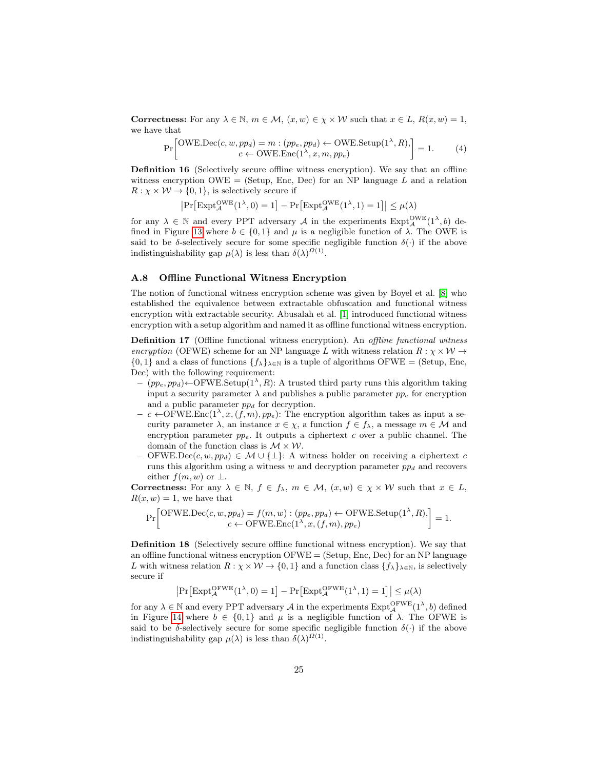**Correctness:** For any $\lambda \in \mathbb{N}$, $m \in \mathcal{M}$, $(x, w) \in \chi \times \mathcal{W}$ such that $x \in L$, $R(x, w) = 1$, we have that

$$\Pr\left[\begin{matrix}\text{OWE.Dec}(c, w, pp_d) = m : (pp_e, pp_d) \leftarrow \text{OWE.Setup}(1^\lambda, R), \\ c \leftarrow \text{OWE.Enc}(1^\lambda, x, m, pp_e)\end{matrix}\right] = 1. \tag{4}$$

**Definition 16** (Selectively secure offline witness encryption). We say that an offline witness encryption OWE = (Setup, Enc, Dec) for an NP language $L$ and a relation $R : \chi \times \mathcal{W} \to \{0, 1\}$, is selectively secure if

$$\left|\Pr\left[\text{Expt}_{\mathcal{A}}^{\text{OWE}}(1^\lambda, 0) = 1\right] - \Pr\left[\text{Expt}_{\mathcal{A}}^{\text{OWE}}(1^\lambda, 1) = 1\right]\right| \leq \mu(\lambda)$$

for any $\lambda \in \mathbb{N}$ and every PPT adversary $\mathcal{A}$ in the experiments $\text{Expt}_{\mathcal{A}}^{\text{OWE}}(1^\lambda, b)$ defined in Figure 13 where $b \in \{0, 1\}$ and $\mu$ is a negligible function of $\lambda$. The OWE is said to be $\delta$-selectively secure for some specific negligible function $\delta(\cdot)$ if the above indistinguishability gap $\mu(\lambda)$ is less than $\delta(\lambda)^{\Omega(1)}$.

### A.8 Offline Functional Witness Encryption

The notion of functional witness encryption scheme was given by Boyel et al. [8] who established the equivalence between extractable obfuscation and functional witness encryption with extractable security. Abusalah et al. [1] introduced functional witness encryption with a setup algorithm and named it as offline functional witness encryption.

**Definition 17** (Offline functional witness encryption). An *offline functional witness encryption* (OFWE) scheme for an NP language $L$ with witness relation $R : \chi \times \mathcal{W} \to \{0, 1\}$ and a class of functions $\{f_\lambda\}_{\lambda \in \mathbb{N}}$ is a tuple of algorithms OFWE = (Setup, Enc, Dec) with the following requirement:

- $(pp_e, pp_d) \leftarrow$OFWE.Setup$(1^\lambda, R)$: A trusted third party runs this algorithm taking input a security parameter $\lambda$ and publishes a public parameter $pp_e$ for encryption and a public parameter $pp_d$ for decryption.
- $c \leftarrow$OFWE.Enc$(1^\lambda, x, (f, m), pp_e)$: The encryption algorithm takes as input a security parameter $\lambda$, an instance $x \in \chi$, a function $f \in f_\lambda$, a message $m \in \mathcal{M}$ and encryption parameter $pp_e$. It outputs a ciphertext $c$ over a public channel. The domain of the function class is $\mathcal{M} \times \mathcal{W}$.
- OFWE.Dec$(c, w, pp_d) \in \mathcal{M} \cup \{\perp\}$: A witness holder on receiving a ciphertext $c$ runs this algorithm using a witness $w$ and decryption parameter $pp_d$ and recovers either $f(m, w)$ or $\perp$.

**Correctness:** For any $\lambda \in \mathbb{N}$, $f \in f_\lambda$, $m \in \mathcal{M}$, $(x, w) \in \chi \times \mathcal{W}$ such that $x \in L$, $R(x, w) = 1$, we have that

$$\Pr\left[\begin{matrix}\text{OFWE.Dec}(c, w, pp_d) = f(m, w) : (pp_e, pp_d) \leftarrow \text{OFWE.Setup}(1^\lambda, R), \\ c \leftarrow \text{OFWE.Enc}(1^\lambda, x, (f, m), pp_e)\end{matrix}\right] = 1.$$

**Definition 18** (Selectively secure offline functional witness encryption). We say that an offline functional witness encryption OFWE = (Setup, Enc, Dec) for an NP language $L$ with witness relation $R : \chi \times \mathcal{W} \to \{0, 1\}$ and a function class $\{f_\lambda\}_{\lambda \in \mathbb{N}}$, is selectively secure if

$$\left|\Pr\left[\text{Expt}_{\mathcal{A}}^{\text{OFWE}}(1^\lambda, 0) = 1\right] - \Pr\left[\text{Expt}_{\mathcal{A}}^{\text{OFWE}}(1^\lambda, 1) = 1\right]\right| \leq \mu(\lambda)$$

for any $\lambda \in \mathbb{N}$ and every PPT adversary $\mathcal{A}$ in the experiments $\text{Expt}_{\mathcal{A}}^{\text{OFWE}}(1^\lambda, b)$ defined in Figure 14 where $b \in \{0, 1\}$ and $\mu$ is a negligible function of $\lambda$. The OFWE is said to be $\delta$-selectively secure for some specific negligible function $\delta(\cdot)$ if the above indistinguishability gap $\mu(\lambda)$ is less than $\delta(\lambda)^{\Omega(1)}$.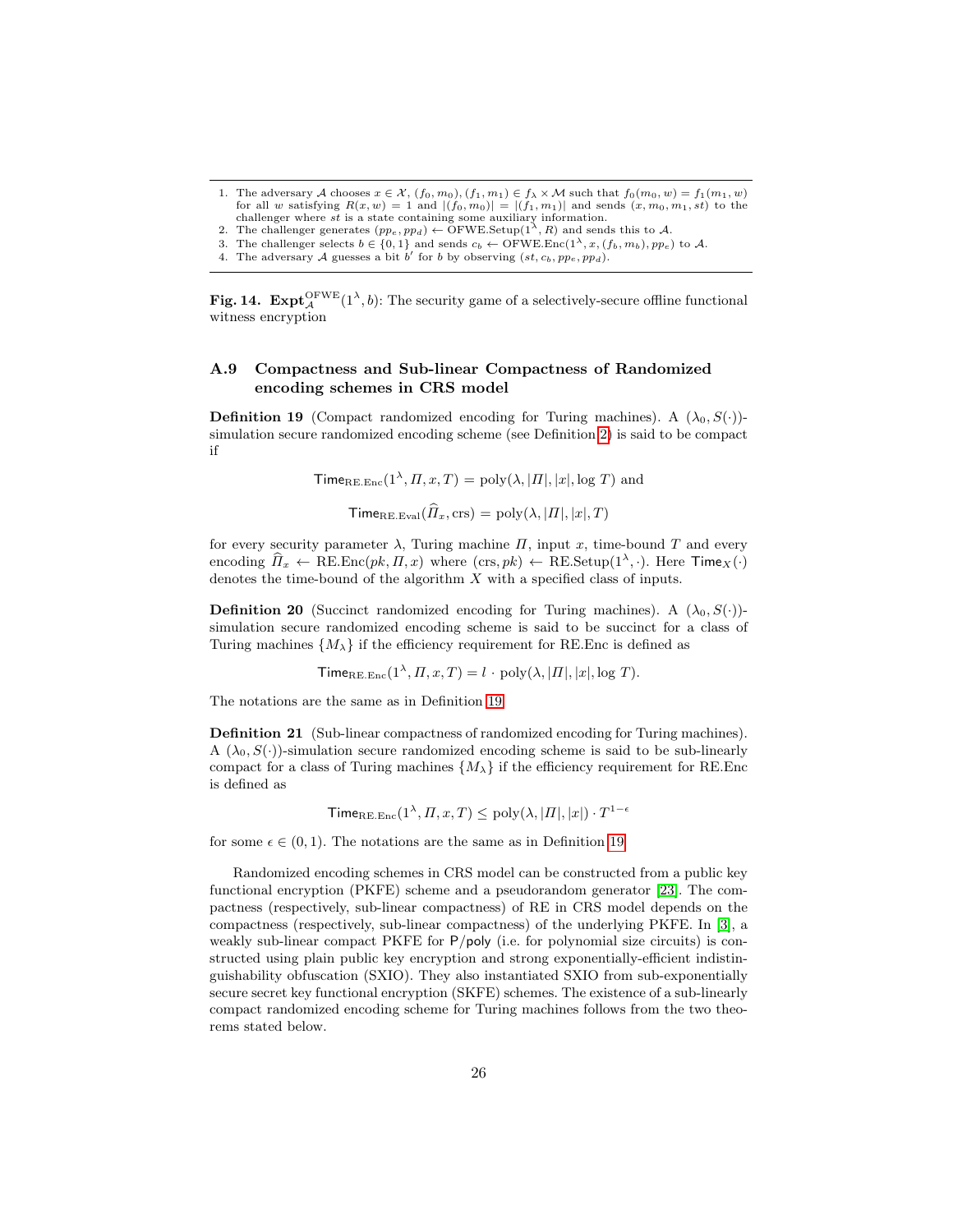1. The adversary $\mathcal{A}$ chooses $x \in \mathcal{X}$, $(f_0, m_0), (f_1, m_1) \in f_\lambda \times \mathcal{M}$ such that $f_0(m_0, w) = f_1(m_1, w)$ for all $w$ satisfying $R(x, w) = 1$ and $|(f_0, m_0)| = |(f_1, m_1)|$ and sends $(x, m_0, m_1, st)$ to the challenger where $st$ is a state containing some auxiliary information.
2. The challenger generates $(pp_e, pp_d) \leftarrow \text{OFWE.Setup}(1^\lambda, R)$ and sends this to $\mathcal{A}$.
3. The challenger selects $b \in \{0, 1\}$ and sends $c_b \leftarrow \text{OFWE.Enc}(1^\lambda, x, (f_b, m_b), pp_e)$ to $\mathcal{A}$.
4. The adversary $\mathcal{A}$ guesses a bit $b'$ for $b$ by observing $(st, c_b, pp_e, pp_d)$.

**Fig. 14.** $\mathbf{Expt}_{\mathcal{A}}^{\text{OFWE}}(1^\lambda, b)$: The security game of a selectively-secure offline functional witness encryption

### A.9 Compactness and Sub-linear Compactness of Randomized encoding schemes in CRS model

**Definition 19** (Compact randomized encoding for Turing machines). A $(\lambda_0, S(\cdot))$-simulation secure randomized encoding scheme (see Definition 2) is said to be compact if

$$\mathsf{Time}_{\text{RE.Enc}}(1^\lambda, \Pi, x, T) = \text{poly}(\lambda, |\Pi|, |x|, \log T) \text{ and}$$

$$\mathsf{Time}_{\text{RE.Eval}}(\widehat{\Pi}_x, \text{crs}) = \text{poly}(\lambda, |\Pi|, |x|, T)$$

for every security parameter $\lambda$, Turing machine $\Pi$, input $x$, time-bound $T$ and every encoding $\widehat{\Pi}_x \leftarrow \text{RE.Enc}(pk, \Pi, x)$ where $(\text{crs}, pk) \leftarrow \text{RE.Setup}(1^\lambda, \cdot)$. Here $\mathsf{Time}_X(\cdot)$ denotes the time-bound of the algorithm $X$ with a specified class of inputs.

**Definition 20** (Succinct randomized encoding for Turing machines). A $(\lambda_0, S(\cdot))$-simulation secure randomized encoding scheme is said to be succinct for a class of Turing machines $\{M_\lambda\}$ if the efficiency requirement for RE.Enc is defined as

$$\mathsf{Time}_{\text{RE.Enc}}(1^\lambda, \Pi, x, T) = l \cdot \text{poly}(\lambda, |\Pi|, |x|, \log T).$$

The notations are the same as in Definition 19.

**Definition 21** (Sub-linear compactness of randomized encoding for Turing machines). A $(\lambda_0, S(\cdot))$-simulation secure randomized encoding scheme is said to be sub-linearly compact for a class of Turing machines $\{M_\lambda\}$ if the efficiency requirement for RE.Enc is defined as

$$\mathsf{Time}_{\text{RE.Enc}}(1^\lambda, \Pi, x, T) \leq \text{poly}(\lambda, |\Pi|, |x|) \cdot T^{1-\epsilon}$$

for some $\epsilon \in (0, 1)$. The notations are the same as in Definition 19.

Randomized encoding schemes in CRS model can be constructed from a public key functional encryption (PKFE) scheme and a pseudorandom generator [23]. The compactness (respectively, sub-linear compactness) of RE in CRS model depends on the compactness (respectively, sub-linear compactness) of the underlying PKFE. In [3], a weakly sub-linear compact PKFE for P/poly (i.e. for polynomial size circuits) is constructed using plain public key encryption and strong exponentially-efficient indistinguishability obfuscation (SXIO). They also instantiated SXIO from sub-exponentially secure secret key functional encryption (SKFE) schemes. The existence of a sub-linearly compact randomized encoding scheme for Turing machines follows from the two theorems stated below.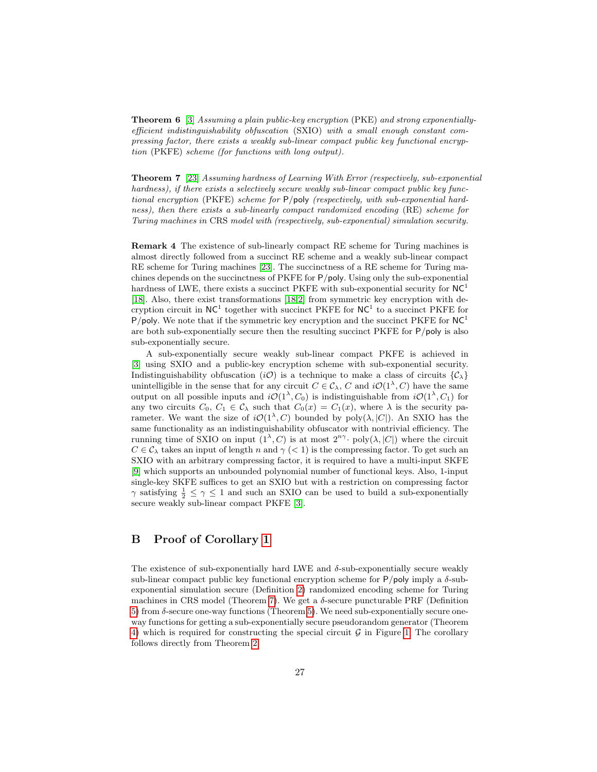**Theorem 6** [3] *Assuming a plain public-key encryption* (PKE) *and strong exponentially-efficient indistinguishability obfuscation* (SXIO) *with a small enough constant compressing factor, there exists a weakly sub-linear compact public key functional encryption* (PKFE) *scheme (for functions with long output).*

**Theorem 7** [23] *Assuming hardness of Learning With Error (respectively, sub-exponential hardness), if there exists a selectively secure weakly sub-linear compact public key functional encryption* (PKFE) *scheme for* P/poly *(respectively, with sub-exponential hardness), then there exists a sub-linearly compact randomized encoding* (RE) *scheme for Turing machines in* CRS *model with (respectively, sub-exponential) simulation security.*

**Remark 4** The existence of sub-linearly compact RE scheme for Turing machines is almost directly followed from a succinct RE scheme and a weakly sub-linear compact RE scheme for Turing machines [23]. The succinctness of a RE scheme for Turing machines depends on the succinctness of PKFE for P/poly. Using only the sub-exponential hardness of LWE, there exists a succinct PKFE with sub-exponential security for $\mathsf{NC}^1$ [18]. Also, there exist transformations [18,2] from symmetric key encryption with decryption circuit in $\mathsf{NC}^1$ together with succinct PKFE for $\mathsf{NC}^1$ to a succinct PKFE for P/poly. We note that if the symmetric key encryption and the succinct PKFE for $\mathsf{NC}^1$ are both sub-exponentially secure then the resulting succinct PKFE for P/poly is also sub-exponentially secure.

A sub-exponentially secure weakly sub-linear compact PKFE is achieved in [3] using SXIO and a public-key encryption scheme with sub-exponential security. Indistinguishability obfuscation ($i\mathcal{O}$) is a technique to make a class of circuits $\{\mathcal{C}_\lambda\}$ unintelligible in the sense that for any circuit $C \in \mathcal{C}_\lambda$, $C$ and $i\mathcal{O}(1^\lambda, C)$ have the same output on all possible inputs and $i\mathcal{O}(1^\lambda, C_0)$ is indistinguishable from $i\mathcal{O}(1^\lambda, C_1)$ for any two circuits $C_0$, $C_1 \in \mathcal{C}_\lambda$ such that $C_0(x) = C_1(x)$, where $\lambda$ is the security parameter. We want the size of $i\mathcal{O}(1^\lambda, C)$ bounded by $\mathrm{poly}(\lambda, |C|)$. An SXIO has the same functionality as an indistinguishability obfuscator with nontrivial efficiency. The running time of SXIO on input $(1^\lambda, C)$ is at most $2^{n\gamma} \cdot \mathrm{poly}(\lambda, |C|)$ where the circuit $C \in \mathcal{C}_\lambda$ takes an input of length $n$ and $\gamma$ $(< 1)$ is the compressing factor. To get such an SXIO with an arbitrary compressing factor, it is required to have a multi-input SKFE [9] which supports an unbounded polynomial number of functional keys. Also, 1-input single-key SKFE suffices to get an SXIO but with a restriction on compressing factor $\gamma$ satisfying $\frac{1}{2} \leq \gamma \leq 1$ and such an SXIO can be used to build a sub-exponentially secure weakly sub-linear compact PKFE [3].

## B Proof of Corollary 1

The existence of sub-exponentially hard LWE and $\delta$-sub-exponentially secure weakly sub-linear compact public key functional encryption scheme for P/poly imply a $\delta$-sub-exponential simulation secure (Definition 2) randomized encoding scheme for Turing machines in CRS model (Theorem 7). We get a $\delta$-secure puncturable PRF (Definition 5) from $\delta$-secure one-way functions (Theorem 5). We need sub-exponentially secure one-way functions for getting a sub-exponentially secure pseudorandom generator (Theorem 4) which is required for constructing the special circuit $\mathcal{G}$ in Figure 1. The corollary follows directly from Theorem 2.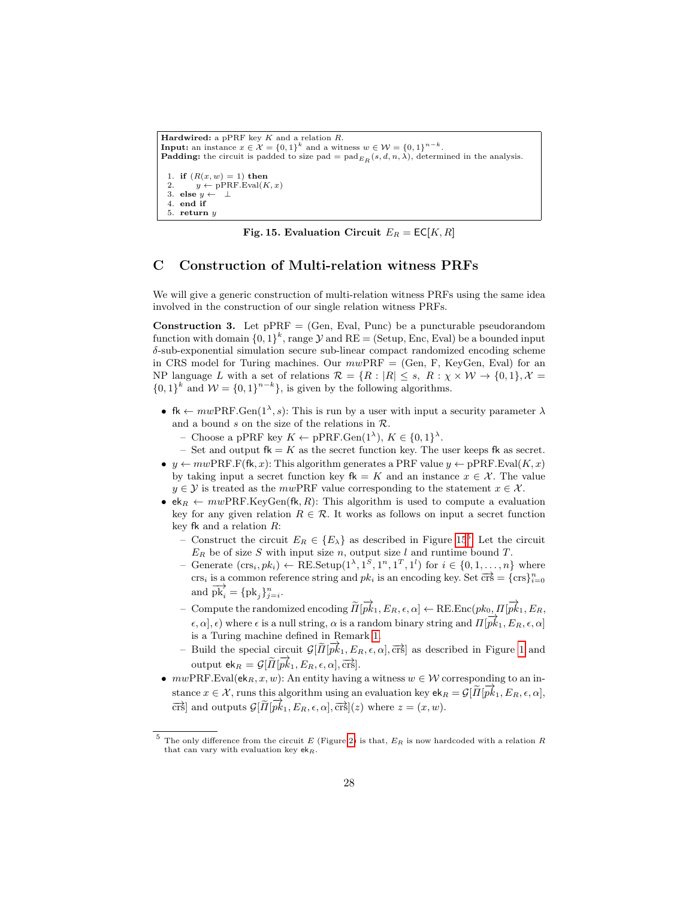```
Hardwired: a pPRF key K and a relation R.
Input: an instance x ∈ X = {0,1}^k and a witness w ∈ W = {0,1}^{n−k}.
Padding: the circuit is padded to size pad = pad_{E_R}(s, d, n, λ), determined in the analysis.

1. if (R(x, w) = 1) then
2.     y ← pPRF.Eval(K, x)
3. else y ← ⊥
4. end if
5. return y
```

**Fig. 15. Evaluation Circuit** $E_R = \mathsf{EC}[K, R]$

## C Construction of Multi-relation witness PRFs

We will give a generic construction of multi-relation witness PRFs using the same idea involved in the construction of our single relation witness PRFs.

**Construction 3.** Let pPRF = (Gen, Eval, Punc) be a puncturable pseudorandom function with domain $\{0,1\}^k$, range $\mathcal{Y}$ and RE = (Setup, Enc, Eval) be a bounded input $\delta$-sub-exponential simulation secure sub-linear compact randomized encoding scheme in CRS model for Turing machines. Our $mw$PRF = (Gen, F, KeyGen, Eval) for an NP language $L$ with a set of relations $\mathcal{R} = \{R : |R| \leq s,\ R : \chi \times \mathcal{W} \to \{0,1\}, \mathcal{X} = \{0,1\}^k$ and $\mathcal{W} = \{0,1\}^{n-k}\}$, is given by the following algorithms.

- $\mathsf{fk} \leftarrow mw\text{PRF.Gen}(1^\lambda, s)$: This is run by a user with input a security parameter $\lambda$ and a bound $s$ on the size of the relations in $\mathcal{R}$.
  - Choose a pPRF key $K \leftarrow \text{pPRF.Gen}(1^\lambda)$, $K \in \{0,1\}^\lambda$.
  - Set and output $\mathsf{fk} = K$ as the secret function key. The user keeps $\mathsf{fk}$ as secret.
- $y \leftarrow mw\text{PRF.F}(\mathsf{fk}, x)$: This algorithm generates a PRF value $y \leftarrow \text{pPRF.Eval}(K, x)$ by taking input a secret function key $\mathsf{fk} = K$ and an instance $x \in \mathcal{X}$. The value $y \in \mathcal{Y}$ is treated as the $mw$PRF value corresponding to the statement $x \in \mathcal{X}$.
- $\mathsf{ek}_R \leftarrow mw\text{PRF.KeyGen}(\mathsf{fk}, R)$: This algorithm is used to compute a evaluation key for any given relation $R \in \mathcal{R}$. It works as follows on input a secret function key $\mathsf{fk}$ and a relation $R$:
  - Construct the circuit $E_R \in \{E_\lambda\}$ as described in Figure 15[5]. Let the circuit $E_R$ be of size $S$ with input size $n$, output size $l$ and runtime bound $T$.
  - Generate $(\text{crs}_i, pk_i) \leftarrow \text{RE.Setup}(1^\lambda, 1^S, 1^n, 1^T, 1^l)$ for $i \in \{0, 1, \ldots, n\}$ where $\text{crs}_i$ is a common reference string and $pk_i$ is an encoding key. Set $\overrightarrow{\text{crs}} = \{\text{crs}\}_{i=0}^n$ and $\overrightarrow{\text{pk}_i} = \{\text{pk}_j\}_{j=i}^n$.
  - Compute the randomized encoding $\widetilde{\Pi}[\overrightarrow{pk}_1, E_R, \epsilon, \alpha] \leftarrow \text{RE.Enc}(pk_0, \Pi[\overrightarrow{pk}_1, E_R, \epsilon, \alpha], \epsilon)$ where $\epsilon$ is a null string, $\alpha$ is a random binary string and $\Pi[\overrightarrow{pk}_1, E_R, \epsilon, \alpha]$ is a Turing machine defined in Remark 1.
  - Build the special circuit $\mathcal{G}[\widetilde{\Pi}[\overrightarrow{pk}_1, E_R, \epsilon, \alpha], \overrightarrow{\text{crs}}]$ as described in Figure 1 and output $\mathsf{ek}_R = \mathcal{G}[\widetilde{\Pi}[\overrightarrow{pk}_1, E_R, \epsilon, \alpha], \overrightarrow{\text{crs}}]$.
- $mw\text{PRF.Eval}(\mathsf{ek}_R, x, w)$: An entity having a witness $w \in \mathcal{W}$ corresponding to an instance $x \in \mathcal{X}$, runs this algorithm using an evaluation key $\mathsf{ek}_R = \mathcal{G}[\widetilde{\Pi}[\overrightarrow{pk}_1, E_R, \epsilon, \alpha], \overrightarrow{\text{crs}}]$ and outputs $\mathcal{G}[\widetilde{\Pi}[\overrightarrow{pk}_1, E_R, \epsilon, \alpha], \overrightarrow{\text{crs}}](z)$ where $z = (x, w)$.

[5] The only difference from the circuit $E$ (Figure 2) is that, $E_R$ is now hardcoded with a relation $R$ that can vary with evaluation key $\mathsf{ek}_R$.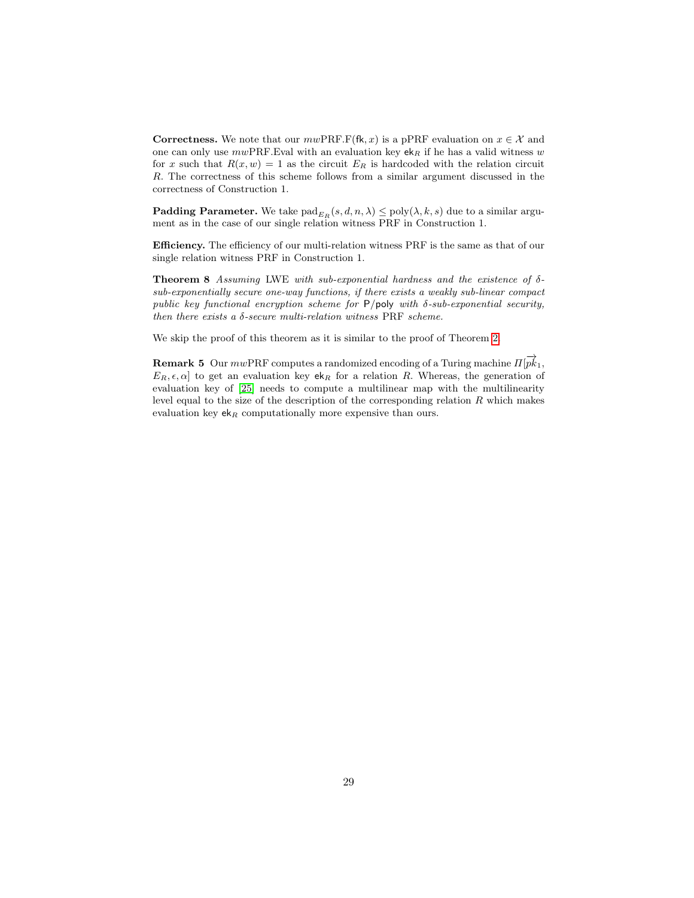**Correctness.** We note that our $mw$PRF.F($\mathsf{fk}, x$) is a pPRF evaluation on $x \in \mathcal{X}$ and one can only use $mw$PRF.Eval with an evaluation key $\mathsf{ek}_R$ if he has a valid witness $w$ for $x$ such that $R(x, w) = 1$ as the circuit $E_R$ is hardcoded with the relation circuit $R$. The correctness of this scheme follows from a similar argument discussed in the correctness of Construction 1.

**Padding Parameter.** We take $\mathrm{pad}_{E_R}(s, d, n, \lambda) \leq \mathrm{poly}(\lambda, k, s)$ due to a similar argument as in the case of our single relation witness PRF in Construction 1.

**Efficiency.** The efficiency of our multi-relation witness PRF is the same as that of our single relation witness PRF in Construction 1.

**Theorem 8** *Assuming* LWE *with sub-exponential hardness and the existence of $\delta$-sub-exponentially secure one-way functions, if there exists a weakly sub-linear compact public key functional encryption scheme for* $\mathsf{P/poly}$ *with $\delta$-sub-exponential security, then there exists a $\delta$-secure multi-relation witness* PRF *scheme.*

We skip the proof of this theorem as it is similar to the proof of Theorem 2.

**Remark 5** Our $mw$PRF computes a randomized encoding of a Turing machine $\Pi[\overrightarrow{pk}_1, E_R, \epsilon, \alpha]$ to get an evaluation key $\mathsf{ek}_R$ for a relation $R$. Whereas, the generation of evaluation key of [25] needs to compute a multilinear map with the multilinearity level equal to the size of the description of the corresponding relation $R$ which makes evaluation key $\mathsf{ek}_R$ computationally more expensive than ours.